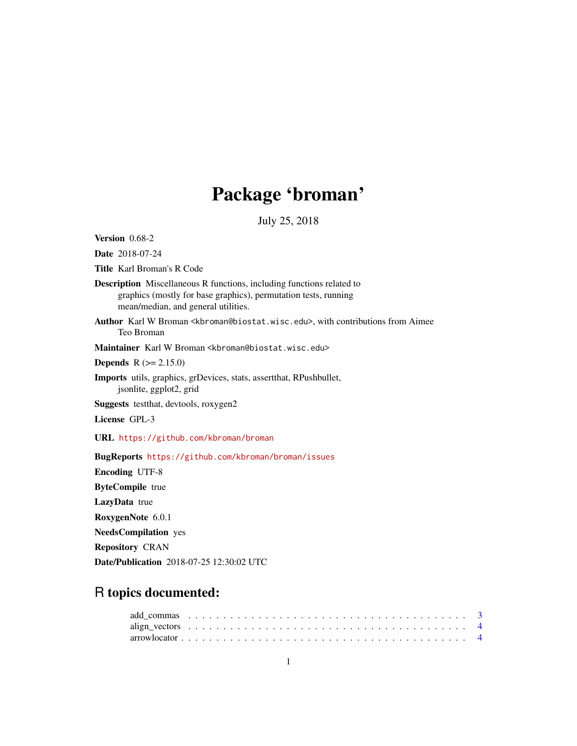# Package 'broman'

July 25, 2018

**Version** 0.68-2

**Date** 2018-07-24

**Title** Karl Broman's R Code

**Description** Miscellaneous R functions, including functions related to graphics (mostly for base graphics), permutation tests, running mean/median, and general utilities.

**Author** Karl W Broman <kbroman@biostat.wisc.edu>, with contributions from Aimee Teo Broman

**Maintainer** Karl W Broman <kbroman@biostat.wisc.edu>

**Depends** R (>= 2.15.0)

**Imports** utils, graphics, grDevices, stats, assertthat, RPushbullet, jsonlite, ggplot2, grid

**Suggests** testthat, devtools, roxygen2

**License** GPL-3

**URL** https://github.com/kbroman/broman

**BugReports** https://github.com/kbroman/broman/issues

**Encoding** UTF-8

**ByteCompile** true

**LazyData** true

**RoxygenNote** 6.0.1

**NeedsCompilation** yes

**Repository** CRAN

**Date/Publication** 2018-07-25 12:30:02 UTC

## R topics documented:

add_commas . . . . . . . . . . . . . . . . . . . . . . . . . . . . . . . . . . . . . . . 3
align_vectors . . . . . . . . . . . . . . . . . . . . . . . . . . . . . . . . . . . . . . . 4
arrowlocator . . . . . . . . . . . . . . . . . . . . . . . . . . . . . . . . . . . . . . . 4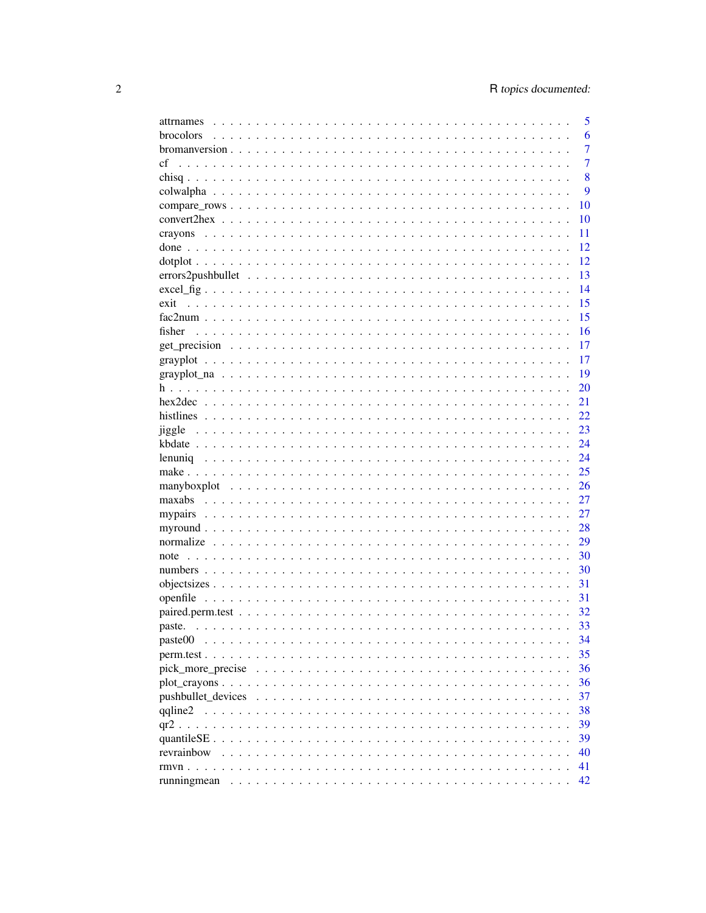| | |
|---|---|
| attrnames | 5 |
| brocolors | 6 |
| bromanversion | 7 |
| cf | 7 |
| chisq | 8 |
| colwalpha | 9 |
| compare_rows | 10 |
| convert2hex | 10 |
| crayons | 11 |
| done | 12 |
| dotplot | 12 |
| errors2pushbullet | 13 |
| excel_fig | 14 |
| exit | 15 |
| fac2num | 15 |
| fisher | 16 |
| get_precision | 17 |
| grayplot | 17 |
| grayplot_na | 19 |
| h | 20 |
| hex2dec | 21 |
| histlines | 22 |
| jiggle | 23 |
| kbdate | 24 |
| lenuniq | 24 |
| make | 25 |
| manyboxplot | 26 |
| maxabs | 27 |
| mypairs | 27 |
| myround | 28 |
| normalize | 29 |
| note | 30 |
| numbers | 30 |
| objectsizes | 31 |
| openfile | 31 |
| paired.perm.test | 32 |
| paste. | 33 |
| paste00 | 34 |
| perm.test | 35 |
| pick_more_precise | 36 |
| plot_crayons | 36 |
| pushbullet_devices | 37 |
| qqline2 | 38 |
| qr2 | 39 |
| quantileSE | 39 |
| revrainbow | 40 |
| rmvn | 41 |
| runningmean | 42 |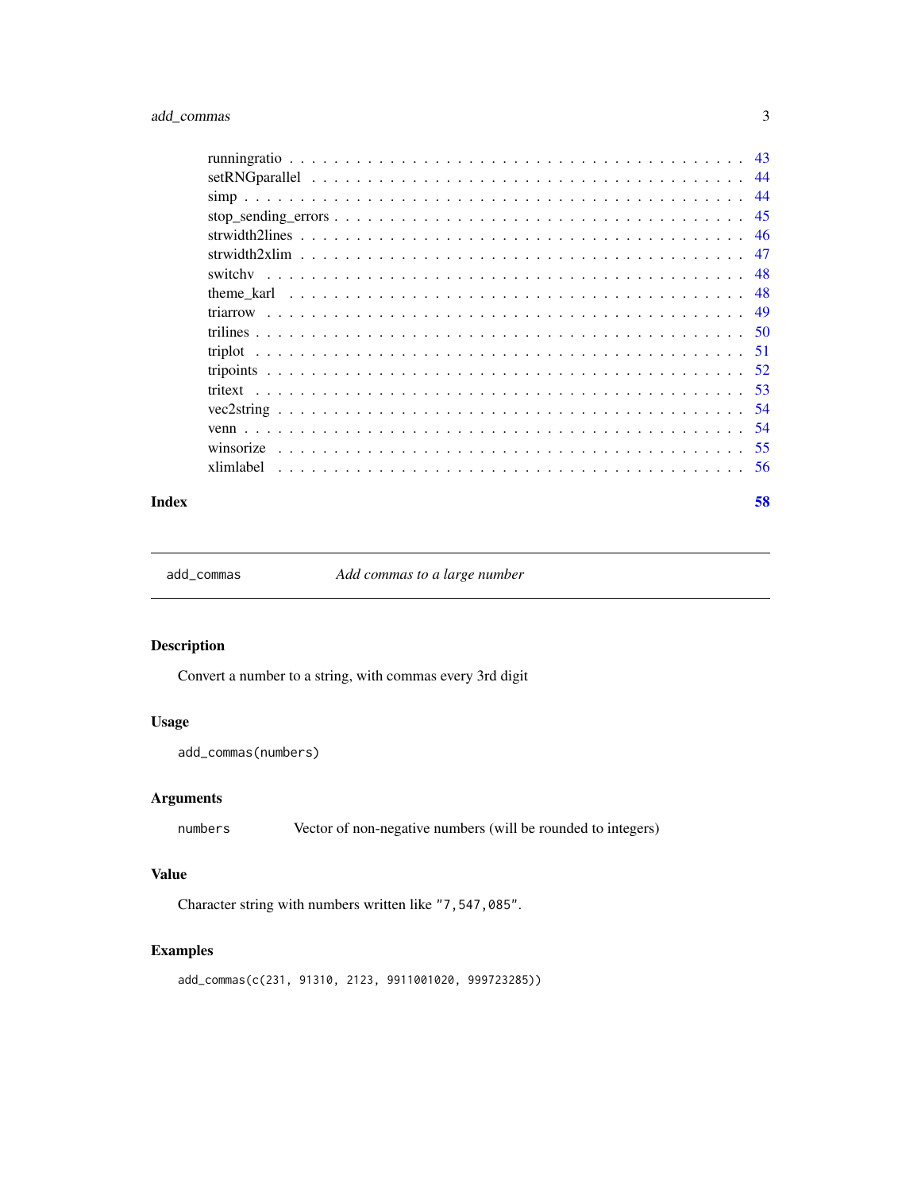| | |
|---|---|
| runningratio | 43 |
| setRNGparallel | 44 |
| simp | 44 |
| stop_sending_errors | 45 |
| strwidth2lines | 46 |
| strwidth2xlim | 47 |
| switchv | 48 |
| theme_karl | 48 |
| triarrow | 49 |
| trilines | 50 |
| triplot | 51 |
| tripoints | 52 |
| tritext | 53 |
| vec2string | 54 |
| venn | 54 |
| winsorize | 55 |
| xlimlabel | 56 |

**Index** **58**

---

`add_commas` *Add commas to a large number*

---

## Description

Convert a number to a string, with commas every 3rd digit

## Usage

```
add_commas(numbers)
```

## Arguments

`numbers` Vector of non-negative numbers (will be rounded to integers)

## Value

Character string with numbers written like `"7,547,085"`.

## Examples

```
add_commas(c(231, 91310, 2123, 9911001020, 999723285))
```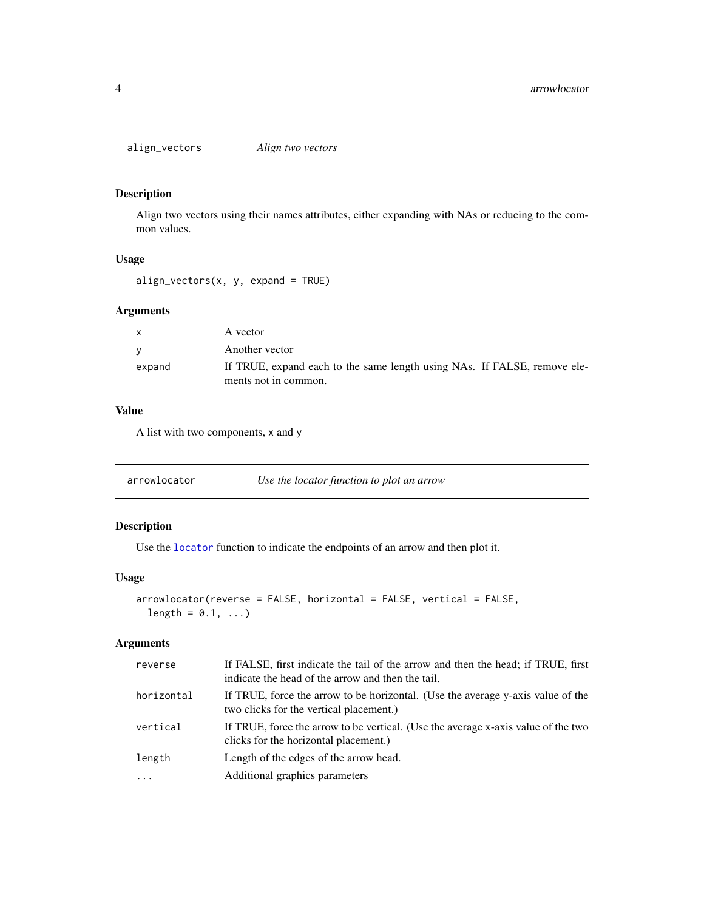## align_vectors — *Align two vectors*

### Description

Align two vectors using their names attributes, either expanding with NAs or reducing to the common values.

### Usage

```
align_vectors(x, y, expand = TRUE)
```

### Arguments

| | |
|---|---|
| `x` | A vector |
| `y` | Another vector |
| `expand` | If TRUE, expand each to the same length using NAs. If FALSE, remove elements not in common. |

### Value

A list with two components, `x` and `y`

## arrowlocator — *Use the locator function to plot an arrow*

### Description

Use the `locator` function to indicate the endpoints of an arrow and then plot it.

### Usage

```
arrowlocator(reverse = FALSE, horizontal = FALSE, vertical = FALSE,
  length = 0.1, ...)
```

### Arguments

| | |
|---|---|
| `reverse` | If FALSE, first indicate the tail of the arrow and then the head; if TRUE, first indicate the head of the arrow and then the tail. |
| `horizontal` | If TRUE, force the arrow to be horizontal. (Use the average y-axis value of the two clicks for the vertical placement.) |
| `vertical` | If TRUE, force the arrow to be vertical. (Use the average x-axis value of the two clicks for the horizontal placement.) |
| `length` | Length of the edges of the arrow head. |
| `...` | Additional graphics parameters |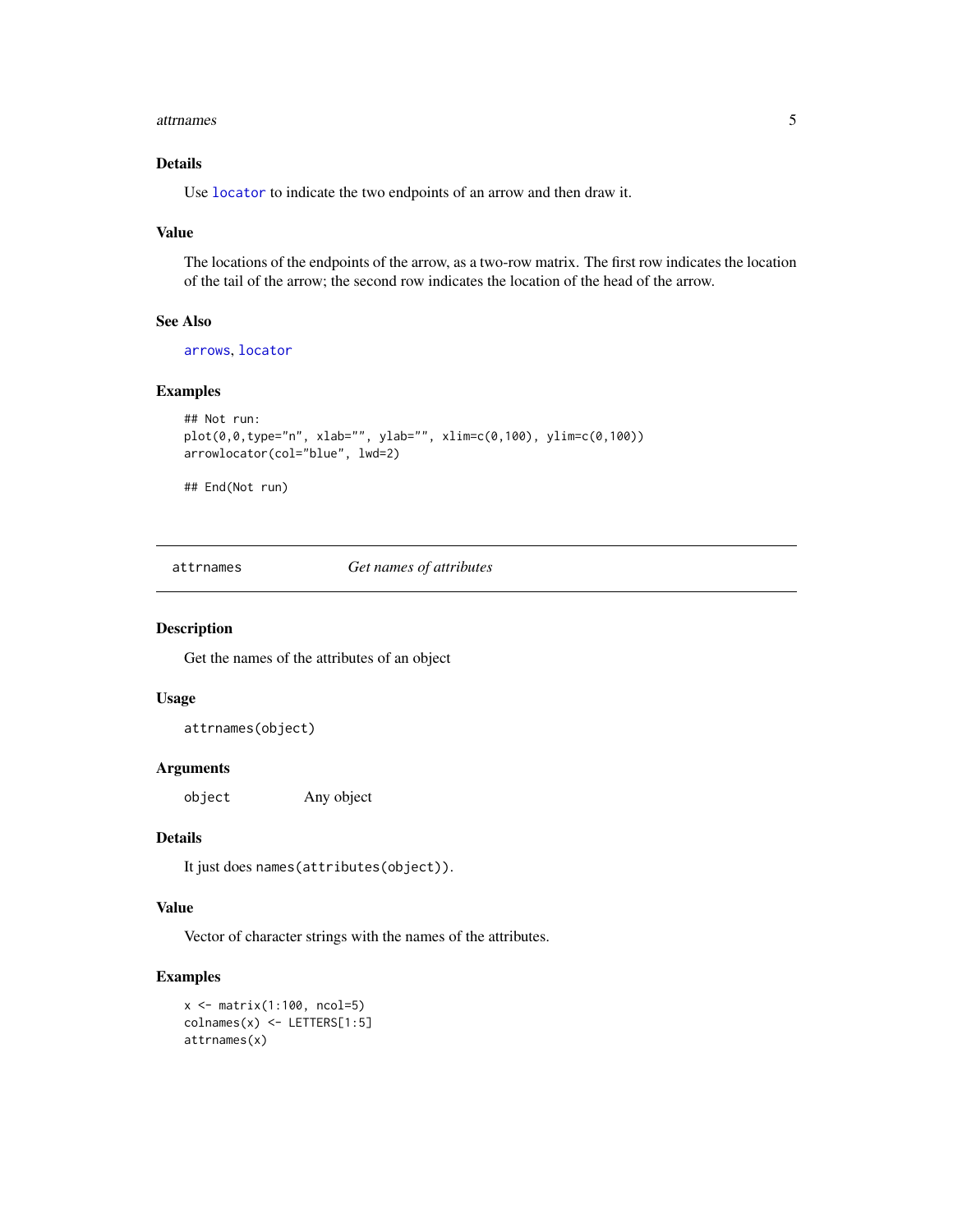### Details

Use `locator` to indicate the two endpoints of an arrow and then draw it.

### Value

The locations of the endpoints of the arrow, as a two-row matrix. The first row indicates the location of the tail of the arrow; the second row indicates the location of the head of the arrow.

### See Also

`arrows`, `locator`

### Examples

```
## Not run:
plot(0,0,type="n", xlab="", ylab="", xlim=c(0,100), ylim=c(0,100))
arrowlocator(col="blue", lwd=2)

## End(Not run)
```

---

## attrnames *Get names of attributes*

### Description

Get the names of the attributes of an object

### Usage

```
attrnames(object)
```

### Arguments

| | |
|---|---|
| `object` | Any object |

### Details

It just does `names(attributes(object))`.

### Value

Vector of character strings with the names of the attributes.

### Examples

```
x <- matrix(1:100, ncol=5)
colnames(x) <- LETTERS[1:5]
attrnames(x)
```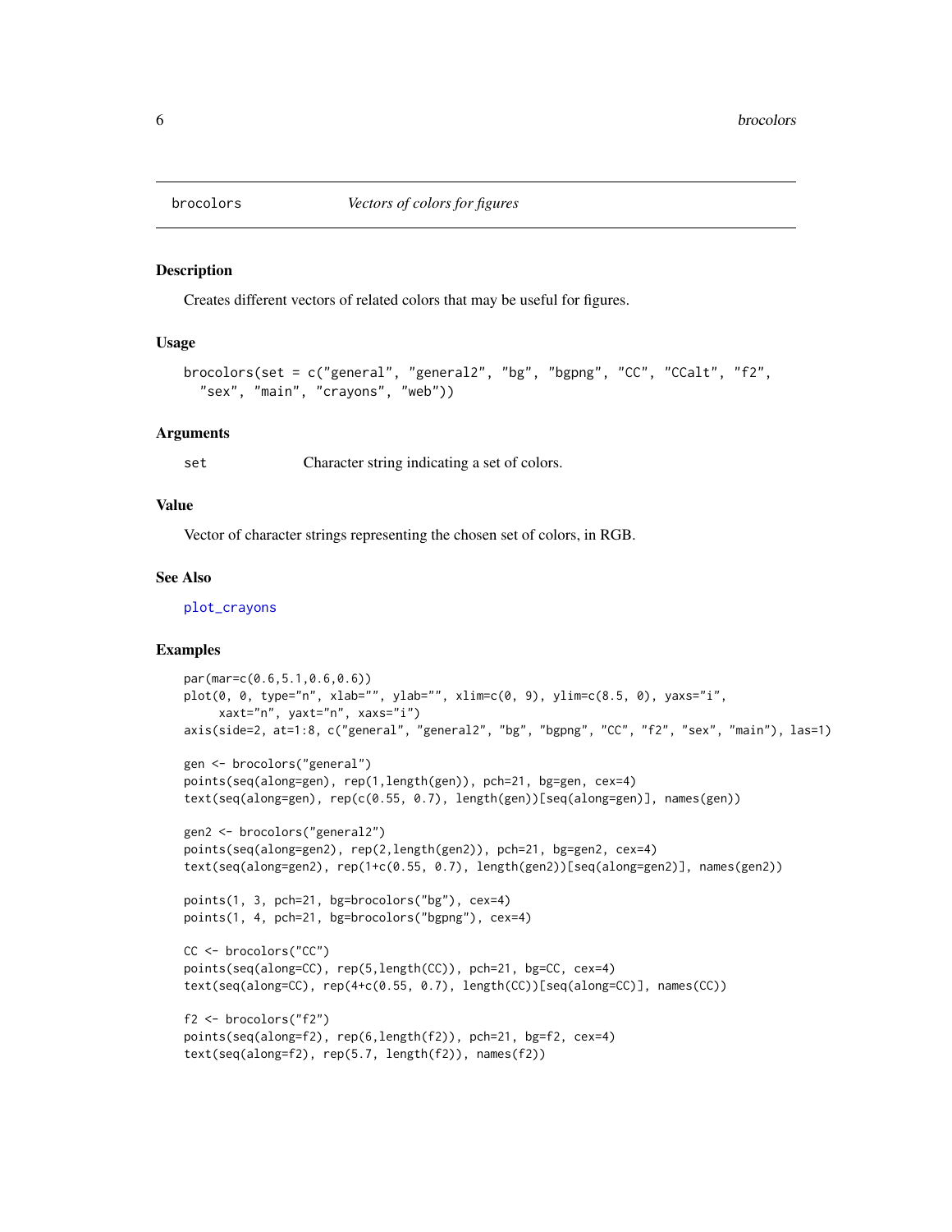# brocolors — *Vectors of colors for figures*

## Description

Creates different vectors of related colors that may be useful for figures.

## Usage

```
brocolors(set = c("general", "general2", "bg", "bgpng", "CC", "CCalt", "f2",
  "sex", "main", "crayons", "web"))
```

## Arguments

| | |
|---|---|
| set | Character string indicating a set of colors. |

## Value

Vector of character strings representing the chosen set of colors, in RGB.

## See Also

plot_crayons

## Examples

```
par(mar=c(0.6,5.1,0.6,0.6))
plot(0, 0, type="n", xlab="", ylab="", xlim=c(0, 9), ylim=c(8.5, 0), yaxs="i",
     xaxt="n", yaxt="n", xaxs="i")
axis(side=2, at=1:8, c("general", "general2", "bg", "bgpng", "CC", "f2", "sex", "main"), las=1)

gen <- brocolors("general")
points(seq(along=gen), rep(1,length(gen)), pch=21, bg=gen, cex=4)
text(seq(along=gen), rep(c(0.55, 0.7), length(gen))[seq(along=gen)], names(gen))

gen2 <- brocolors("general2")
points(seq(along=gen2), rep(2,length(gen2)), pch=21, bg=gen2, cex=4)
text(seq(along=gen2), rep(1+c(0.55, 0.7), length(gen2))[seq(along=gen2)], names(gen2))

points(1, 3, pch=21, bg=brocolors("bg"), cex=4)
points(1, 4, pch=21, bg=brocolors("bgpng"), cex=4)

CC <- brocolors("CC")
points(seq(along=CC), rep(5,length(CC)), pch=21, bg=CC, cex=4)
text(seq(along=CC), rep(4+c(0.55, 0.7), length(CC))[seq(along=CC)], names(CC))

f2 <- brocolors("f2")
points(seq(along=f2), rep(6,length(f2)), pch=21, bg=f2, cex=4)
text(seq(along=f2), rep(5.7, length(f2)), names(f2))
```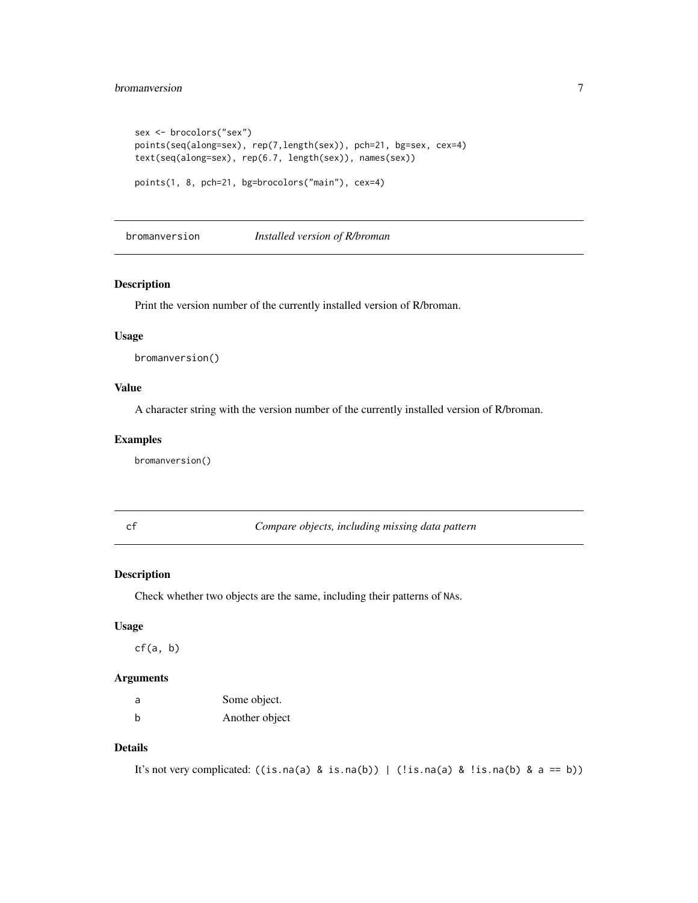```
sex <- brocolors("sex")
points(seq(along=sex), rep(7,length(sex)), pch=21, bg=sex, cex=4)
text(seq(along=sex), rep(6.7, length(sex)), names(sex))

points(1, 8, pch=21, bg=brocolors("main"), cex=4)
```

## bromanversion — *Installed version of R/broman*

### Description

Print the version number of the currently installed version of R/broman.

### Usage

```
bromanversion()
```

### Value

A character string with the version number of the currently installed version of R/broman.

### Examples

```
bromanversion()
```

## cf — *Compare objects, including missing data pattern*

### Description

Check whether two objects are the same, including their patterns of `NA`s.

### Usage

```
cf(a, b)
```

### Arguments

| | |
|---|---|
| a | Some object. |
| b | Another object |

### Details

It's not very complicated: `((is.na(a) & is.na(b)) | (!is.na(a) & !is.na(b) & a == b))`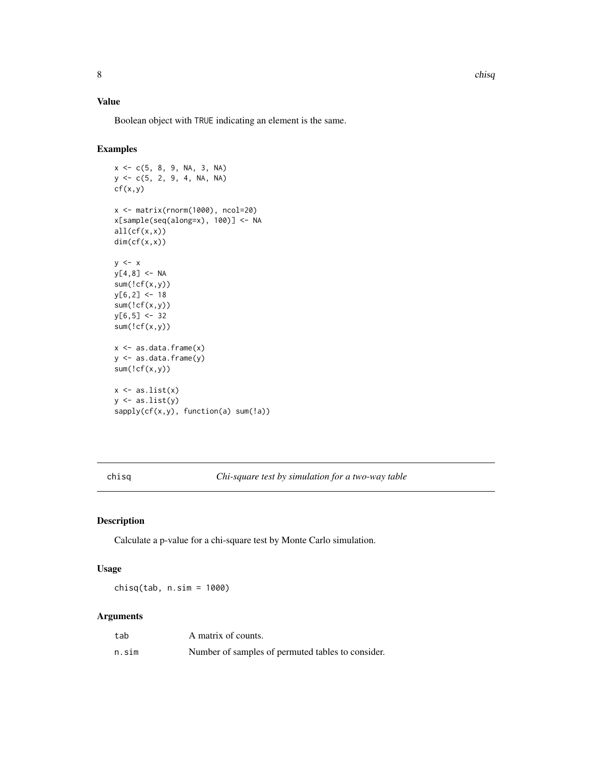### Value

Boolean object with TRUE indicating an element is the same.

### Examples

```
x <- c(5, 8, 9, NA, 3, NA)
y <- c(5, 2, 9, 4, NA, NA)
cf(x,y)

x <- matrix(rnorm(1000), ncol=20)
x[sample(seq(along=x), 100)] <- NA
all(cf(x,x))
dim(cf(x,x))

y <- x
y[4,8] <- NA
sum(!cf(x,y))
y[6,2] <- 18
sum(!cf(x,y))
y[6,5] <- 32
sum(!cf(x,y))

x <- as.data.frame(x)
y <- as.data.frame(y)
sum(!cf(x,y))

x <- as.list(x)
y <- as.list(y)
sapply(cf(x,y), function(a) sum(!a))
```

---

## chisq — *Chi-square test by simulation for a two-way table*

### Description

Calculate a p-value for a chi-square test by Monte Carlo simulation.

### Usage

```
chisq(tab, n.sim = 1000)
```

### Arguments

| | |
|---|---|
| tab | A matrix of counts. |
| n.sim | Number of samples of permuted tables to consider. |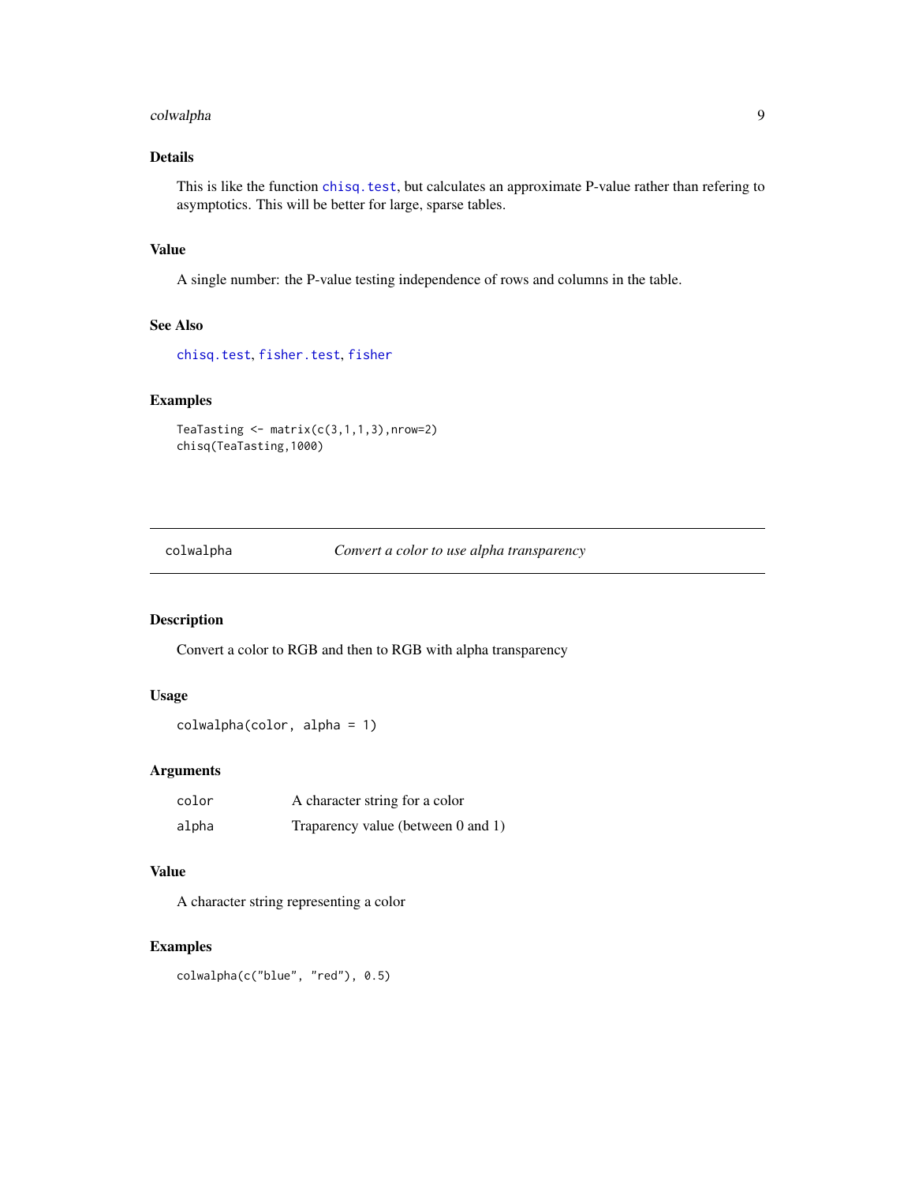### Details

This is like the function `chisq.test`, but calculates an approximate P-value rather than refering to asymptotics. This will be better for large, sparse tables.

### Value

A single number: the P-value testing independence of rows and columns in the table.

### See Also

`chisq.test`, `fisher.test`, `fisher`

### Examples

```
TeaTasting <- matrix(c(3,1,1,3),nrow=2)
chisq(TeaTasting,1000)
```

---

## colwalpha — *Convert a color to use alpha transparency*

---

### Description

Convert a color to RGB and then to RGB with alpha transparency

### Usage

```
colwalpha(color, alpha = 1)
```

### Arguments

| | |
|---|---|
| `color` | A character string for a color |
| `alpha` | Traparency value (between 0 and 1) |

### Value

A character string representing a color

### Examples

```
colwalpha(c("blue", "red"), 0.5)
```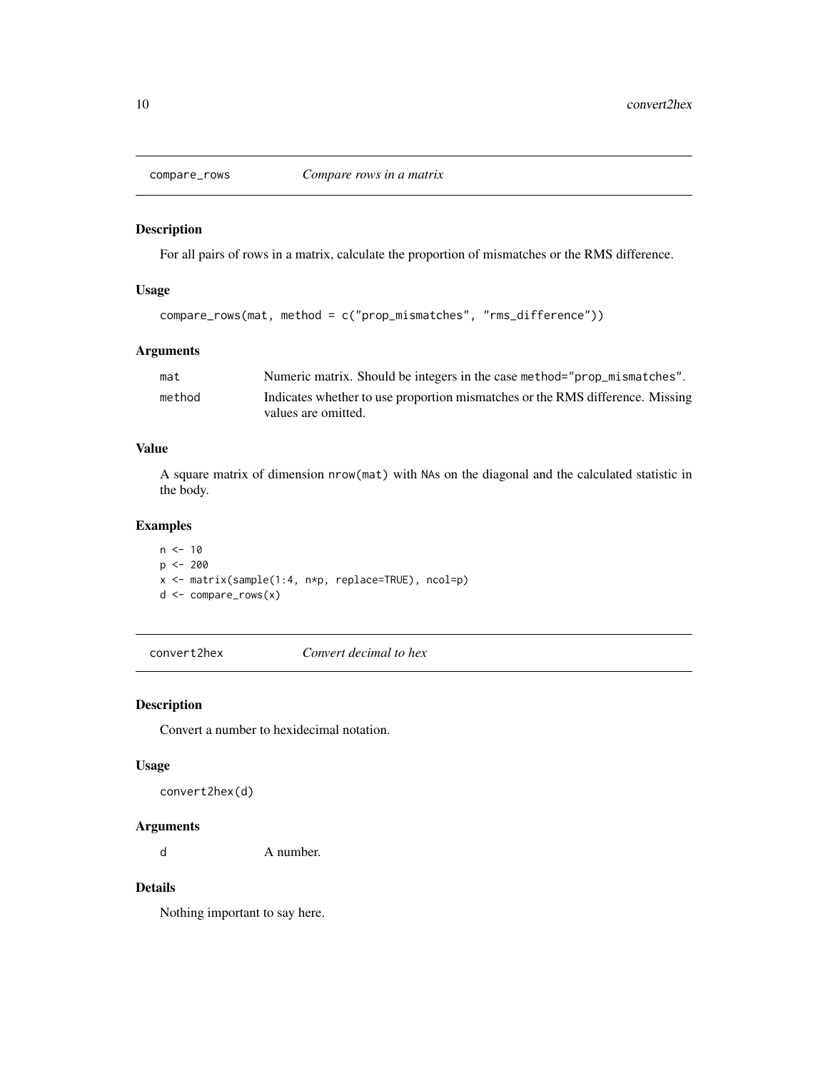## compare_rows — *Compare rows in a matrix*

### Description

For all pairs of rows in a matrix, calculate the proportion of mismatches or the RMS difference.

### Usage

```
compare_rows(mat, method = c("prop_mismatches", "rms_difference"))
```

### Arguments

| | |
|---|---|
| mat | Numeric matrix. Should be integers in the case `method="prop_mismatches"`. |
| method | Indicates whether to use proportion mismatches or the RMS difference. Missing values are omitted. |

### Value

A square matrix of dimension `nrow(mat)` with `NA`s on the diagonal and the calculated statistic in the body.

### Examples

```
n <- 10
p <- 200
x <- matrix(sample(1:4, n*p, replace=TRUE), ncol=p)
d <- compare_rows(x)
```

## convert2hex — *Convert decimal to hex*

### Description

Convert a number to hexidecimal notation.

### Usage

```
convert2hex(d)
```

### Arguments

| | |
|---|---|
| d | A number. |

### Details

Nothing important to say here.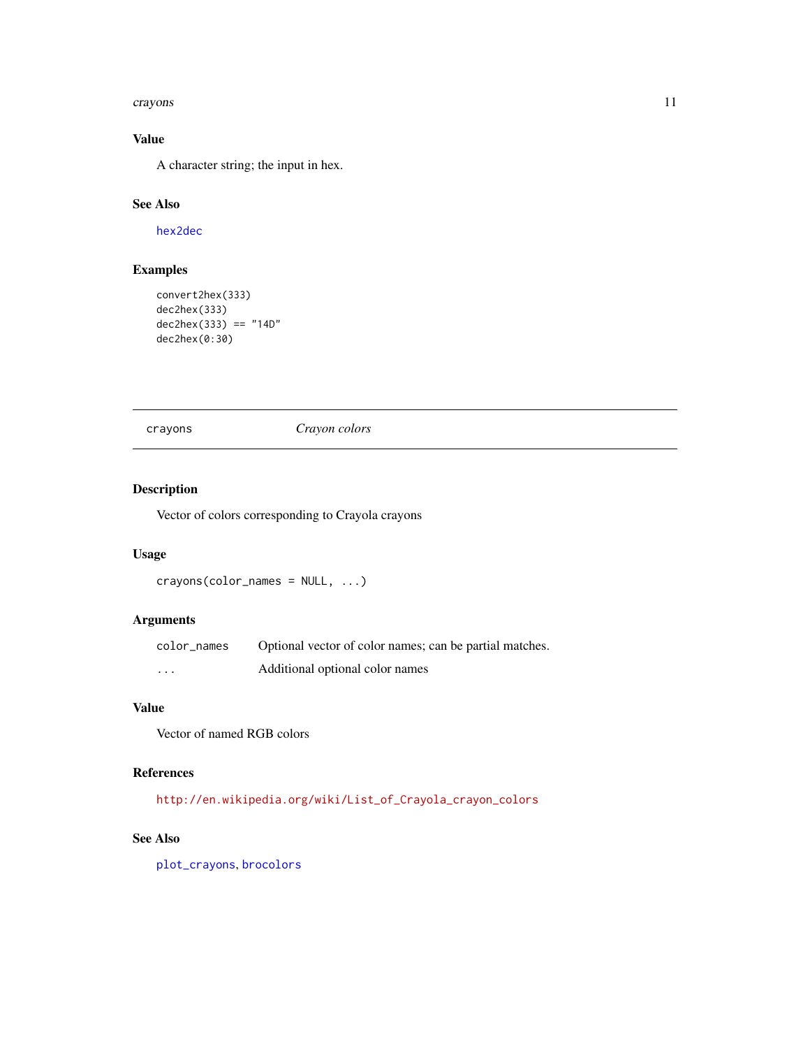### Value

A character string; the input in hex.

### See Also

`hex2dec`

### Examples

```
convert2hex(333)
dec2hex(333)
dec2hex(333) == "14D"
dec2hex(0:30)
```

---

## crayons — *Crayon colors*

---

### Description

Vector of colors corresponding to Crayola crayons

### Usage

```
crayons(color_names = NULL, ...)
```

### Arguments

| | |
|---|---|
| `color_names` | Optional vector of color names; can be partial matches. |
| `...` | Additional optional color names |

### Value

Vector of named RGB colors

### References

http://en.wikipedia.org/wiki/List_of_Crayola_crayon_colors

### See Also

`plot_crayons`, `brocolors`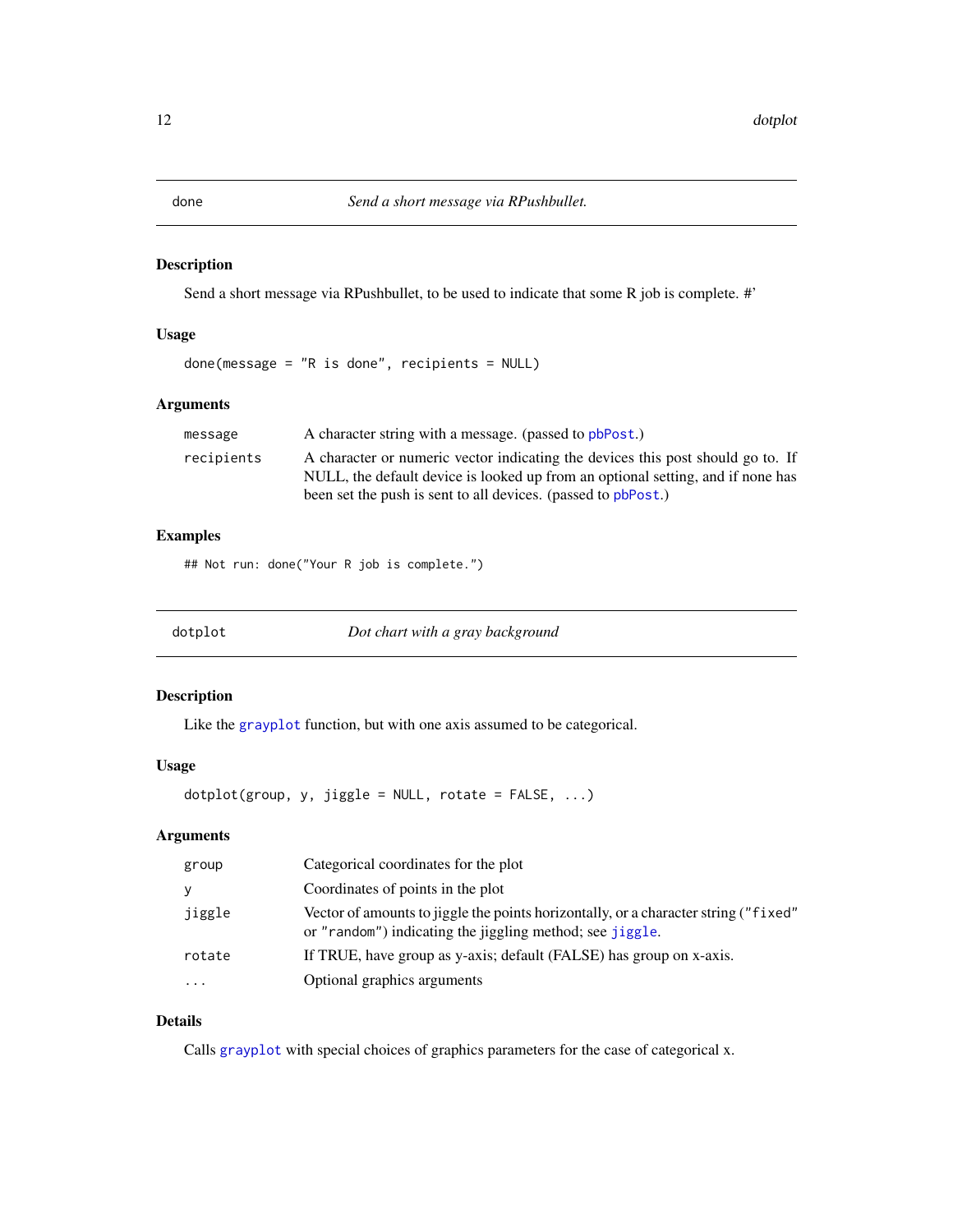## done — *Send a short message via RPushbullet.*

### Description

Send a short message via RPushbullet, to be used to indicate that some R job is complete. #'

### Usage

```
done(message = "R is done", recipients = NULL)
```

### Arguments

| | |
|---|---|
| `message` | A character string with a message. (passed to `pbPost`.) |
| `recipients` | A character or numeric vector indicating the devices this post should go to. If NULL, the default device is looked up from an optional setting, and if none has been set the push is sent to all devices. (passed to `pbPost`.) |

### Examples

```
## Not run: done("Your R job is complete.")
```

## dotplot — *Dot chart with a gray background*

### Description

Like the `grayplot` function, but with one axis assumed to be categorical.

### Usage

```
dotplot(group, y, jiggle = NULL, rotate = FALSE, ...)
```

### Arguments

| | |
|---|---|
| `group` | Categorical coordinates for the plot |
| `y` | Coordinates of points in the plot |
| `jiggle` | Vector of amounts to jiggle the points horizontally, or a character string (`"fixed"` or `"random"`) indicating the jiggling method; see `jiggle`. |
| `rotate` | If TRUE, have group as y-axis; default (FALSE) has group on x-axis. |
| `...` | Optional graphics arguments |

### Details

Calls `grayplot` with special choices of graphics parameters for the case of categorical x.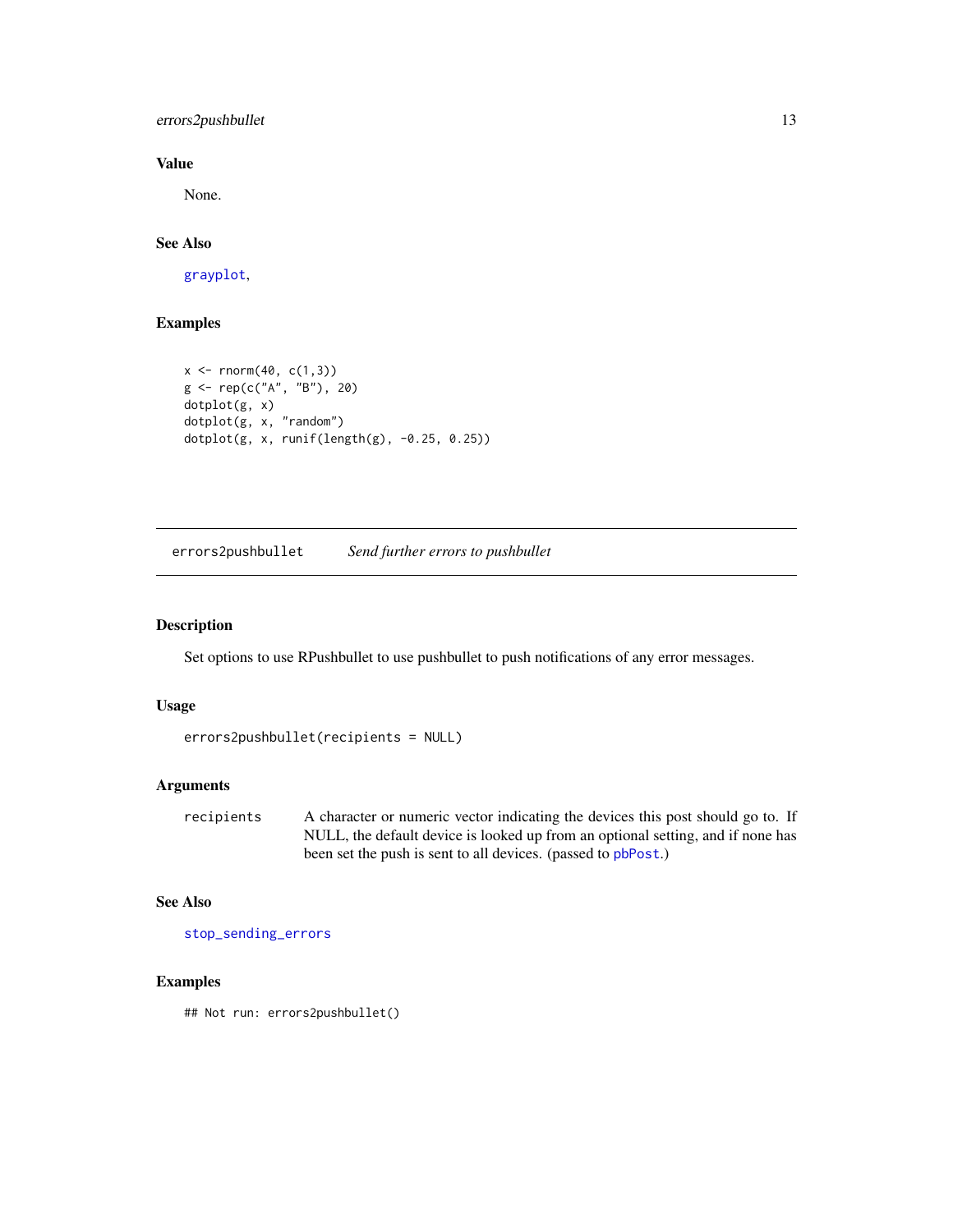## Value

None.

## See Also

grayplot,

## Examples

```
x <- rnorm(40, c(1,3))
g <- rep(c("A", "B"), 20)
dotplot(g, x)
dotplot(g, x, "random")
dotplot(g, x, runif(length(g), -0.25, 0.25))
```

---

# errors2pushbullet *Send further errors to pushbullet*

## Description

Set options to use RPushbullet to use pushbullet to push notifications of any error messages.

## Usage

```
errors2pushbullet(recipients = NULL)
```

## Arguments

| | |
|---|---|
| recipients | A character or numeric vector indicating the devices this post should go to. If NULL, the default device is looked up from an optional setting, and if none has been set the push is sent to all devices. (passed to pbPost.) |

## See Also

stop_sending_errors

## Examples

```
## Not run: errors2pushbullet()
```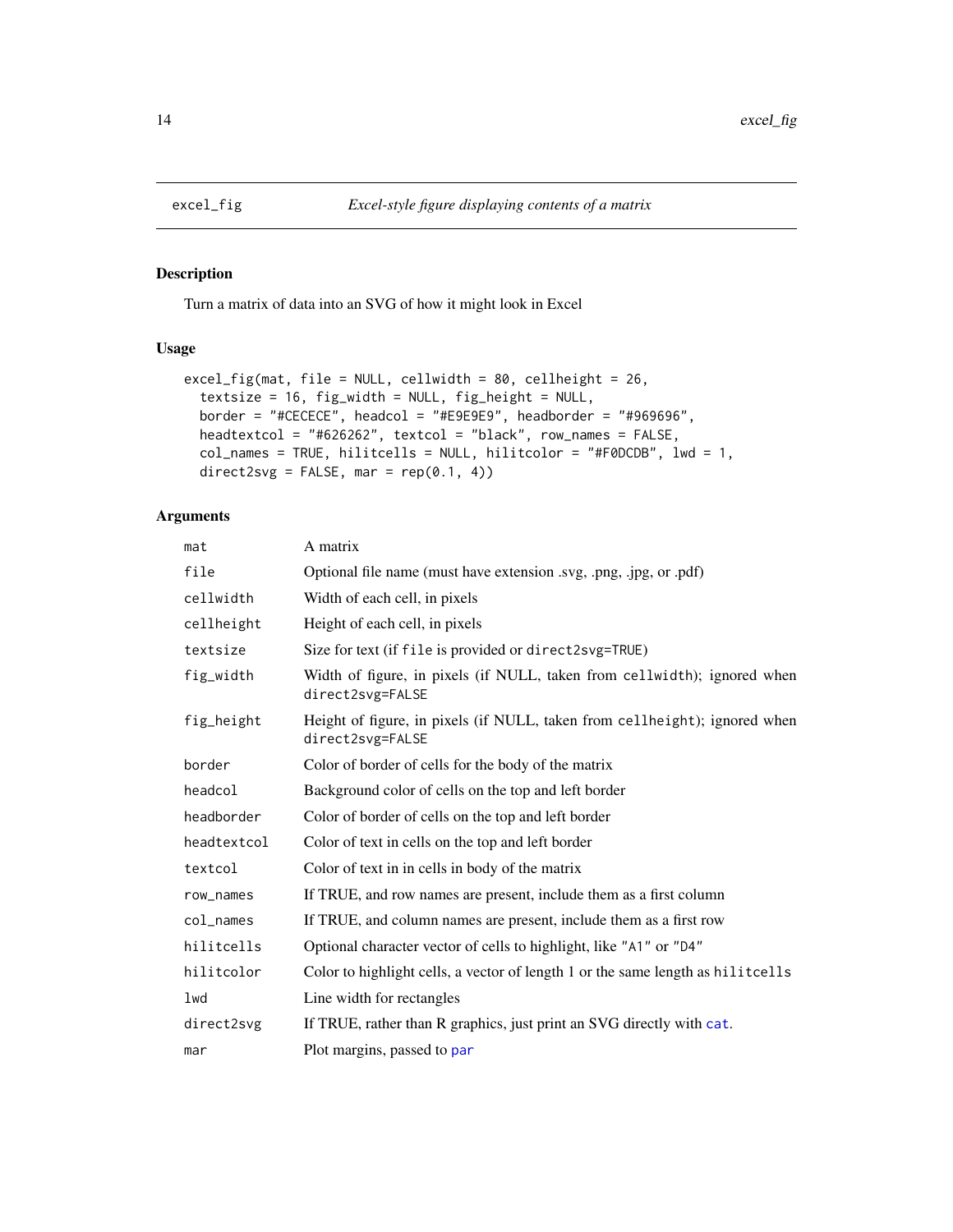# excel_fig — *Excel-style figure displaying contents of a matrix*

## Description

Turn a matrix of data into an SVG of how it might look in Excel

## Usage

```
excel_fig(mat, file = NULL, cellwidth = 80, cellheight = 26,
  textsize = 16, fig_width = NULL, fig_height = NULL,
  border = "#CECECE", headcol = "#E9E9E9", headborder = "#969696",
  headtextcol = "#626262", textcol = "black", row_names = FALSE,
  col_names = TRUE, hilitcells = NULL, hilitcolor = "#F0DCDB", lwd = 1,
  direct2svg = FALSE, mar = rep(0.1, 4))
```

## Arguments

| | |
|---|---|
| `mat` | A matrix |
| `file` | Optional file name (must have extension .svg, .png, .jpg, or .pdf) |
| `cellwidth` | Width of each cell, in pixels |
| `cellheight` | Height of each cell, in pixels |
| `textsize` | Size for text (if `file` is provided or `direct2svg=TRUE`) |
| `fig_width` | Width of figure, in pixels (if NULL, taken from `cellwidth`); ignored when `direct2svg=FALSE` |
| `fig_height` | Height of figure, in pixels (if NULL, taken from `cellheight`); ignored when `direct2svg=FALSE` |
| `border` | Color of border of cells for the body of the matrix |
| `headcol` | Background color of cells on the top and left border |
| `headborder` | Color of border of cells on the top and left border |
| `headtextcol` | Color of text in cells on the top and left border |
| `textcol` | Color of text in in cells in body of the matrix |
| `row_names` | If TRUE, and row names are present, include them as a first column |
| `col_names` | If TRUE, and column names are present, include them as a first row |
| `hilitcells` | Optional character vector of cells to highlight, like `"A1"` or `"D4"` |
| `hilitcolor` | Color to highlight cells, a vector of length 1 or the same length as `hilitcells` |
| `lwd` | Line width for rectangles |
| `direct2svg` | If TRUE, rather than R graphics, just print an SVG directly with `cat`. |
| `mar` | Plot margins, passed to `par` |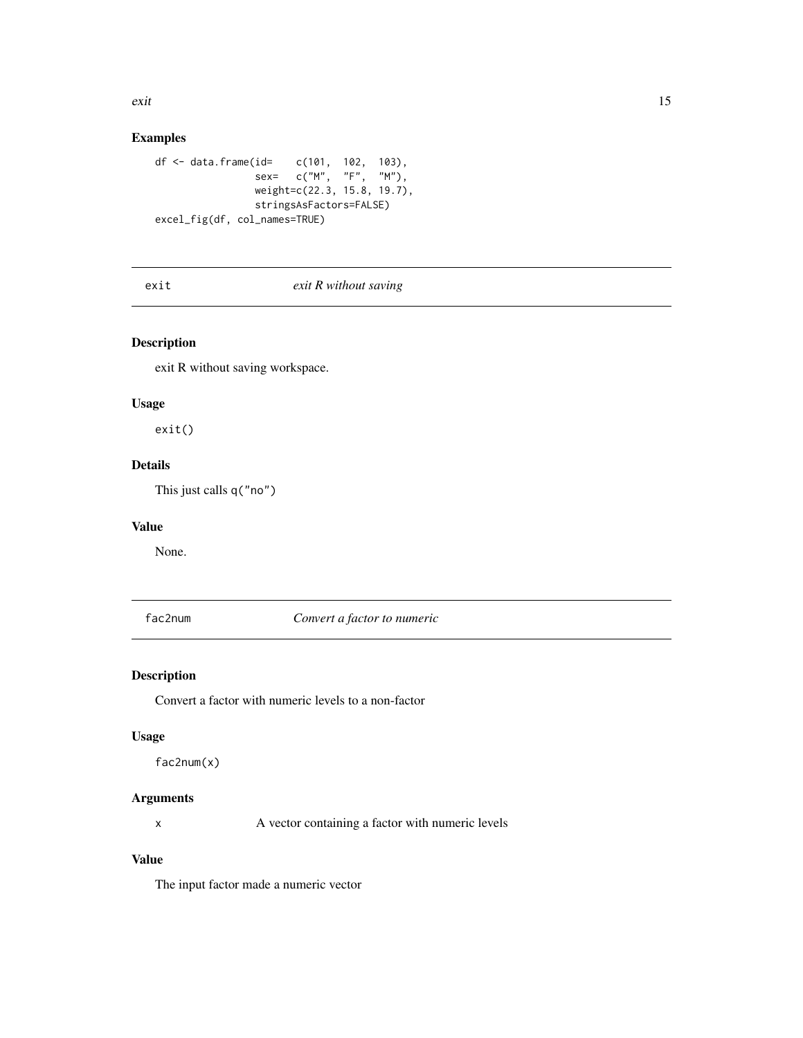### Examples

```
df <- data.frame(id=    c(101,  102,  103),
                 sex=   c("M",  "F",  "M"),
                 weight=c(22.3, 15.8, 19.7),
                 stringsAsFactors=FALSE)
excel_fig(df, col_names=TRUE)
```

---

## exit *exit R without saving*

### Description

exit R without saving workspace.

### Usage

```
exit()
```

### Details

This just calls `q("no")`

### Value

None.

---

## fac2num *Convert a factor to numeric*

### Description

Convert a factor with numeric levels to a non-factor

### Usage

```
fac2num(x)
```

### Arguments

| | |
|---|---|
| x | A vector containing a factor with numeric levels |

### Value

The input factor made a numeric vector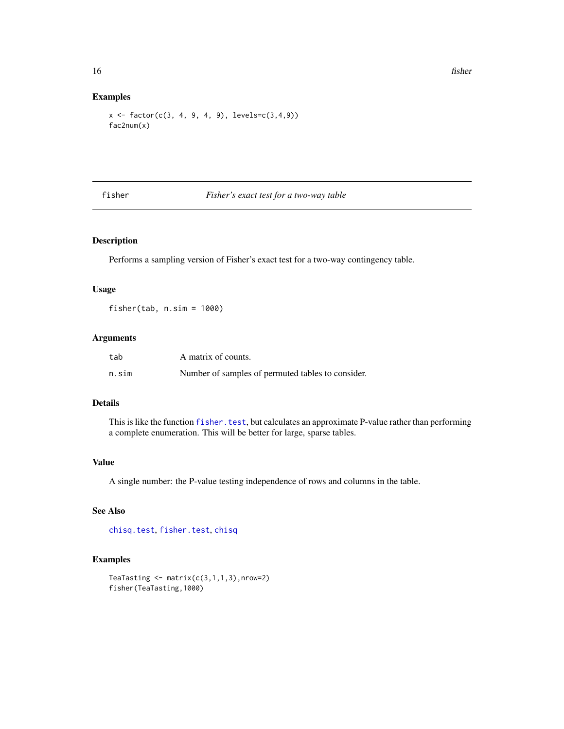## Examples

```
x <- factor(c(3, 4, 9, 4, 9), levels=c(3,4,9))
fac2num(x)
```

---

# fisher — *Fisher's exact test for a two-way table*

## Description

Performs a sampling version of Fisher's exact test for a two-way contingency table.

## Usage

```
fisher(tab, n.sim = 1000)
```

## Arguments

| | |
|---|---|
| tab | A matrix of counts. |
| n.sim | Number of samples of permuted tables to consider. |

## Details

This is like the function `fisher.test`, but calculates an approximate P-value rather than performing a complete enumeration. This will be better for large, sparse tables.

## Value

A single number: the P-value testing independence of rows and columns in the table.

## See Also

`chisq.test`, `fisher.test`, `chisq`

## Examples

```
TeaTasting <- matrix(c(3,1,1,3),nrow=2)
fisher(TeaTasting,1000)
```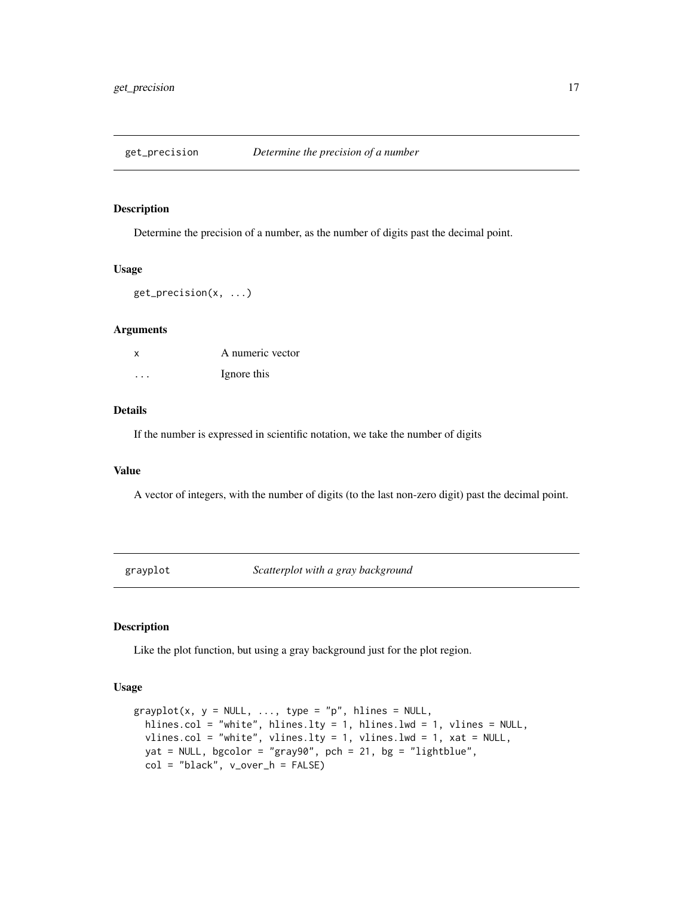## get_precision *Determine the precision of a number*

### Description

Determine the precision of a number, as the number of digits past the decimal point.

### Usage

```
get_precision(x, ...)
```

### Arguments

| | |
|---|---|
| x | A numeric vector |
| ... | Ignore this |

### Details

If the number is expressed in scientific notation, we take the number of digits

### Value

A vector of integers, with the number of digits (to the last non-zero digit) past the decimal point.

## grayplot *Scatterplot with a gray background*

### Description

Like the plot function, but using a gray background just for the plot region.

### Usage

```
grayplot(x, y = NULL, ..., type = "p", hlines = NULL,
  hlines.col = "white", hlines.lty = 1, hlines.lwd = 1, vlines = NULL,
  vlines.col = "white", vlines.lty = 1, vlines.lwd = 1, xat = NULL,
  yat = NULL, bgcolor = "gray90", pch = 21, bg = "lightblue",
  col = "black", v_over_h = FALSE)
```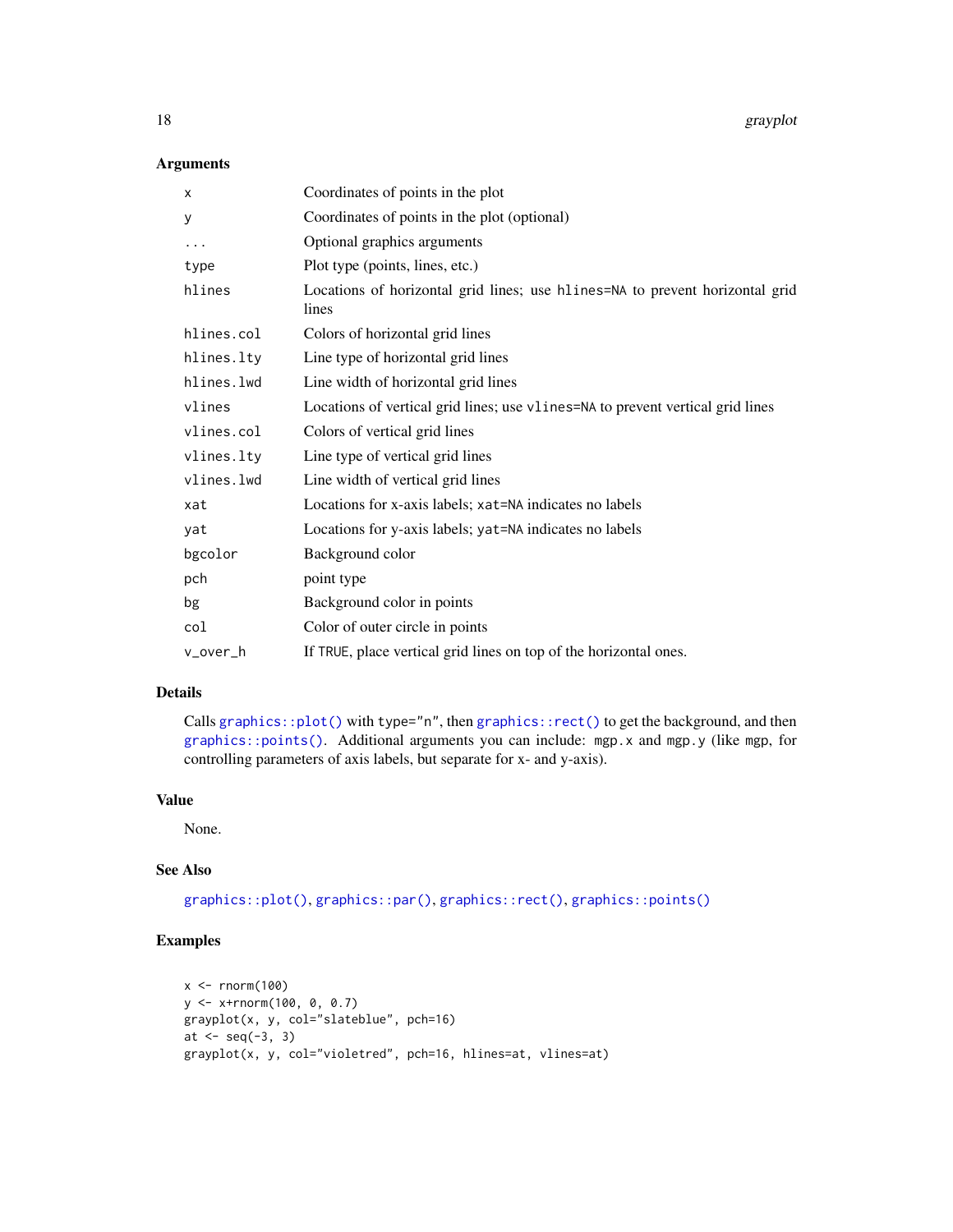## Arguments

| | |
|---|---|
| `x` | Coordinates of points in the plot |
| `y` | Coordinates of points in the plot (optional) |
| `...` | Optional graphics arguments |
| `type` | Plot type (points, lines, etc.) |
| `hlines` | Locations of horizontal grid lines; use `hlines=NA` to prevent horizontal grid lines |
| `hlines.col` | Colors of horizontal grid lines |
| `hlines.lty` | Line type of horizontal grid lines |
| `hlines.lwd` | Line width of horizontal grid lines |
| `vlines` | Locations of vertical grid lines; use `vlines=NA` to prevent vertical grid lines |
| `vlines.col` | Colors of vertical grid lines |
| `vlines.lty` | Line type of vertical grid lines |
| `vlines.lwd` | Line width of vertical grid lines |
| `xat` | Locations for x-axis labels; `xat=NA` indicates no labels |
| `yat` | Locations for y-axis labels; `yat=NA` indicates no labels |
| `bgcolor` | Background color |
| `pch` | point type |
| `bg` | Background color in points |
| `col` | Color of outer circle in points |
| `v_over_h` | If `TRUE`, place vertical grid lines on top of the horizontal ones. |

## Details

Calls `graphics::plot()` with `type="n"`, then `graphics::rect()` to get the background, and then `graphics::points()`. Additional arguments you can include: `mgp.x` and `mgp.y` (like `mgp`, for controlling parameters of axis labels, but separate for x- and y-axis).

## Value

None.

## See Also

`graphics::plot()`, `graphics::par()`, `graphics::rect()`, `graphics::points()`

## Examples

```
x <- rnorm(100)
y <- x+rnorm(100, 0, 0.7)
grayplot(x, y, col="slateblue", pch=16)
at <- seq(-3, 3)
grayplot(x, y, col="violetred", pch=16, hlines=at, vlines=at)
```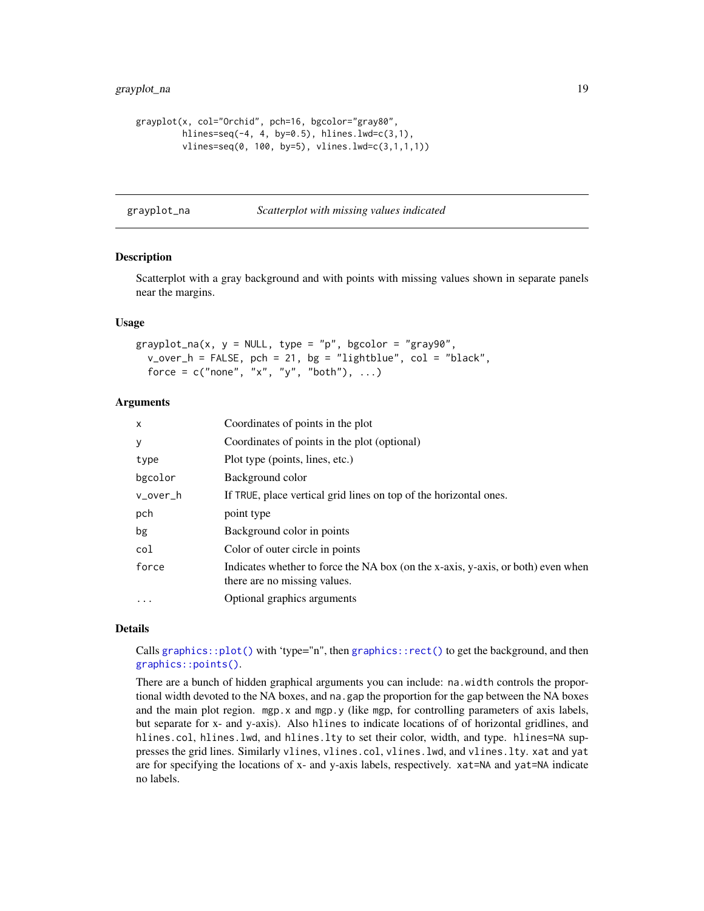```
grayplot(x, col="Orchid", pch=16, bgcolor="gray80",
         hlines=seq(-4, 4, by=0.5), hlines.lwd=c(3,1),
         vlines=seq(0, 100, by=5), vlines.lwd=c(3,1,1,1))
```

---

## grayplot_na — *Scatterplot with missing values indicated*

---

### Description

Scatterplot with a gray background and with points with missing values shown in separate panels near the margins.

### Usage

```
grayplot_na(x, y = NULL, type = "p", bgcolor = "gray90",
  v_over_h = FALSE, pch = 21, bg = "lightblue", col = "black",
  force = c("none", "x", "y", "both"), ...)
```

### Arguments

| | |
|---|---|
| `x` | Coordinates of points in the plot |
| `y` | Coordinates of points in the plot (optional) |
| `type` | Plot type (points, lines, etc.) |
| `bgcolor` | Background color |
| `v_over_h` | If `TRUE`, place vertical grid lines on top of the horizontal ones. |
| `pch` | point type |
| `bg` | Background color in points |
| `col` | Color of outer circle in points |
| `force` | Indicates whether to force the NA box (on the x-axis, y-axis, or both) even when there are no missing values. |
| `...` | Optional graphics arguments |

### Details

Calls `graphics::plot()` with 'type="n", then `graphics::rect()` to get the background, and then `graphics::points()`.

There are a bunch of hidden graphical arguments you can include: `na.width` controls the proportional width devoted to the NA boxes, and `na.gap` the proportion for the gap between the NA boxes and the main plot region. `mgp.x` and `mgp.y` (like `mgp`, for controlling parameters of axis labels, but separate for x- and y-axis). Also `hlines` to indicate locations of of horizontal gridlines, and `hlines.col`, `hlines.lwd`, and `hlines.lty` to set their color, width, and type. `hlines=NA` suppresses the grid lines. Similarly `vlines`, `vlines.col`, `vlines.lwd`, and `vlines.lty`. `xat` and `yat` are for specifying the locations of x- and y-axis labels, respectively. `xat=NA` and `yat=NA` indicate no labels.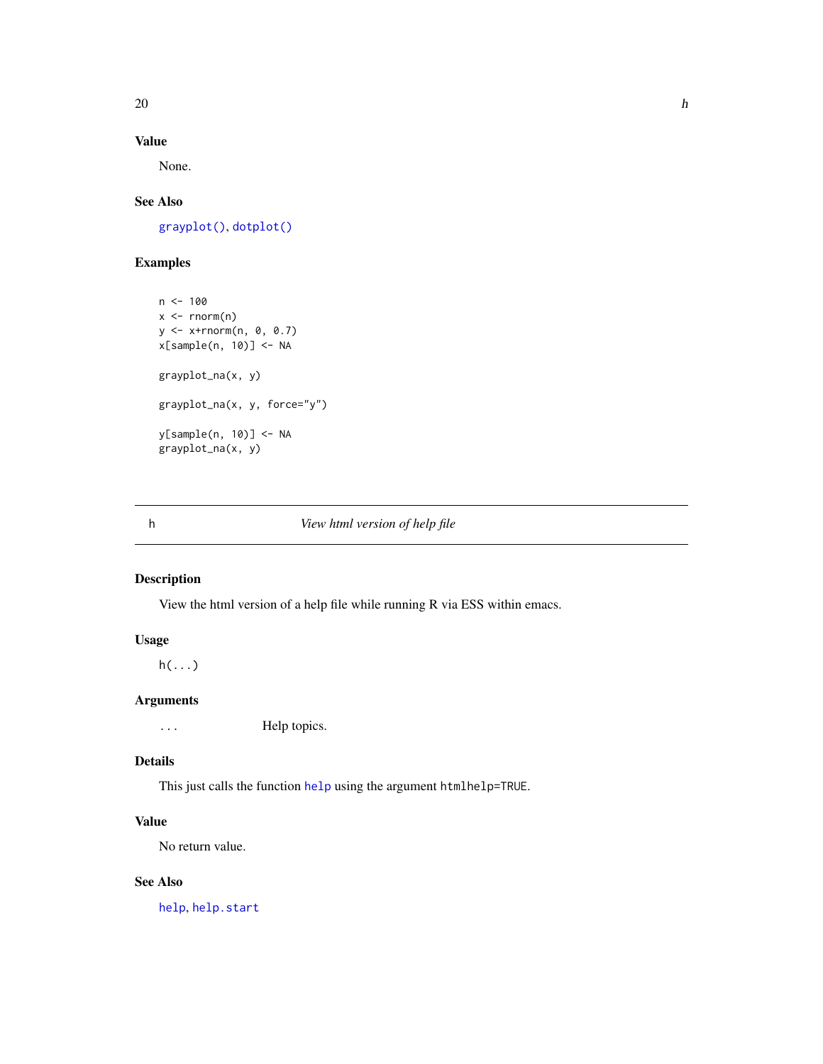## Value

None.

## See Also

grayplot(), dotplot()

## Examples

```
n <- 100
x <- rnorm(n)
y <- x+rnorm(n, 0, 0.7)
x[sample(n, 10)] <- NA

grayplot_na(x, y)

grayplot_na(x, y, force="y")

y[sample(n, 10)] <- NA
grayplot_na(x, y)
```

---

# h — *View html version of help file*

---

## Description

View the html version of a help file while running R via ESS within emacs.

## Usage

```
h(...)
```

## Arguments

| | |
|---|---|
| ... | Help topics. |

## Details

This just calls the function help using the argument `htmlhelp=TRUE`.

## Value

No return value.

## See Also

help, help.start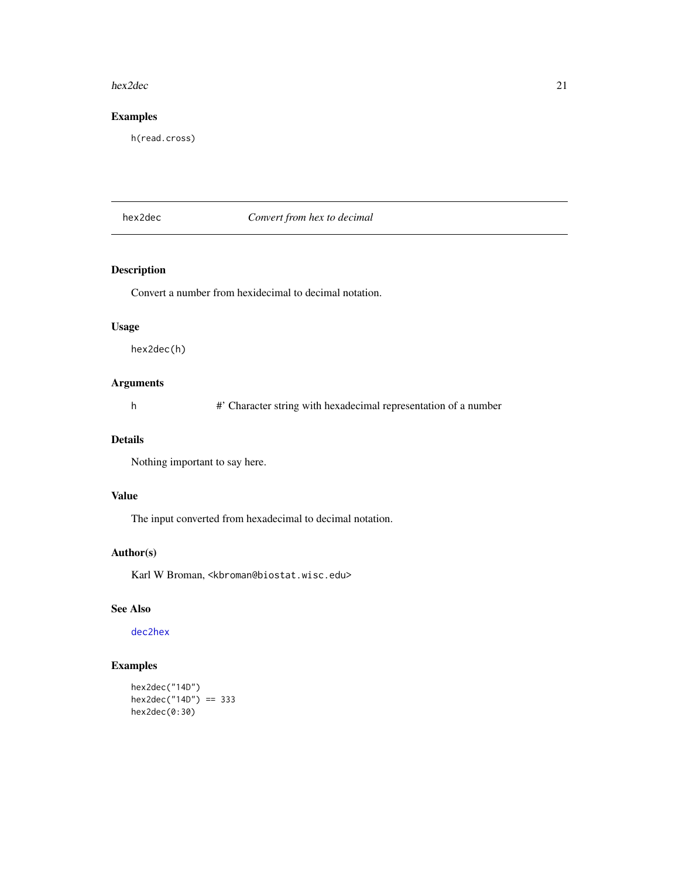## Examples

```
h(read.cross)
```

---

hex2dec — *Convert from hex to decimal*

---

## Description

Convert a number from hexidecimal to decimal notation.

## Usage

```
hex2dec(h)
```

## Arguments

| | |
|---|---|
| h | #' Character string with hexadecimal representation of a number |

## Details

Nothing important to say here.

## Value

The input converted from hexadecimal to decimal notation.

## Author(s)

Karl W Broman, <kbroman@biostat.wisc.edu>

## See Also

dec2hex

## Examples

```
hex2dec("14D")
hex2dec("14D") == 333
hex2dec(0:30)
```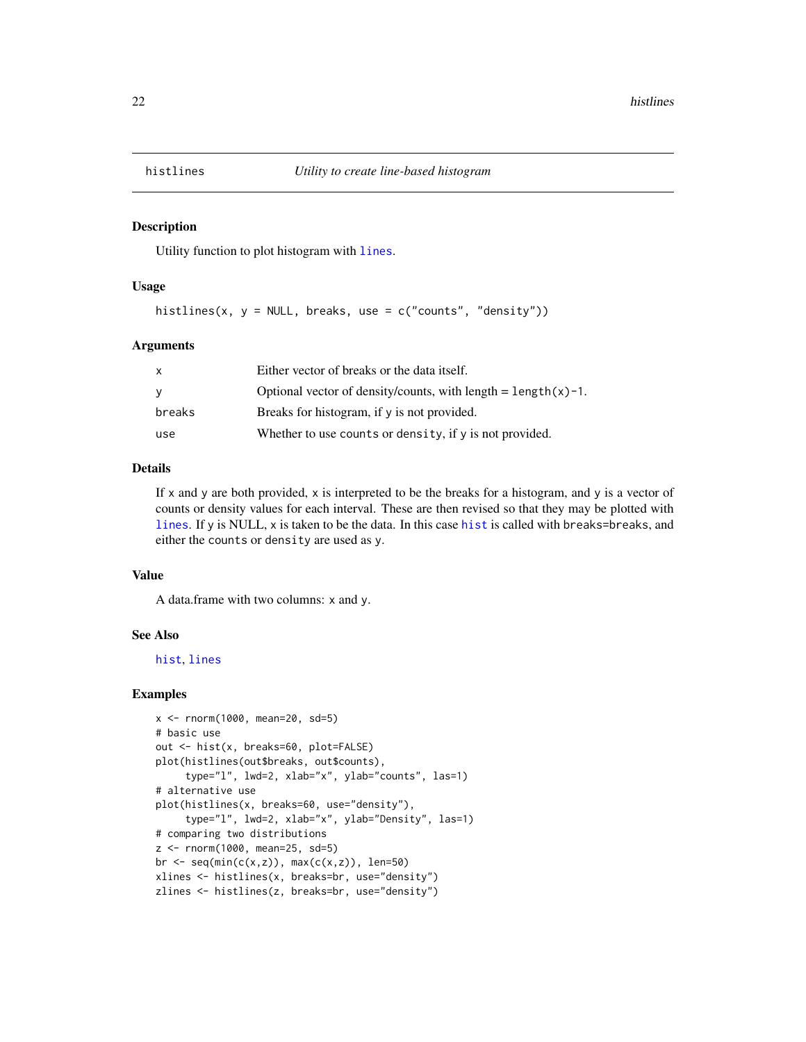# histlines — *Utility to create line-based histogram*

## Description

Utility function to plot histogram with `lines`.

## Usage

```
histlines(x, y = NULL, breaks, use = c("counts", "density"))
```

## Arguments

| | |
|---|---|
| `x` | Either vector of breaks or the data itself. |
| `y` | Optional vector of density/counts, with length = `length(x)-1`. |
| `breaks` | Breaks for histogram, if `y` is not provided. |
| `use` | Whether to use `counts` or `density`, if `y` is not provided. |

## Details

If `x` and `y` are both provided, `x` is interpreted to be the breaks for a histogram, and `y` is a vector of counts or density values for each interval. These are then revised so that they may be plotted with `lines`. If `y` is NULL, `x` is taken to be the data. In this case `hist` is called with `breaks=breaks`, and either the `counts` or `density` are used as `y`.

## Value

A data.frame with two columns: `x` and `y`.

## See Also

`hist`, `lines`

## Examples

```
x <- rnorm(1000, mean=20, sd=5)
# basic use
out <- hist(x, breaks=60, plot=FALSE)
plot(histlines(out$breaks, out$counts),
     type="l", lwd=2, xlab="x", ylab="counts", las=1)
# alternative use
plot(histlines(x, breaks=60, use="density"),
     type="l", lwd=2, xlab="x", ylab="Density", las=1)
# comparing two distributions
z <- rnorm(1000, mean=25, sd=5)
br <- seq(min(c(x,z)), max(c(x,z)), len=50)
xlines <- histlines(x, breaks=br, use="density")
zlines <- histlines(z, breaks=br, use="density")
```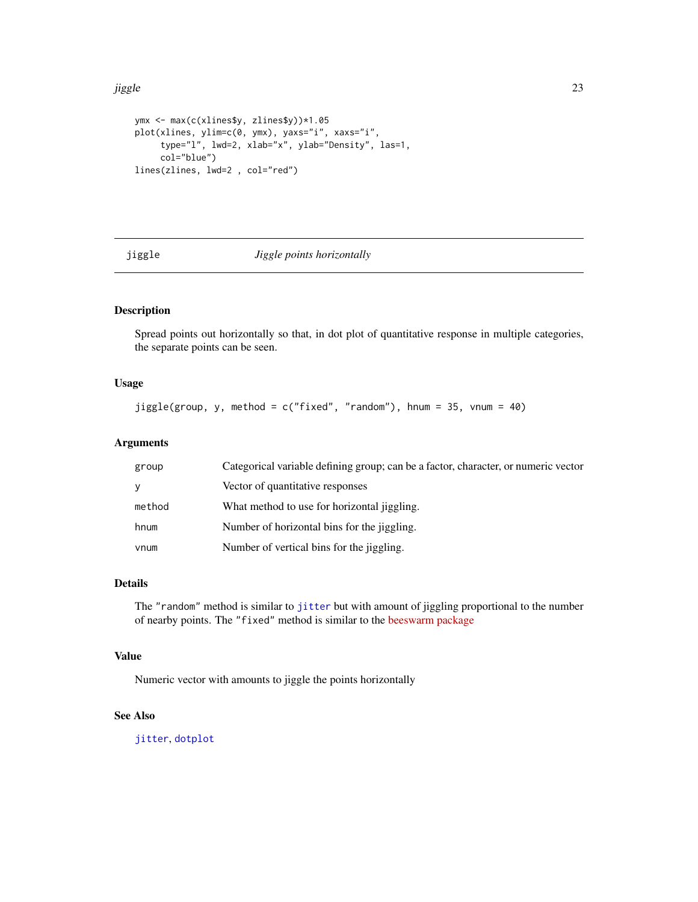```
ymx <- max(c(xlines$y, zlines$y))*1.05
plot(xlines, ylim=c(0, ymx), yaxs="i", xaxs="i",
     type="l", lwd=2, xlab="x", ylab="Density", las=1,
     col="blue")
lines(zlines, lwd=2 , col="red")
```

---

## jiggle — *Jiggle points horizontally*

---

### Description

Spread points out horizontally so that, in dot plot of quantitative response in multiple categories, the separate points can be seen.

### Usage

```
jiggle(group, y, method = c("fixed", "random"), hnum = 35, vnum = 40)
```

### Arguments

| | |
|---|---|
| `group` | Categorical variable defining group; can be a factor, character, or numeric vector |
| `y` | Vector of quantitative responses |
| `method` | What method to use for horizontal jiggling. |
| `hnum` | Number of horizontal bins for the jiggling. |
| `vnum` | Number of vertical bins for the jiggling. |

### Details

The `"random"` method is similar to `jitter` but with amount of jiggling proportional to the number of nearby points. The `"fixed"` method is similar to the beeswarm package

### Value

Numeric vector with amounts to jiggle the points horizontally

### See Also

`jitter`, `dotplot`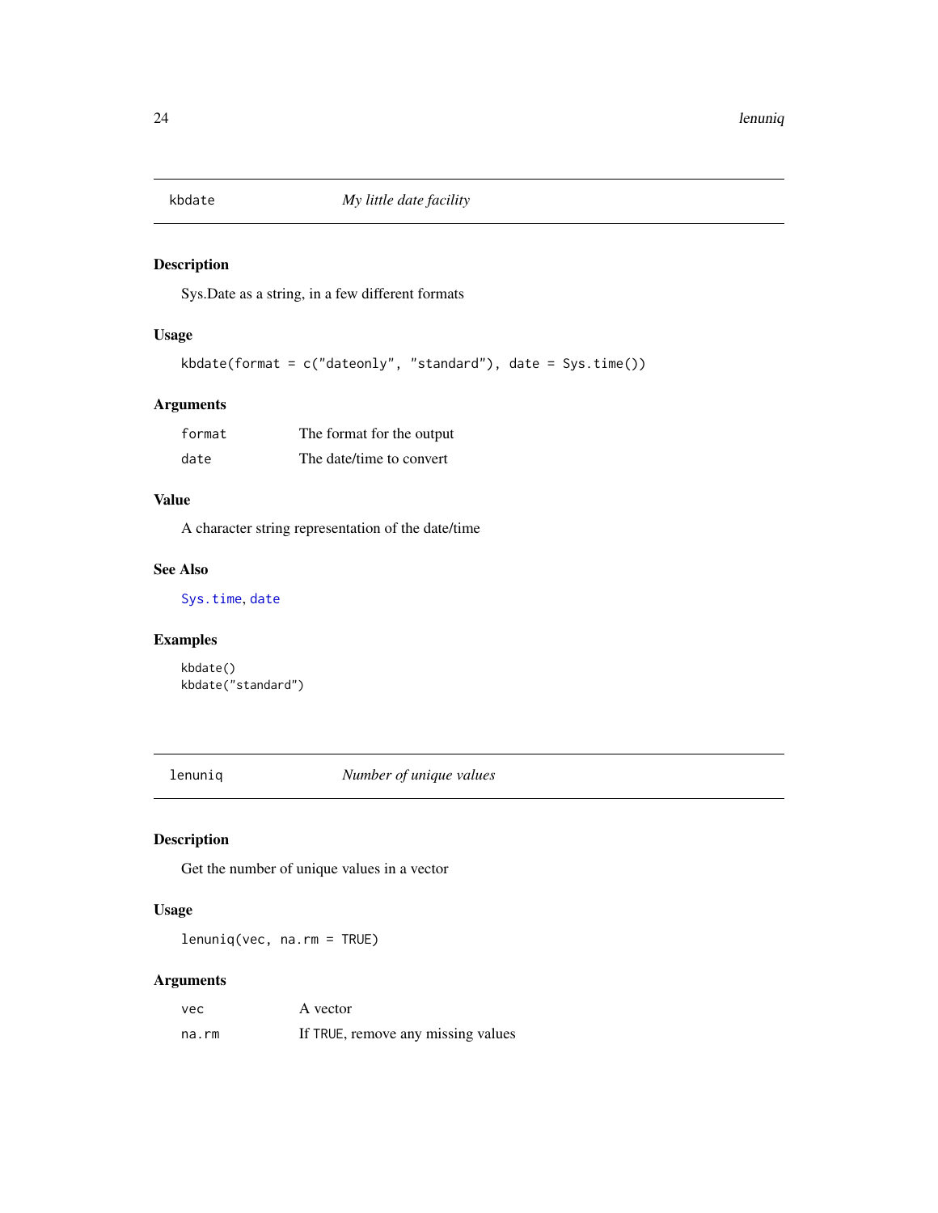## kbdate — *My little date facility*

### Description

Sys.Date as a string, in a few different formats

### Usage

```
kbdate(format = c("dateonly", "standard"), date = Sys.time())
```

### Arguments

| | |
|---|---|
| `format` | The format for the output |
| `date` | The date/time to convert |

### Value

A character string representation of the date/time

### See Also

`Sys.time`, `date`

### Examples

```
kbdate()
kbdate("standard")
```

## lenuniq — *Number of unique values*

### Description

Get the number of unique values in a vector

### Usage

```
lenuniq(vec, na.rm = TRUE)
```

### Arguments

| | |
|---|---|
| `vec` | A vector |
| `na.rm` | If `TRUE`, remove any missing values |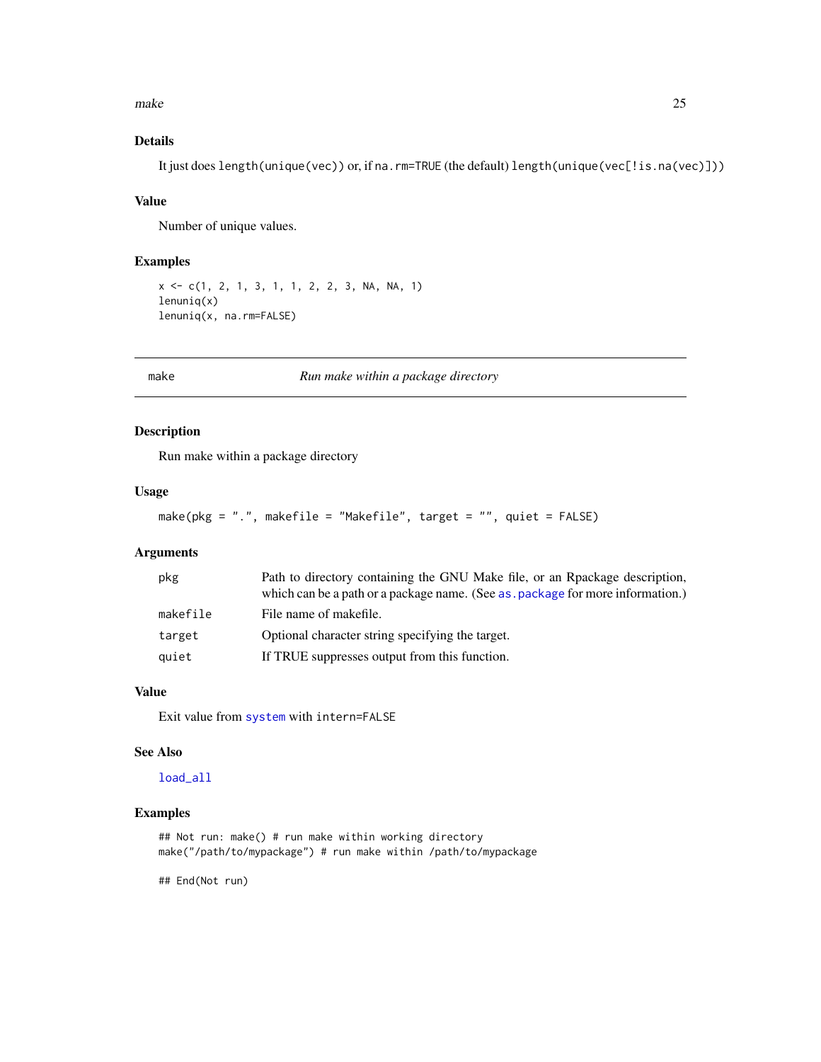### Details

It just does `length(unique(vec))` or, if `na.rm=TRUE` (the default) `length(unique(vec[!is.na(vec)]))`

### Value

Number of unique values.

### Examples

```
x <- c(1, 2, 1, 3, 1, 1, 2, 2, 3, NA, NA, 1)
lenuniq(x)
lenuniq(x, na.rm=FALSE)
```

---

## make — *Run make within a package directory*

---

### Description

Run make within a package directory

### Usage

```
make(pkg = ".", makefile = "Makefile", target = "", quiet = FALSE)
```

### Arguments

| | |
|---|---|
| `pkg` | Path to directory containing the GNU Make file, or an Rpackage description, which can be a path or a package name. (See `as.package` for more information.) |
| `makefile` | File name of makefile. |
| `target` | Optional character string specifying the target. |
| `quiet` | If TRUE suppresses output from this function. |

### Value

Exit value from `system` with `intern=FALSE`

### See Also

`load_all`

### Examples

```
## Not run: make() # run make within working directory
make("/path/to/mypackage") # run make within /path/to/mypackage

## End(Not run)
```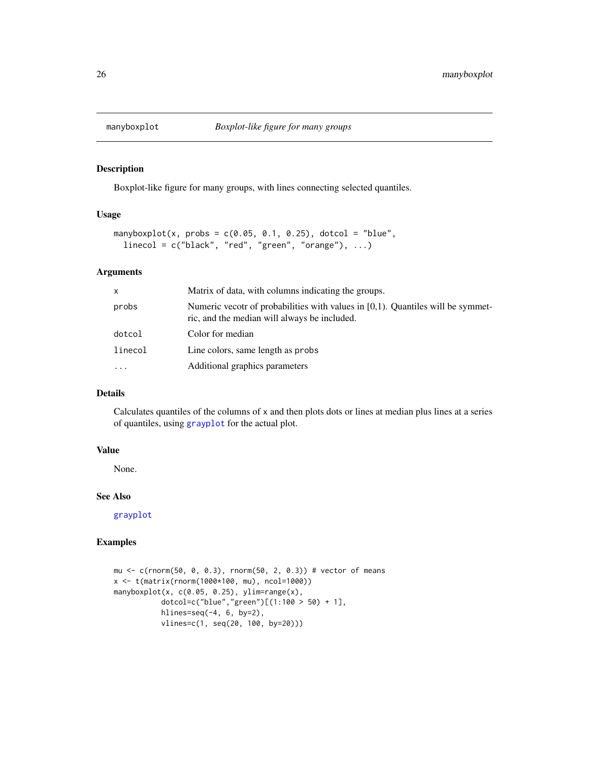manyboxplot *Boxplot-like figure for many groups*

## Description

Boxplot-like figure for many groups, with lines connecting selected quantiles.

## Usage

```
manyboxplot(x, probs = c(0.05, 0.1, 0.25), dotcol = "blue",
  linecol = c("black", "red", "green", "orange"), ...)
```

## Arguments

| | |
|---|---|
| x | Matrix of data, with columns indicating the groups. |
| probs | Numeric vecotr of probabilities with values in [0,1). Quantiles will be symmetric, and the median will always be included. |
| dotcol | Color for median |
| linecol | Line colors, same length as probs |
| ... | Additional graphics parameters |

## Details

Calculates quantiles of the columns of x and then plots dots or lines at median plus lines at a series of quantiles, using grayplot for the actual plot.

## Value

None.

## See Also

grayplot

## Examples

```
mu <- c(rnorm(50, 0, 0.3), rnorm(50, 2, 0.3)) # vector of means
x <- t(matrix(rnorm(1000*100, mu), ncol=1000))
manyboxplot(x, c(0.05, 0.25), ylim=range(x),
           dotcol=c("blue","green")[(1:100 > 50) + 1],
           hlines=seq(-4, 6, by=2),
           vlines=c(1, seq(20, 100, by=20)))
```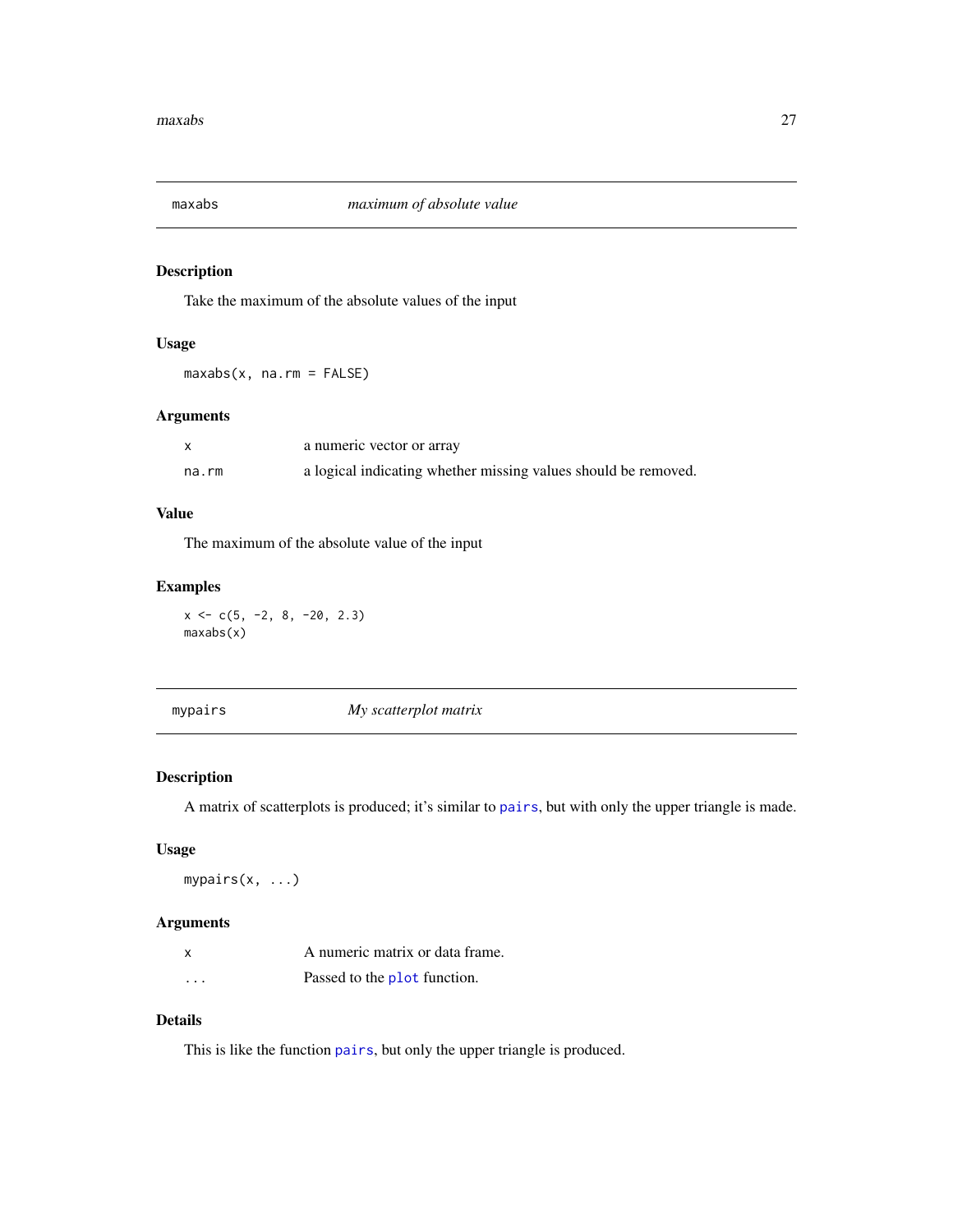## maxabs — *maximum of absolute value*

### Description

Take the maximum of the absolute values of the input

### Usage

```
maxabs(x, na.rm = FALSE)
```

### Arguments

| | |
|---|---|
| x | a numeric vector or array |
| na.rm | a logical indicating whether missing values should be removed. |

### Value

The maximum of the absolute value of the input

### Examples

```
x <- c(5, -2, 8, -20, 2.3)
maxabs(x)
```

## mypairs — *My scatterplot matrix*

### Description

A matrix of scatterplots is produced; it's similar to pairs, but with only the upper triangle is made.

### Usage

```
mypairs(x, ...)
```

### Arguments

| | |
|---|---|
| x | A numeric matrix or data frame. |
| ... | Passed to the plot function. |

### Details

This is like the function pairs, but only the upper triangle is produced.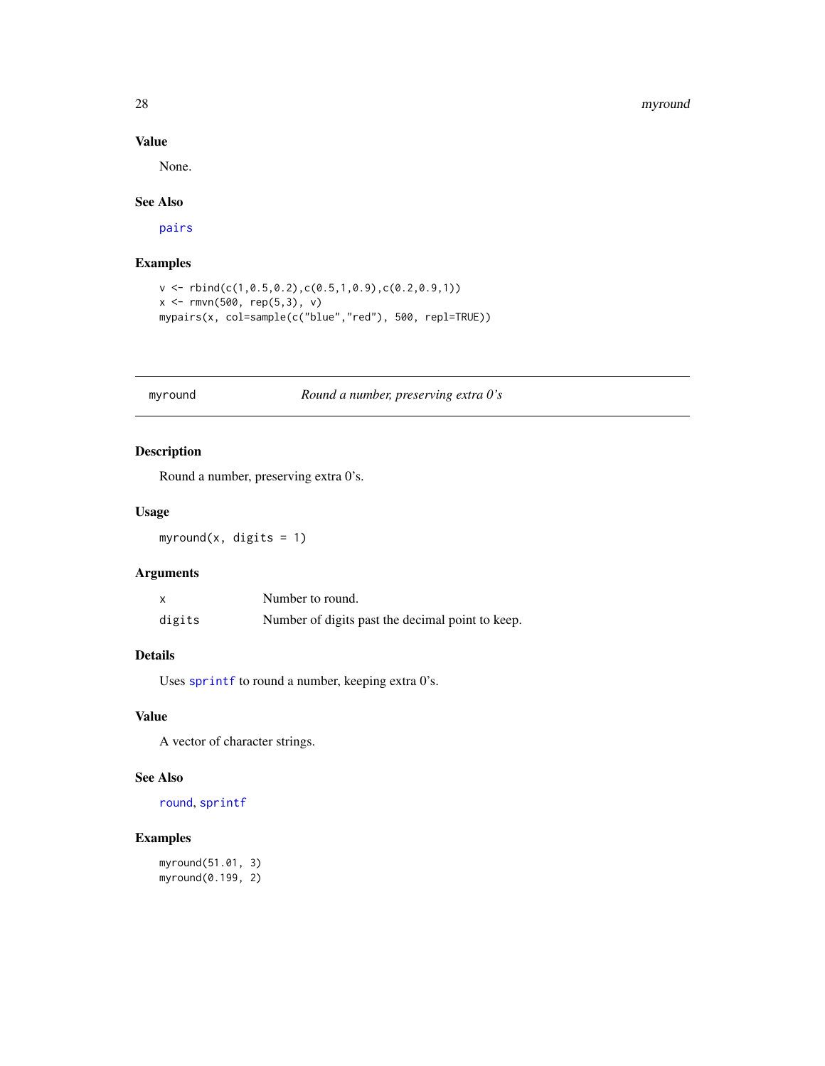### Value

None.

### See Also

pairs

### Examples

```
v <- rbind(c(1,0.5,0.2),c(0.5,1,0.9),c(0.2,0.9,1))
x <- rmvn(500, rep(5,3), v)
mypairs(x, col=sample(c("blue","red"), 500, repl=TRUE))
```

---

## myround — *Round a number, preserving extra 0's*

### Description

Round a number, preserving extra 0's.

### Usage

```
myround(x, digits = 1)
```

### Arguments

| | |
|---|---|
| x | Number to round. |
| digits | Number of digits past the decimal point to keep. |

### Details

Uses sprintf to round a number, keeping extra 0's.

### Value

A vector of character strings.

### See Also

round, sprintf

### Examples

```
myround(51.01, 3)
myround(0.199, 2)
```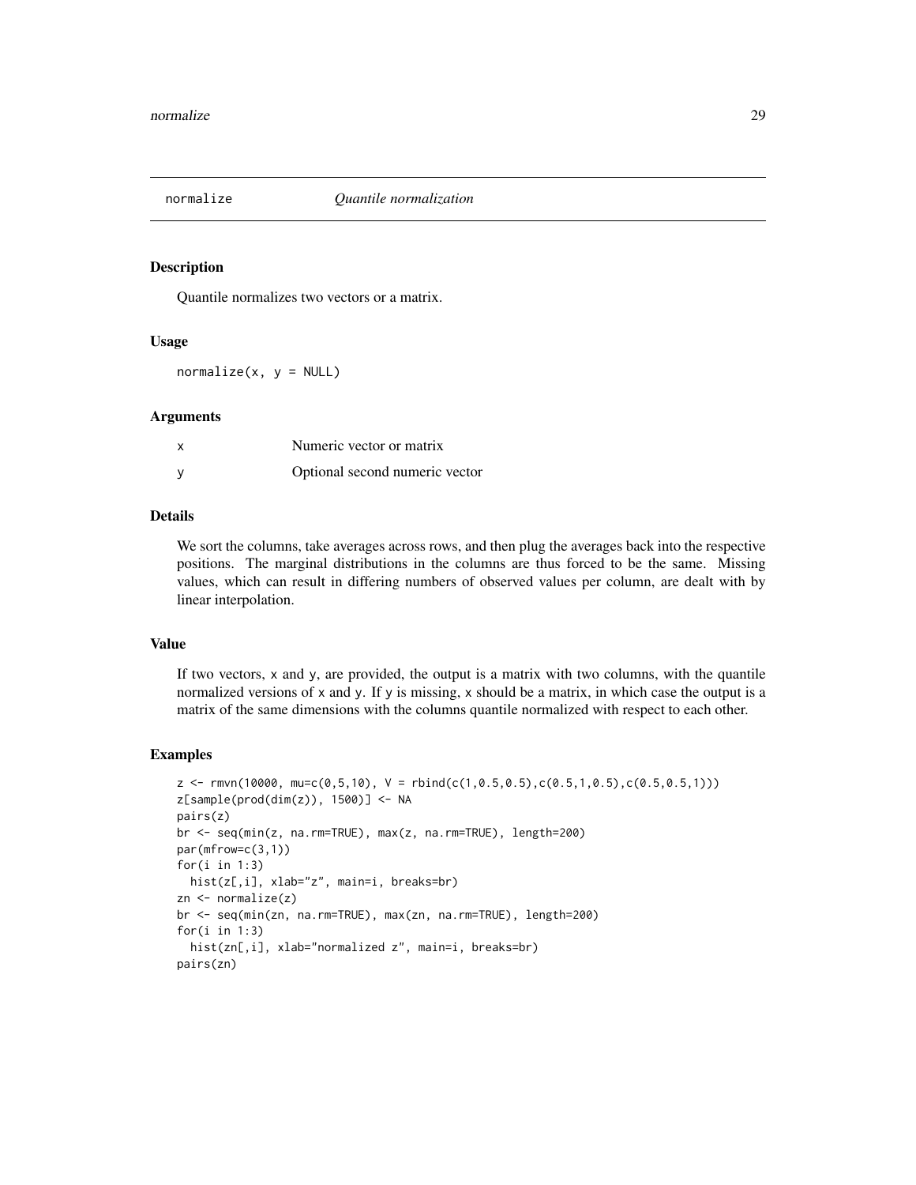# normalize — *Quantile normalization*

## Description

Quantile normalizes two vectors or a matrix.

## Usage

```
normalize(x, y = NULL)
```

## Arguments

| | |
|---|---|
| x | Numeric vector or matrix |
| y | Optional second numeric vector |

## Details

We sort the columns, take averages across rows, and then plug the averages back into the respective positions. The marginal distributions in the columns are thus forced to be the same. Missing values, which can result in differing numbers of observed values per column, are dealt with by linear interpolation.

## Value

If two vectors, x and y, are provided, the output is a matrix with two columns, with the quantile normalized versions of x and y. If y is missing, x should be a matrix, in which case the output is a matrix of the same dimensions with the columns quantile normalized with respect to each other.

## Examples

```
z <- rmvn(10000, mu=c(0,5,10), V = rbind(c(1,0.5,0.5),c(0.5,1,0.5),c(0.5,0.5,1)))
z[sample(prod(dim(z)), 1500)] <- NA
pairs(z)
br <- seq(min(z, na.rm=TRUE), max(z, na.rm=TRUE), length=200)
par(mfrow=c(3,1))
for(i in 1:3)
  hist(z[,i], xlab="z", main=i, breaks=br)
zn <- normalize(z)
br <- seq(min(zn, na.rm=TRUE), max(zn, na.rm=TRUE), length=200)
for(i in 1:3)
  hist(zn[,i], xlab="normalized z", main=i, breaks=br)
pairs(zn)
```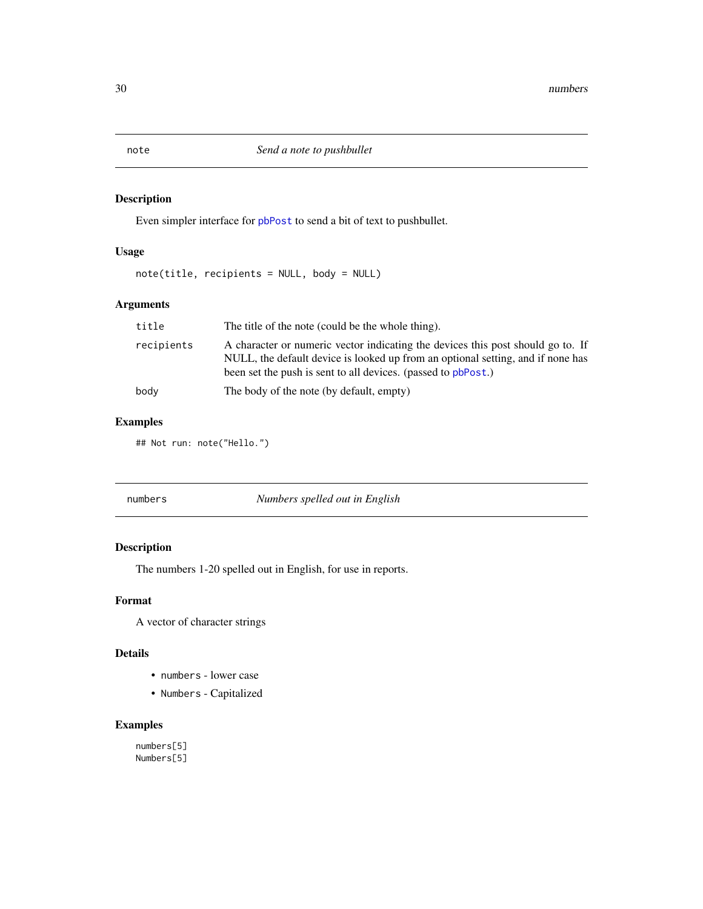## note — *Send a note to pushbullet*

### Description

Even simpler interface for `pbPost` to send a bit of text to pushbullet.

### Usage

```
note(title, recipients = NULL, body = NULL)
```

### Arguments

| | |
|---|---|
| `title` | The title of the note (could be the whole thing). |
| `recipients` | A character or numeric vector indicating the devices this post should go to. If NULL, the default device is looked up from an optional setting, and if none has been set the push is sent to all devices. (passed to `pbPost`.) |
| `body` | The body of the note (by default, empty) |

### Examples

```
## Not run: note("Hello.")
```

## numbers — *Numbers spelled out in English*

### Description

The numbers 1-20 spelled out in English, for use in reports.

### Format

A vector of character strings

### Details

- `numbers` - lower case
- `Numbers` - Capitalized

### Examples

```
numbers[5]
Numbers[5]
```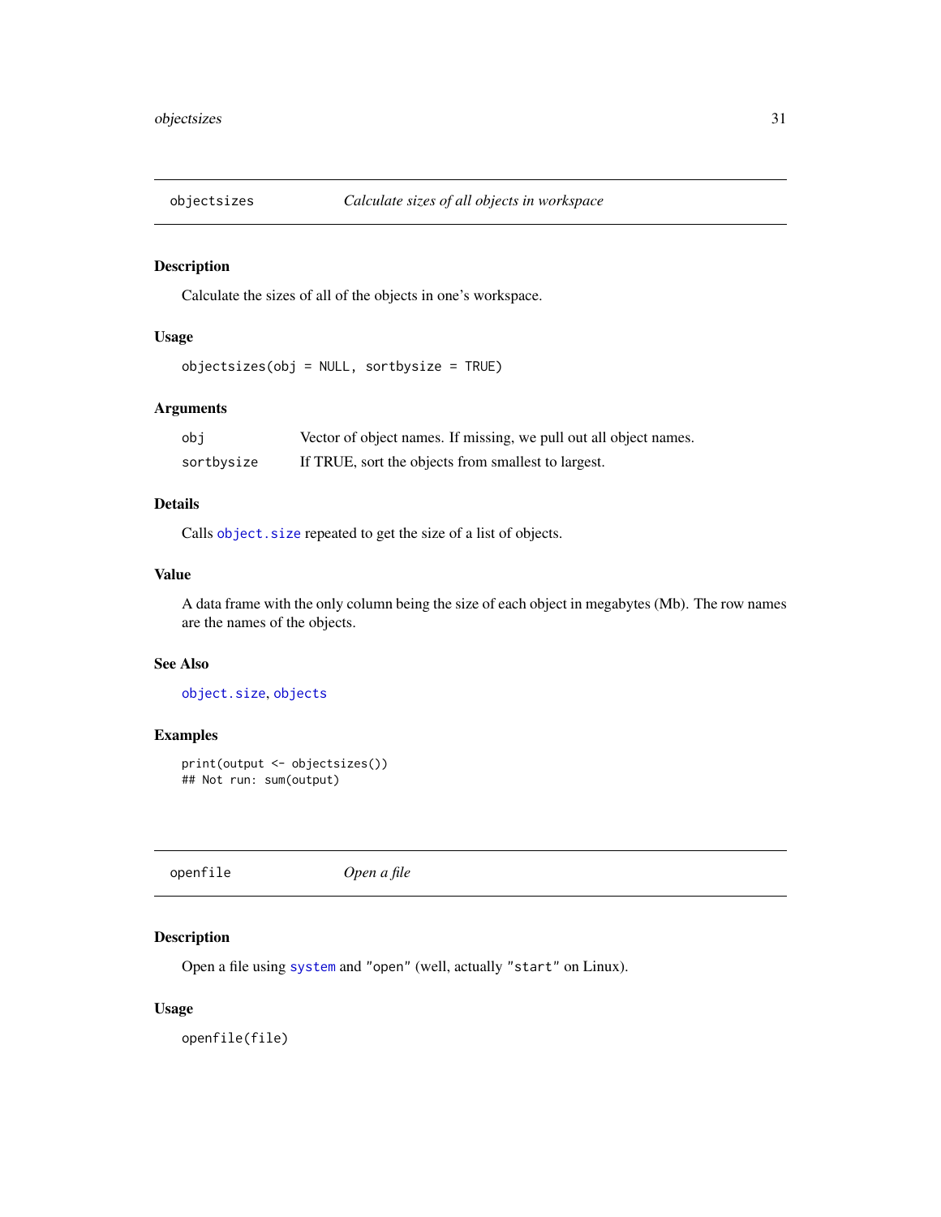## objectsizes — *Calculate sizes of all objects in workspace*

### Description

Calculate the sizes of all of the objects in one's workspace.

### Usage

```
objectsizes(obj = NULL, sortbysize = TRUE)
```

### Arguments

| | |
|---|---|
| `obj` | Vector of object names. If missing, we pull out all object names. |
| `sortbysize` | If TRUE, sort the objects from smallest to largest. |

### Details

Calls `object.size` repeated to get the size of a list of objects.

### Value

A data frame with the only column being the size of each object in megabytes (Mb). The row names are the names of the objects.

### See Also

`object.size`, `objects`

### Examples

```
print(output <- objectsizes())
## Not run: sum(output)
```

## openfile — *Open a file*

### Description

Open a file using `system` and `"open"` (well, actually `"start"` on Linux).

### Usage

```
openfile(file)
```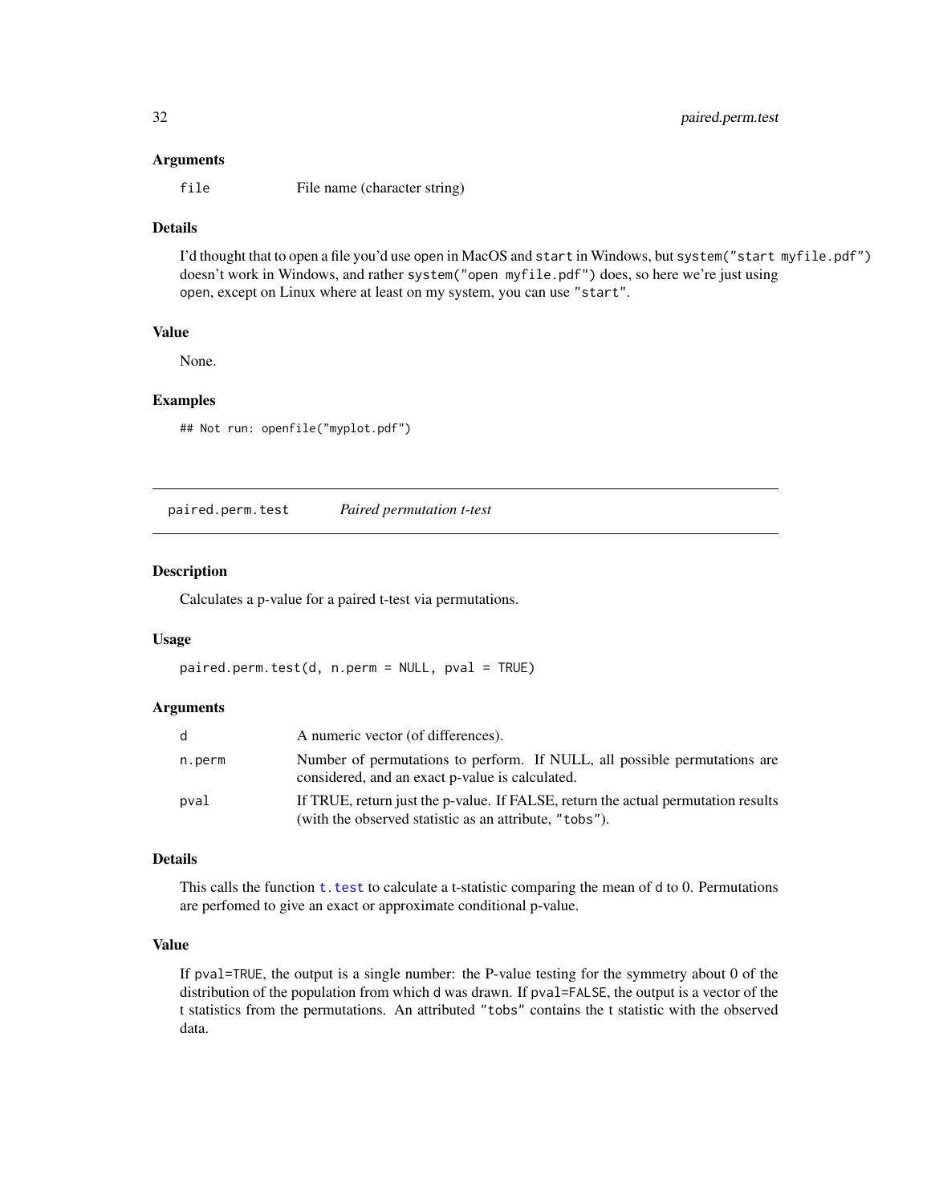### Arguments

| | |
|---|---|
| `file` | File name (character string) |

### Details

I'd thought that to open a file you'd use `open` in MacOS and `start` in Windows, but `system("start myfile.pdf")` doesn't work in Windows, and rather `system("open myfile.pdf")` does, so here we're just using `open`, except on Linux where at least on my system, you can use `"start"`.

### Value

None.

### Examples

```
## Not run: openfile("myplot.pdf")
```

---

## paired.perm.test &nbsp;&nbsp;&nbsp; *Paired permutation t-test*

---

### Description

Calculates a p-value for a paired t-test via permutations.

### Usage

```
paired.perm.test(d, n.perm = NULL, pval = TRUE)
```

### Arguments

| | |
|---|---|
| `d` | A numeric vector (of differences). |
| `n.perm` | Number of permutations to perform. If NULL, all possible permutations are considered, and an exact p-value is calculated. |
| `pval` | If TRUE, return just the p-value. If FALSE, return the actual permutation results (with the observed statistic as an attribute, `"tobs"`). |

### Details

This calls the function `t.test` to calculate a t-statistic comparing the mean of `d` to 0. Permutations are perfomed to give an exact or approximate conditional p-value.

### Value

If `pval=TRUE`, the output is a single number: the P-value testing for the symmetry about 0 of the distribution of the population from which `d` was drawn. If `pval=FALSE`, the output is a vector of the t statistics from the permutations. An attributed `"tobs"` contains the t statistic with the observed data.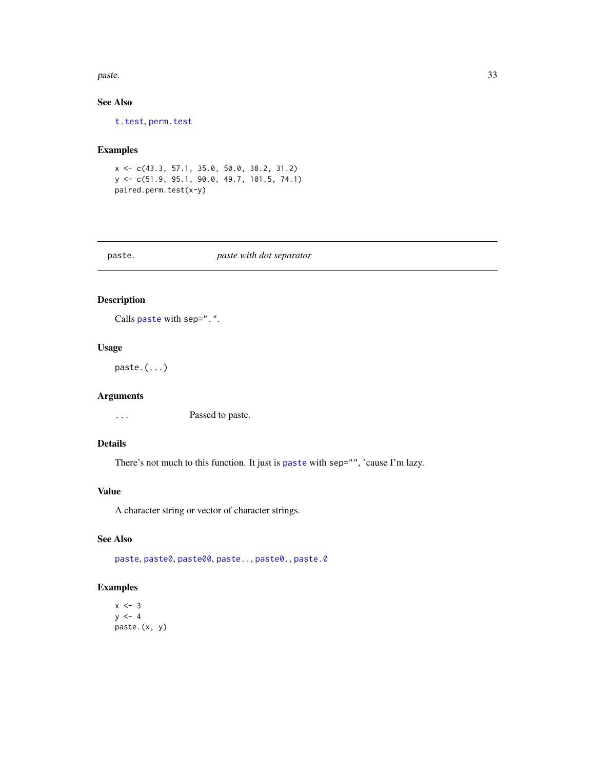### See Also

t.test, perm.test

### Examples

```
x <- c(43.3, 57.1, 35.0, 50.0, 38.2, 31.2)
y <- c(51.9, 95.1, 90.0, 49.7, 101.5, 74.1)
paired.perm.test(x-y)
```

---

## paste. *paste with dot separator*

---

### Description

Calls paste with sep=".".

### Usage

```
paste.(...)
```

### Arguments

| | |
|---|---|
| ... | Passed to paste. |

### Details

There's not much to this function. It just is paste with sep="", 'cause I'm lazy.

### Value

A character string or vector of character strings.

### See Also

paste, paste0, paste00, paste.., paste0., paste.0

### Examples

```
x <- 3
y <- 4
paste.(x, y)
```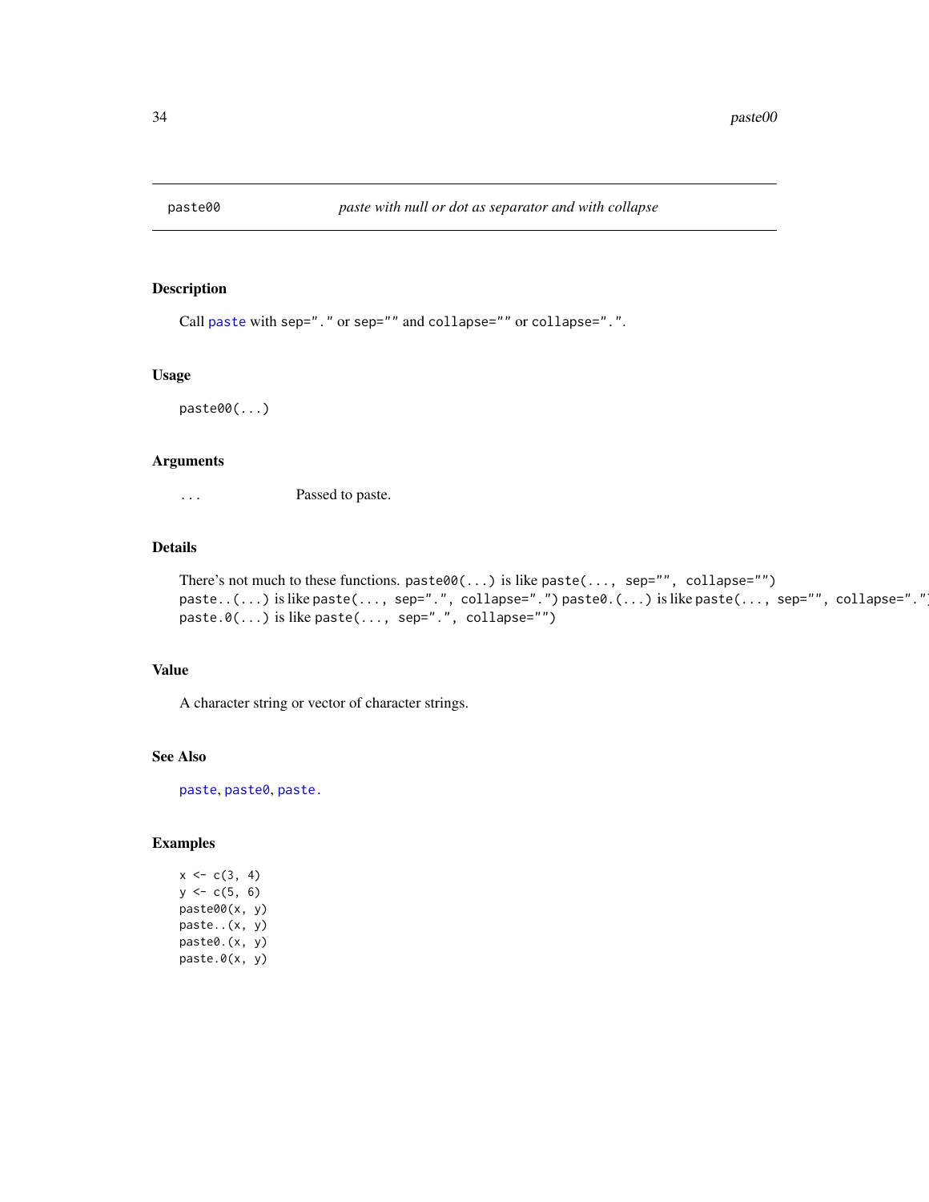## paste00 — *paste with null or dot as separator and with collapse*

### Description

Call `paste` with `sep="."` or `sep=""` and `collapse=""` or `collapse="."`.

### Usage

```
paste00(...)
```

### Arguments

`...` Passed to paste.

### Details

There's not much to these functions. `paste00(...)` is like `paste(..., sep="", collapse="")` `paste..(...)` is like `paste(..., sep=".", collapse=".")` `paste0.(...)` is like `paste(..., sep="", collapse=".")` `paste.0(...)` is like `paste(..., sep=".", collapse="")`

### Value

A character string or vector of character strings.

### See Also

`paste`, `paste0`, `paste.`

### Examples

```
x <- c(3, 4)
y <- c(5, 6)
paste00(x, y)
paste..(x, y)
paste0.(x, y)
paste.0(x, y)
```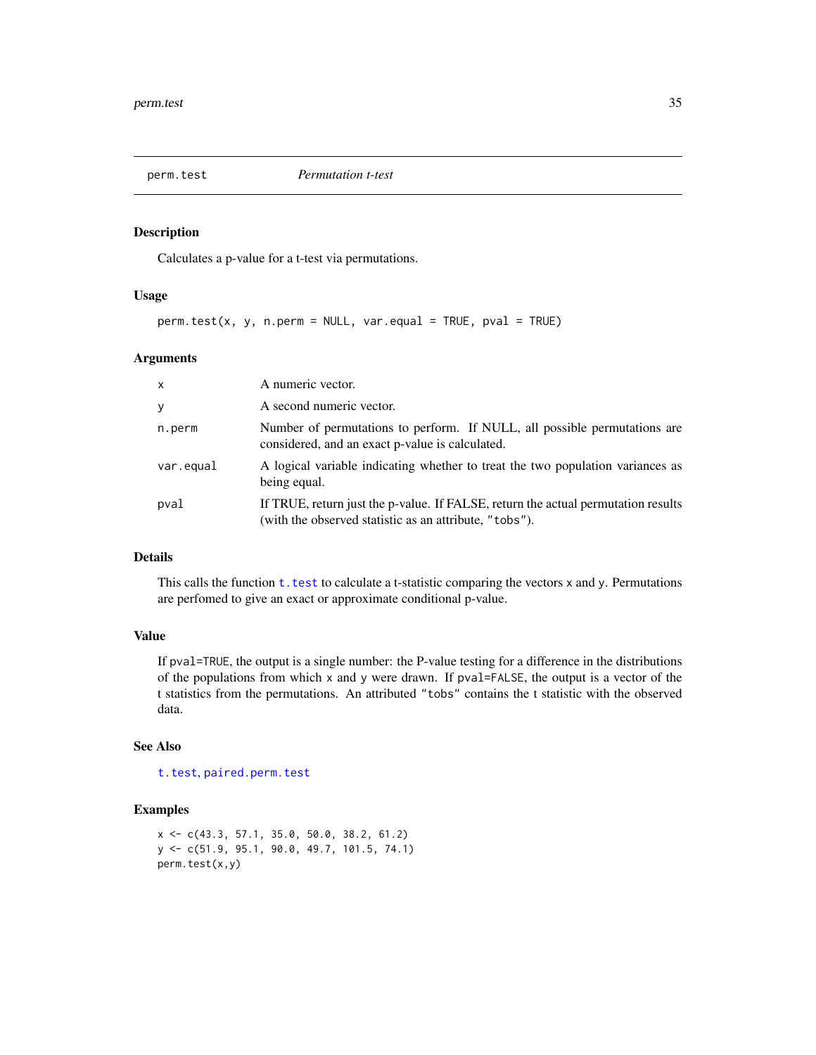# perm.test — *Permutation t-test*

## Description

Calculates a p-value for a t-test via permutations.

## Usage

```
perm.test(x, y, n.perm = NULL, var.equal = TRUE, pval = TRUE)
```

## Arguments

| | |
|---|---|
| `x` | A numeric vector. |
| `y` | A second numeric vector. |
| `n.perm` | Number of permutations to perform. If NULL, all possible permutations are considered, and an exact p-value is calculated. |
| `var.equal` | A logical variable indicating whether to treat the two population variances as being equal. |
| `pval` | If TRUE, return just the p-value. If FALSE, return the actual permutation results (with the observed statistic as an attribute, `"tobs"`). |

## Details

This calls the function `t.test` to calculate a t-statistic comparing the vectors `x` and `y`. Permutations are perfomed to give an exact or approximate conditional p-value.

## Value

If `pval=TRUE`, the output is a single number: the P-value testing for a difference in the distributions of the populations from which `x` and `y` were drawn. If `pval=FALSE`, the output is a vector of the t statistics from the permutations. An attributed `"tobs"` contains the t statistic with the observed data.

## See Also

`t.test`, `paired.perm.test`

## Examples

```
x <- c(43.3, 57.1, 35.0, 50.0, 38.2, 61.2)
y <- c(51.9, 95.1, 90.0, 49.7, 101.5, 74.1)
perm.test(x,y)
```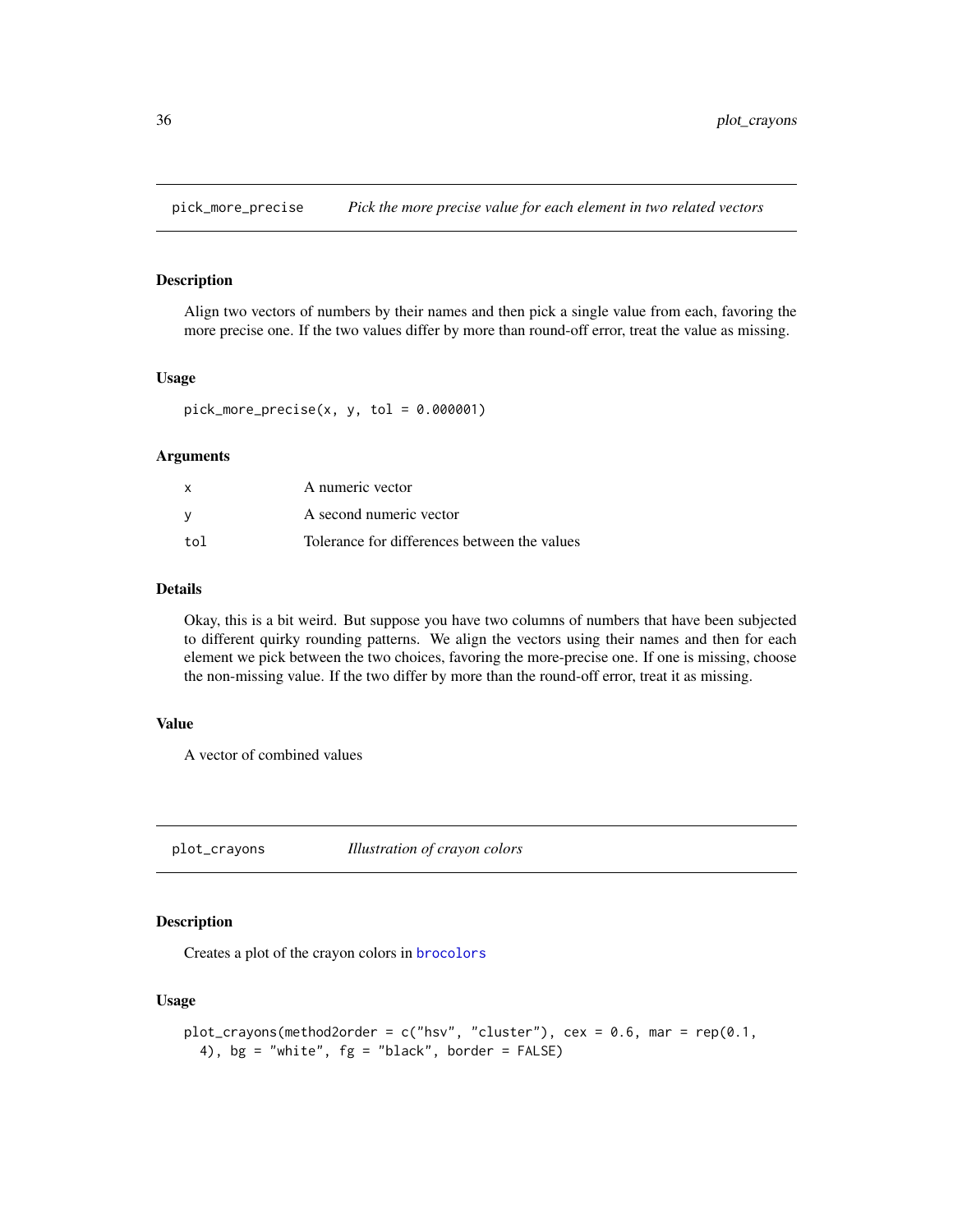## pick_more_precise — *Pick the more precise value for each element in two related vectors*

### Description

Align two vectors of numbers by their names and then pick a single value from each, favoring the more precise one. If the two values differ by more than round-off error, treat the value as missing.

### Usage

```
pick_more_precise(x, y, tol = 0.000001)
```

### Arguments

| | |
|---|---|
| `x` | A numeric vector |
| `y` | A second numeric vector |
| `tol` | Tolerance for differences between the values |

### Details

Okay, this is a bit weird. But suppose you have two columns of numbers that have been subjected to different quirky rounding patterns. We align the vectors using their names and then for each element we pick between the two choices, favoring the more-precise one. If one is missing, choose the non-missing value. If the two differ by more than the round-off error, treat it as missing.

### Value

A vector of combined values

## plot_crayons — *Illustration of crayon colors*

### Description

Creates a plot of the crayon colors in `brocolors`

### Usage

```
plot_crayons(method2order = c("hsv", "cluster"), cex = 0.6, mar = rep(0.1,
  4), bg = "white", fg = "black", border = FALSE)
```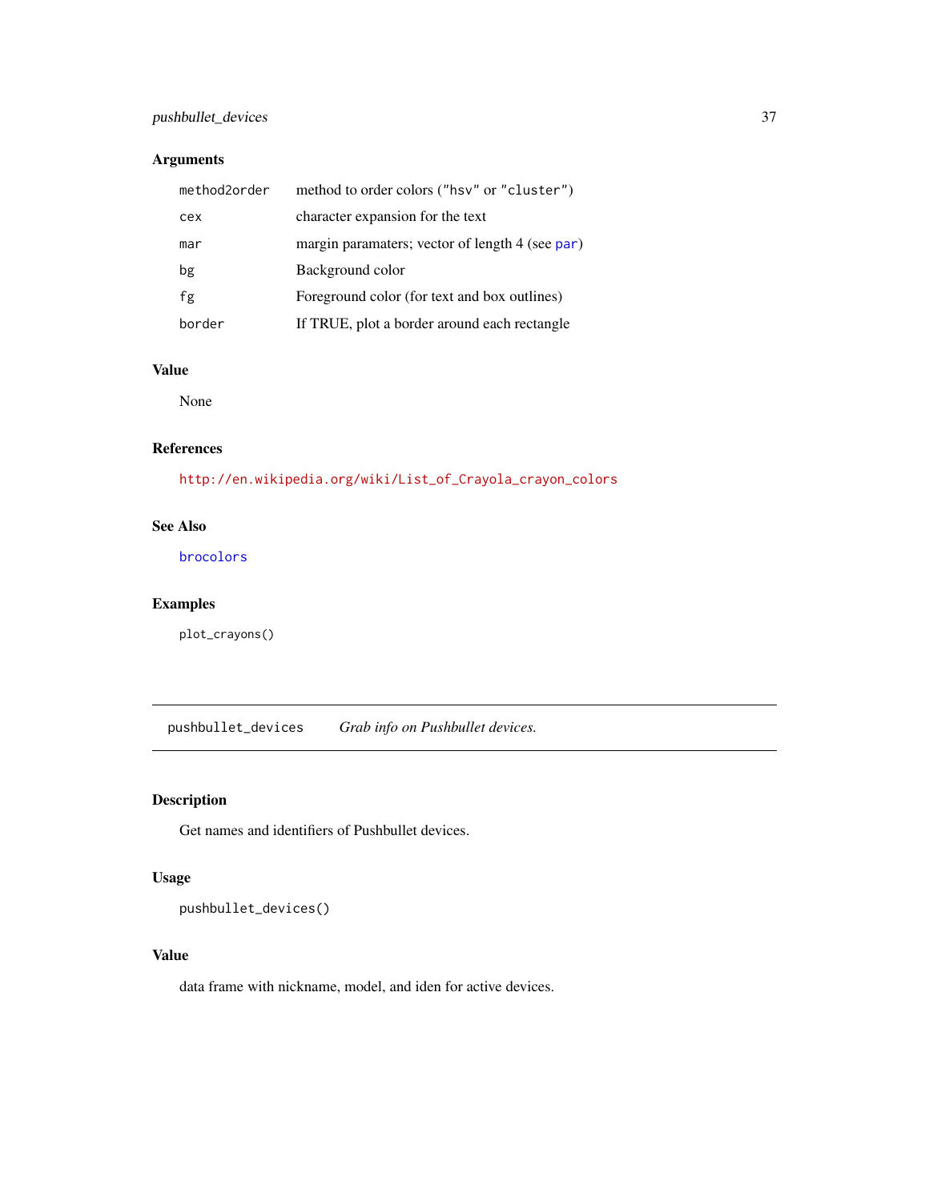## Arguments

| | |
|---|---|
| `method2order` | method to order colors ("hsv" or "cluster") |
| `cex` | character expansion for the text |
| `mar` | margin paramaters; vector of length 4 (see `par`) |
| `bg` | Background color |
| `fg` | Foreground color (for text and box outlines) |
| `border` | If TRUE, plot a border around each rectangle |

## Value

None

## References

http://en.wikipedia.org/wiki/List_of_Crayola_crayon_colors

## See Also

`brocolors`

## Examples

```
plot_crayons()
```

---

# pushbullet_devices    *Grab info on Pushbullet devices.*

---

## Description

Get names and identifiers of Pushbullet devices.

## Usage

```
pushbullet_devices()
```

## Value

data frame with nickname, model, and iden for active devices.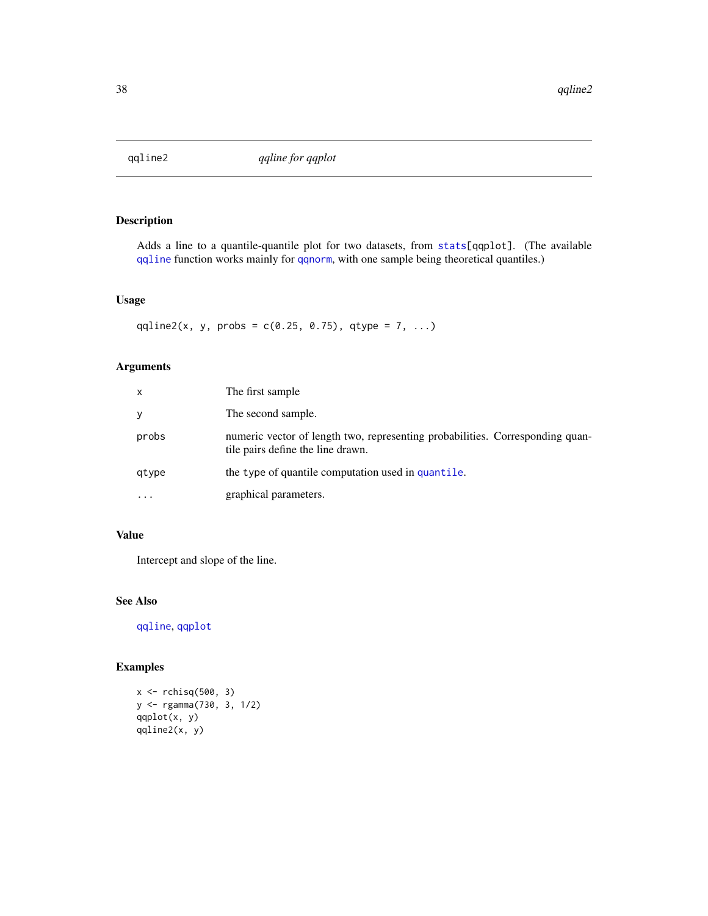## qqline2 *qqline for qqplot*

### Description

Adds a line to a quantile-quantile plot for two datasets, from `stats`[qqplot]. (The available `qqline` function works mainly for `qqnorm`, with one sample being theoretical quantiles.)

### Usage

```
qqline2(x, y, probs = c(0.25, 0.75), qtype = 7, ...)
```

### Arguments

| | |
|---|---|
| `x` | The first sample |
| `y` | The second sample. |
| `probs` | numeric vector of length two, representing probabilities. Corresponding quantile pairs define the line drawn. |
| `qtype` | the `type` of quantile computation used in `quantile`. |
| `...` | graphical parameters. |

### Value

Intercept and slope of the line.

### See Also

`qqline`, `qqplot`

### Examples

```
x <- rchisq(500, 3)
y <- rgamma(730, 3, 1/2)
qqplot(x, y)
qqline2(x, y)
```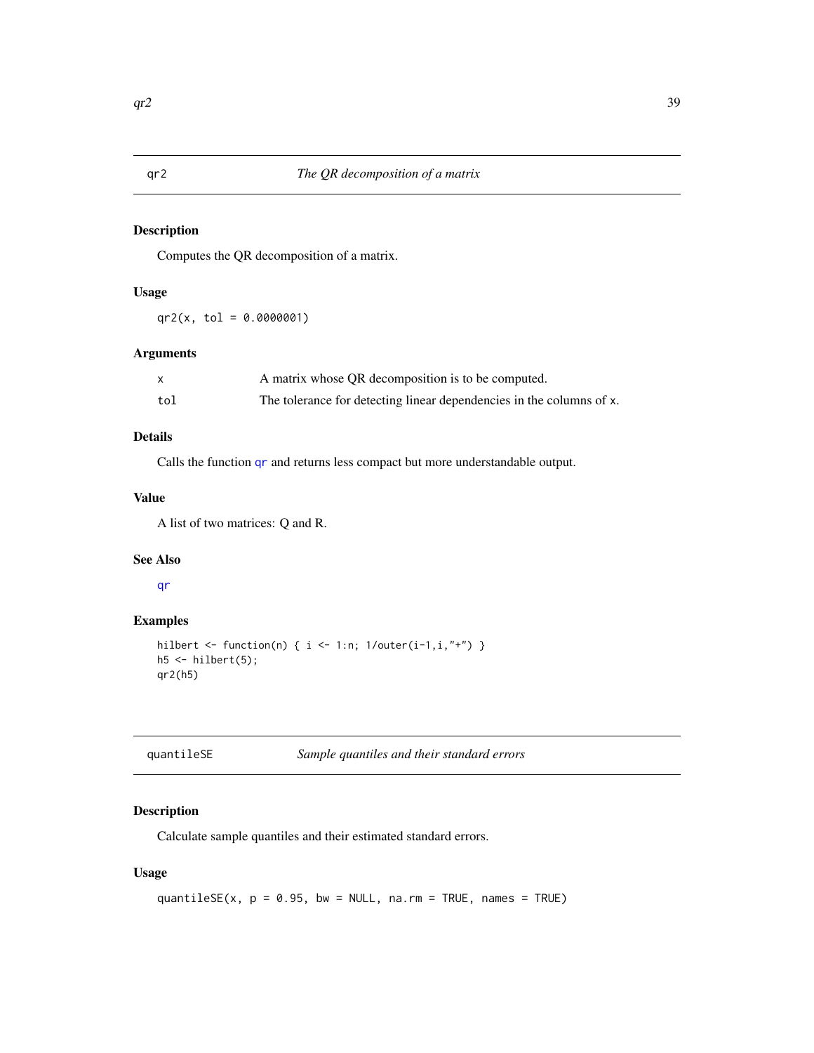## qr2 *The QR decomposition of a matrix*

### Description

Computes the QR decomposition of a matrix.

### Usage

```
qr2(x, tol = 0.0000001)
```

### Arguments

| | |
|---|---|
| x | A matrix whose QR decomposition is to be computed. |
| tol | The tolerance for detecting linear dependencies in the columns of x. |

### Details

Calls the function qr and returns less compact but more understandable output.

### Value

A list of two matrices: Q and R.

### See Also

qr

### Examples

```
hilbert <- function(n) { i <- 1:n; 1/outer(i-1,i,"+") }
h5 <- hilbert(5);
qr2(h5)
```

## quantileSE *Sample quantiles and their standard errors*

### Description

Calculate sample quantiles and their estimated standard errors.

### Usage

```
quantileSE(x, p = 0.95, bw = NULL, na.rm = TRUE, names = TRUE)
```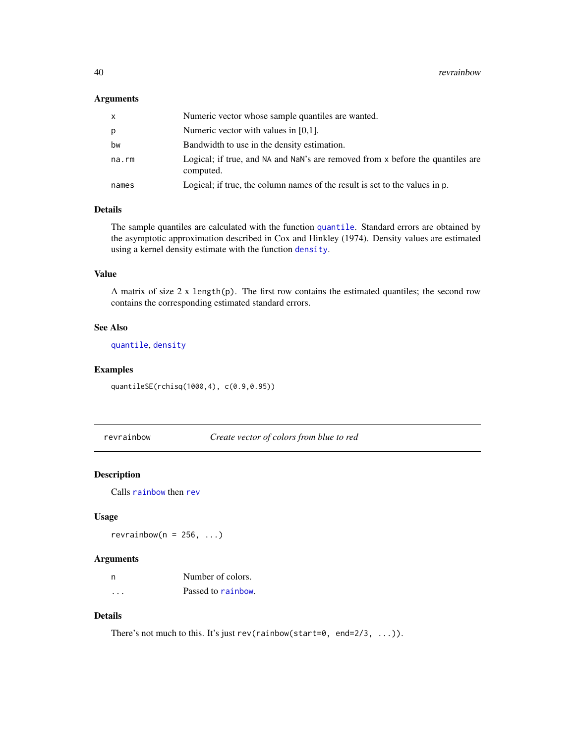### Arguments

| | |
|---|---|
| x | Numeric vector whose sample quantiles are wanted. |
| p | Numeric vector with values in [0,1]. |
| bw | Bandwidth to use in the density estimation. |
| na.rm | Logical; if true, and NA and NaN's are removed from x before the quantiles are computed. |
| names | Logical; if true, the column names of the result is set to the values in p. |

### Details

The sample quantiles are calculated with the function `quantile`. Standard errors are obtained by the asymptotic approximation described in Cox and Hinkley (1974). Density values are estimated using a kernel density estimate with the function `density`.

### Value

A matrix of size 2 x `length(p)`. The first row contains the estimated quantiles; the second row contains the corresponding estimated standard errors.

### See Also

`quantile`, `density`

### Examples

```
quantileSE(rchisq(1000,4), c(0.9,0.95))
```

---

## revrainbow — *Create vector of colors from blue to red*

### Description

Calls `rainbow` then `rev`

### Usage

```
revrainbow(n = 256, ...)
```

### Arguments

| | |
|---|---|
| n | Number of colors. |
| ... | Passed to `rainbow`. |

### Details

There's not much to this. It's just `rev(rainbow(start=0, end=2/3, ...))`.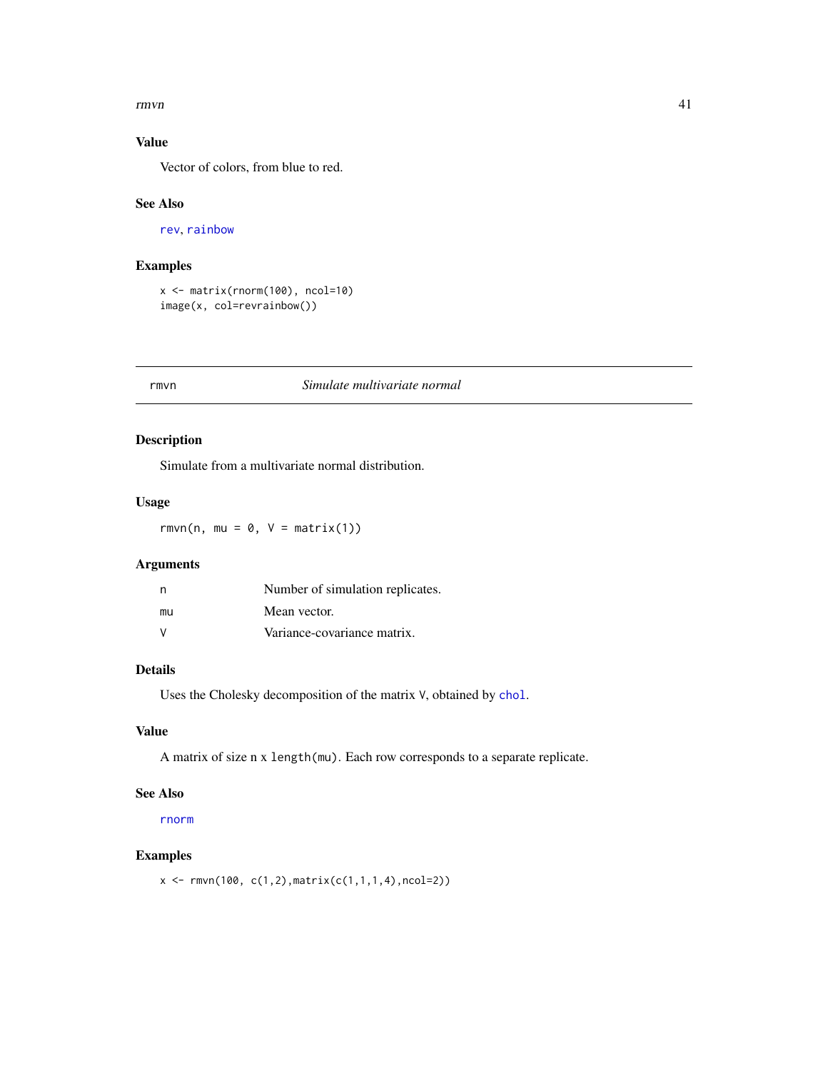## Value

Vector of colors, from blue to red.

## See Also

`rev`, `rainbow`

## Examples

```
x <- matrix(rnorm(100), ncol=10)
image(x, col=revrainbow())
```

---

# rmvn — *Simulate multivariate normal*

## Description

Simulate from a multivariate normal distribution.

## Usage

```
rmvn(n, mu = 0, V = matrix(1))
```

## Arguments

| | |
|---|---|
| `n` | Number of simulation replicates. |
| `mu` | Mean vector. |
| `V` | Variance-covariance matrix. |

## Details

Uses the Cholesky decomposition of the matrix `V`, obtained by `chol`.

## Value

A matrix of size n x `length(mu)`. Each row corresponds to a separate replicate.

## See Also

`rnorm`

## Examples

```
x <- rmvn(100, c(1,2),matrix(c(1,1,1,4),ncol=2))
```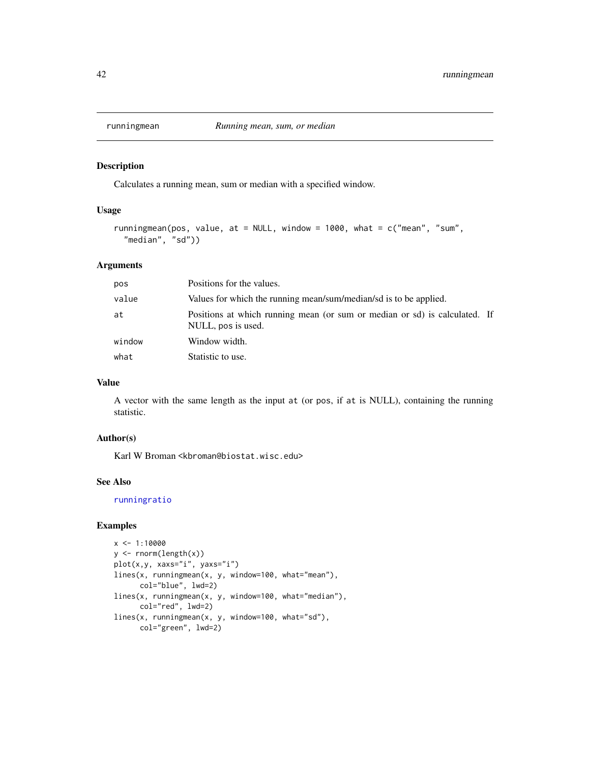runningmean *Running mean, sum, or median*

## Description

Calculates a running mean, sum or median with a specified window.

## Usage

```
runningmean(pos, value, at = NULL, window = 1000, what = c("mean", "sum",
  "median", "sd"))
```

## Arguments

| | |
|---|---|
| `pos` | Positions for the values. |
| `value` | Values for which the running mean/sum/median/sd is to be applied. |
| `at` | Positions at which running mean (or sum or median or sd) is calculated. If NULL, pos is used. |
| `window` | Window width. |
| `what` | Statistic to use. |

## Value

A vector with the same length as the input `at` (or `pos`, if `at` is NULL), containing the running statistic.

## Author(s)

Karl W Broman <kbroman@biostat.wisc.edu>

## See Also

runningratio

## Examples

```
x <- 1:10000
y <- rnorm(length(x))
plot(x,y, xaxs="i", yaxs="i")
lines(x, runningmean(x, y, window=100, what="mean"),
      col="blue", lwd=2)
lines(x, runningmean(x, y, window=100, what="median"),
      col="red", lwd=2)
lines(x, runningmean(x, y, window=100, what="sd"),
      col="green", lwd=2)
```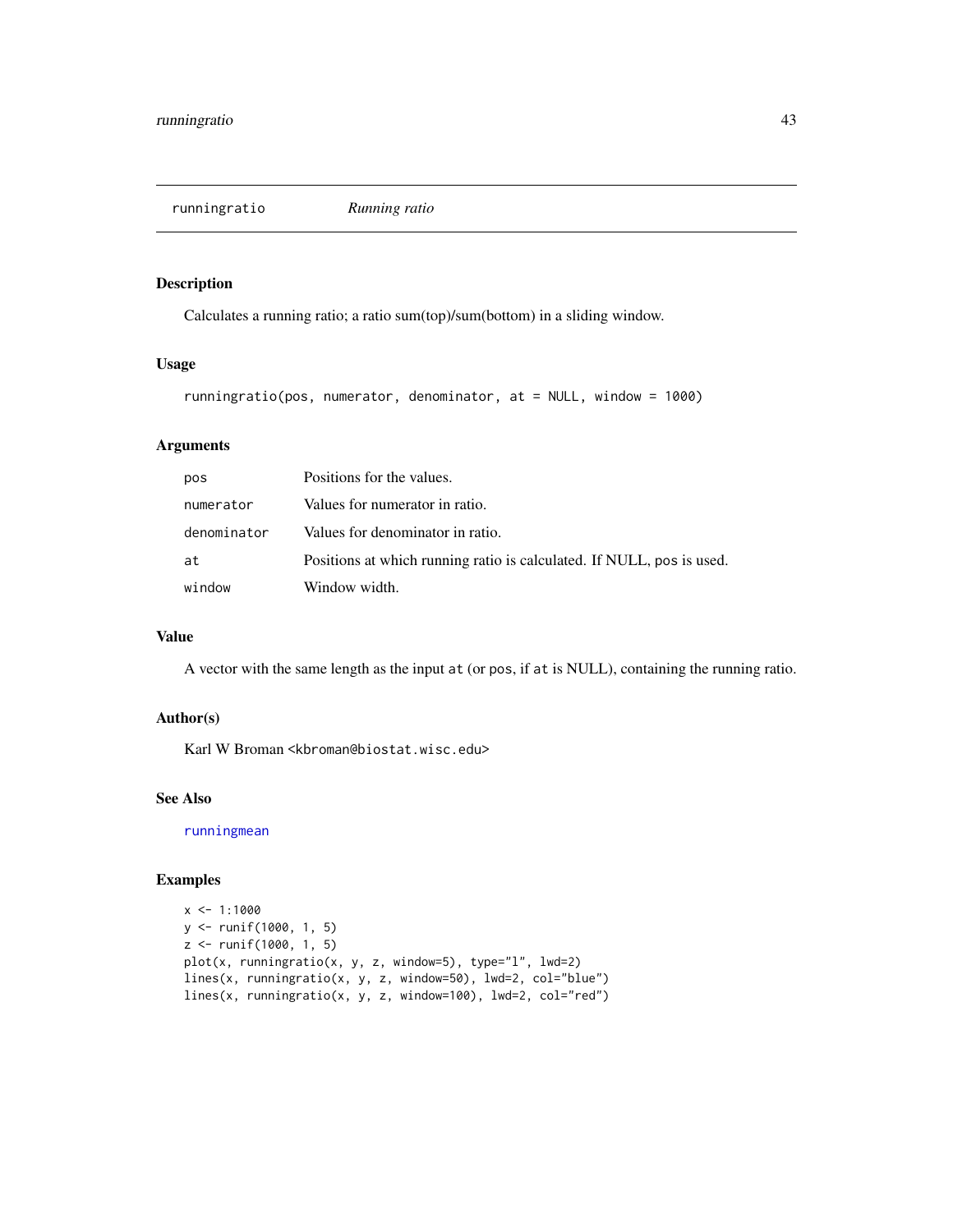## runningratio    *Running ratio*

### Description

Calculates a running ratio; a ratio sum(top)/sum(bottom) in a sliding window.

### Usage

```
runningratio(pos, numerator, denominator, at = NULL, window = 1000)
```

### Arguments

| | |
|---|---|
| `pos` | Positions for the values. |
| `numerator` | Values for numerator in ratio. |
| `denominator` | Values for denominator in ratio. |
| `at` | Positions at which running ratio is calculated. If NULL, `pos` is used. |
| `window` | Window width. |

### Value

A vector with the same length as the input `at` (or `pos`, if `at` is NULL), containing the running ratio.

### Author(s)

Karl W Broman <kbroman@biostat.wisc.edu>

### See Also

`runningmean`

### Examples

```
x <- 1:1000
y <- runif(1000, 1, 5)
z <- runif(1000, 1, 5)
plot(x, runningratio(x, y, z, window=5), type="l", lwd=2)
lines(x, runningratio(x, y, z, window=50), lwd=2, col="blue")
lines(x, runningratio(x, y, z, window=100), lwd=2, col="red")
```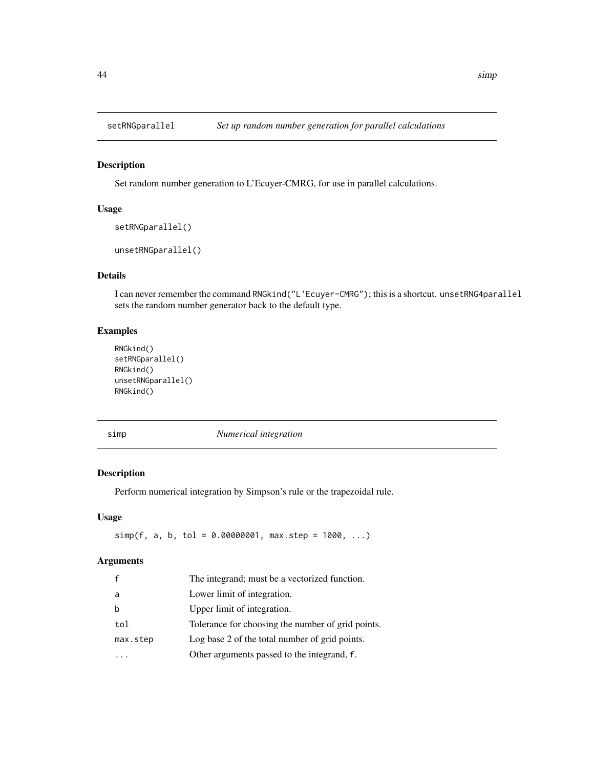## setRNGparallel — *Set up random number generation for parallel calculations*

### Description

Set random number generation to L'Ecuyer-CMRG, for use in parallel calculations.

### Usage

```
setRNGparallel()

unsetRNGparallel()
```

### Details

I can never remember the command `RNGkind("L'Ecuyer-CMRG")`; this is a shortcut. `unsetRNG4parallel` sets the random number generator back to the default type.

### Examples

```
RNGkind()
setRNGparallel()
RNGkind()
unsetRNGparallel()
RNGkind()
```

## simp — *Numerical integration*

### Description

Perform numerical integration by Simpson's rule or the trapezoidal rule.

### Usage

```
simp(f, a, b, tol = 0.00000001, max.step = 1000, ...)
```

### Arguments

| | |
|---|---|
| `f` | The integrand; must be a vectorized function. |
| `a` | Lower limit of integration. |
| `b` | Upper limit of integration. |
| `tol` | Tolerance for choosing the number of grid points. |
| `max.step` | Log base 2 of the total number of grid points. |
| `...` | Other arguments passed to the integrand, `f`. |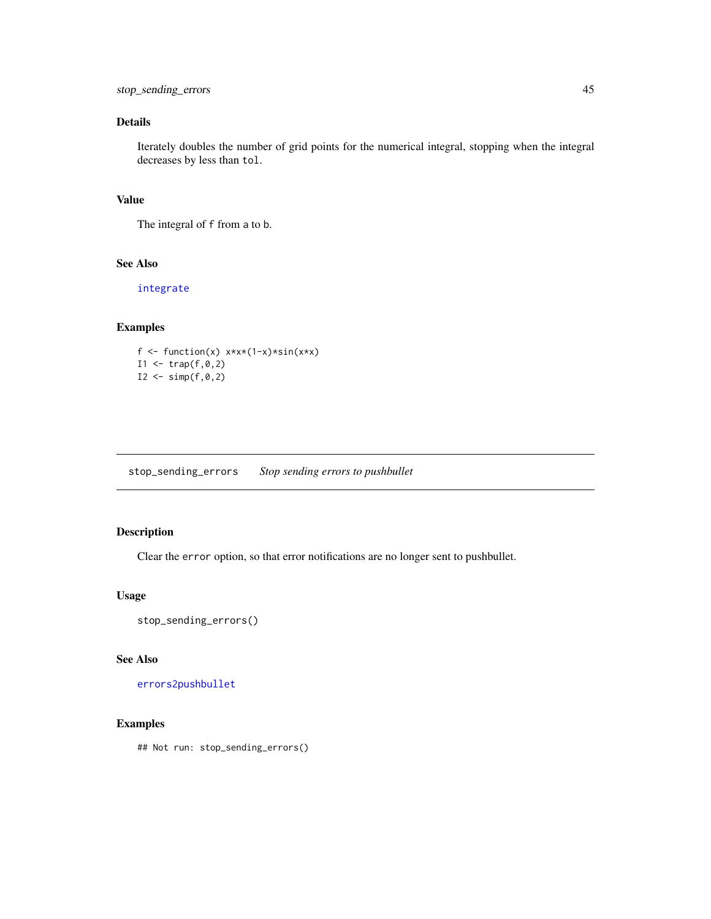## Details

Iterately doubles the number of grid points for the numerical integral, stopping when the integral decreases by less than `tol`.

## Value

The integral of `f` from `a` to `b`.

## See Also

integrate

## Examples

```
f <- function(x) x*x*(1-x)*sin(x*x)
I1 <- trap(f,0,2)
I2 <- simp(f,0,2)
```

---

# stop_sending_errors — *Stop sending errors to pushbullet*

## Description

Clear the `error` option, so that error notifications are no longer sent to pushbullet.

## Usage

```
stop_sending_errors()
```

## See Also

errors2pushbullet

## Examples

```
## Not run: stop_sending_errors()
```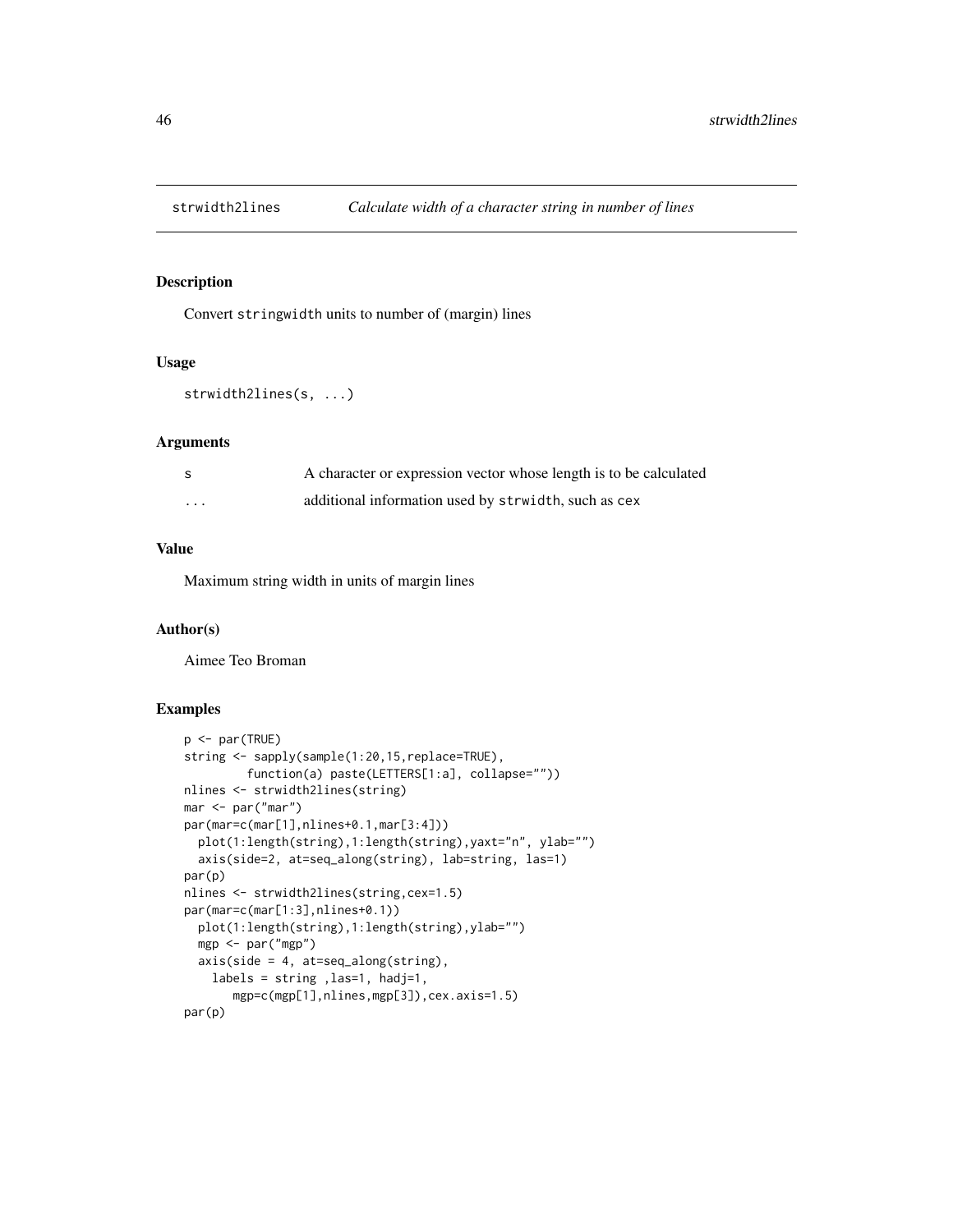# strwidth2lines — *Calculate width of a character string in number of lines*

## Description

Convert `stringwidth` units to number of (margin) lines

## Usage

```
strwidth2lines(s, ...)
```

## Arguments

| | |
|---|---|
| `s` | A character or expression vector whose length is to be calculated |
| `...` | additional information used by `strwidth`, such as `cex` |

## Value

Maximum string width in units of margin lines

## Author(s)

Aimee Teo Broman

## Examples

```
p <- par(TRUE)
string <- sapply(sample(1:20,15,replace=TRUE),
         function(a) paste(LETTERS[1:a], collapse=""))
nlines <- strwidth2lines(string)
mar <- par("mar")
par(mar=c(mar[1],nlines+0.1,mar[3:4]))
  plot(1:length(string),1:length(string),yaxt="n", ylab="")
  axis(side=2, at=seq_along(string), lab=string, las=1)
par(p)
nlines <- strwidth2lines(string,cex=1.5)
par(mar=c(mar[1:3],nlines+0.1))
  plot(1:length(string),1:length(string),ylab="")
  mgp <- par("mgp")
  axis(side = 4, at=seq_along(string),
    labels = string ,las=1, hadj=1,
       mgp=c(mgp[1],nlines,mgp[3]),cex.axis=1.5)
par(p)
```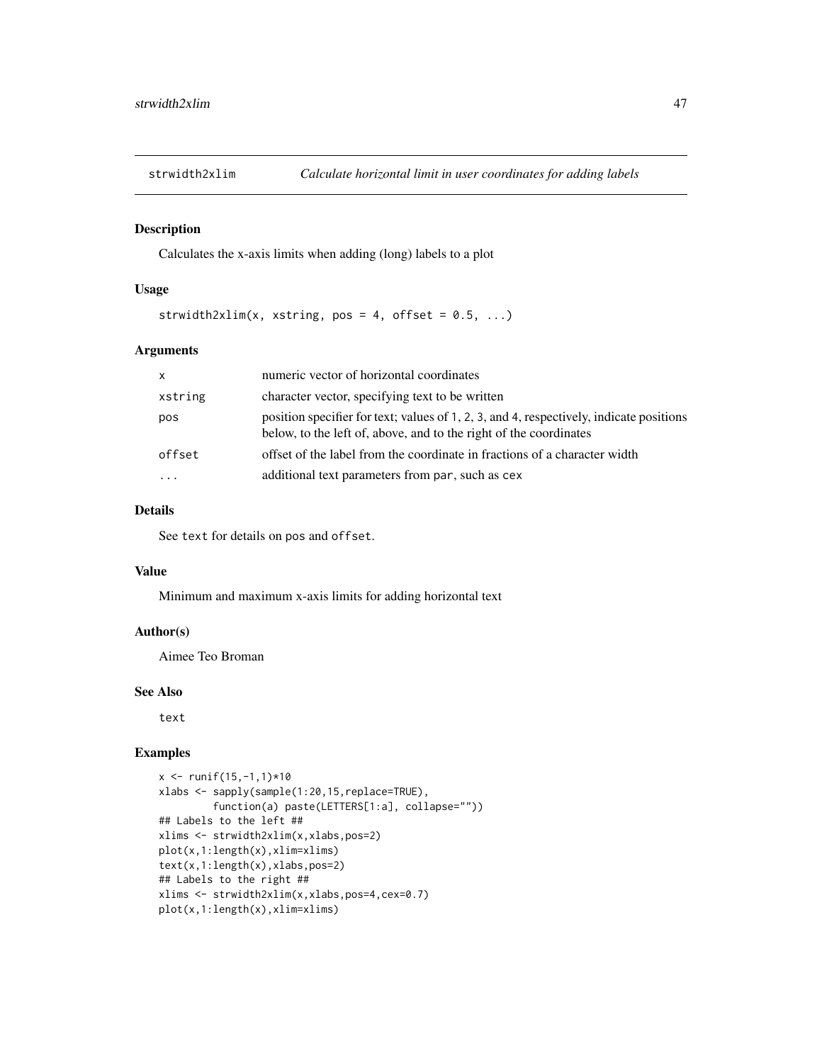# strwidth2xlim — *Calculate horizontal limit in user coordinates for adding labels*

## Description

Calculates the x-axis limits when adding (long) labels to a plot

## Usage

```
strwidth2xlim(x, xstring, pos = 4, offset = 0.5, ...)
```

## Arguments

| | |
|---|---|
| `x` | numeric vector of horizontal coordinates |
| `xstring` | character vector, specifying text to be written |
| `pos` | position specifier for text; values of `1`, `2`, `3`, and `4`, respectively, indicate positions below, to the left of, above, and to the right of the coordinates |
| `offset` | offset of the label from the coordinate in fractions of a character width |
| `...` | additional text parameters from `par`, such as `cex` |

## Details

See `text` for details on `pos` and `offset`.

## Value

Minimum and maximum x-axis limits for adding horizontal text

## Author(s)

Aimee Teo Broman

## See Also

`text`

## Examples

```
x <- runif(15,-1,1)*10
xlabs <- sapply(sample(1:20,15,replace=TRUE),
         function(a) paste(LETTERS[1:a], collapse=""))
## Labels to the left ##
xlims <- strwidth2xlim(x,xlabs,pos=2)
plot(x,1:length(x),xlim=xlims)
text(x,1:length(x),xlabs,pos=2)
## Labels to the right ##
xlims <- strwidth2xlim(x,xlabs,pos=4,cex=0.7)
plot(x,1:length(x),xlim=xlims)
```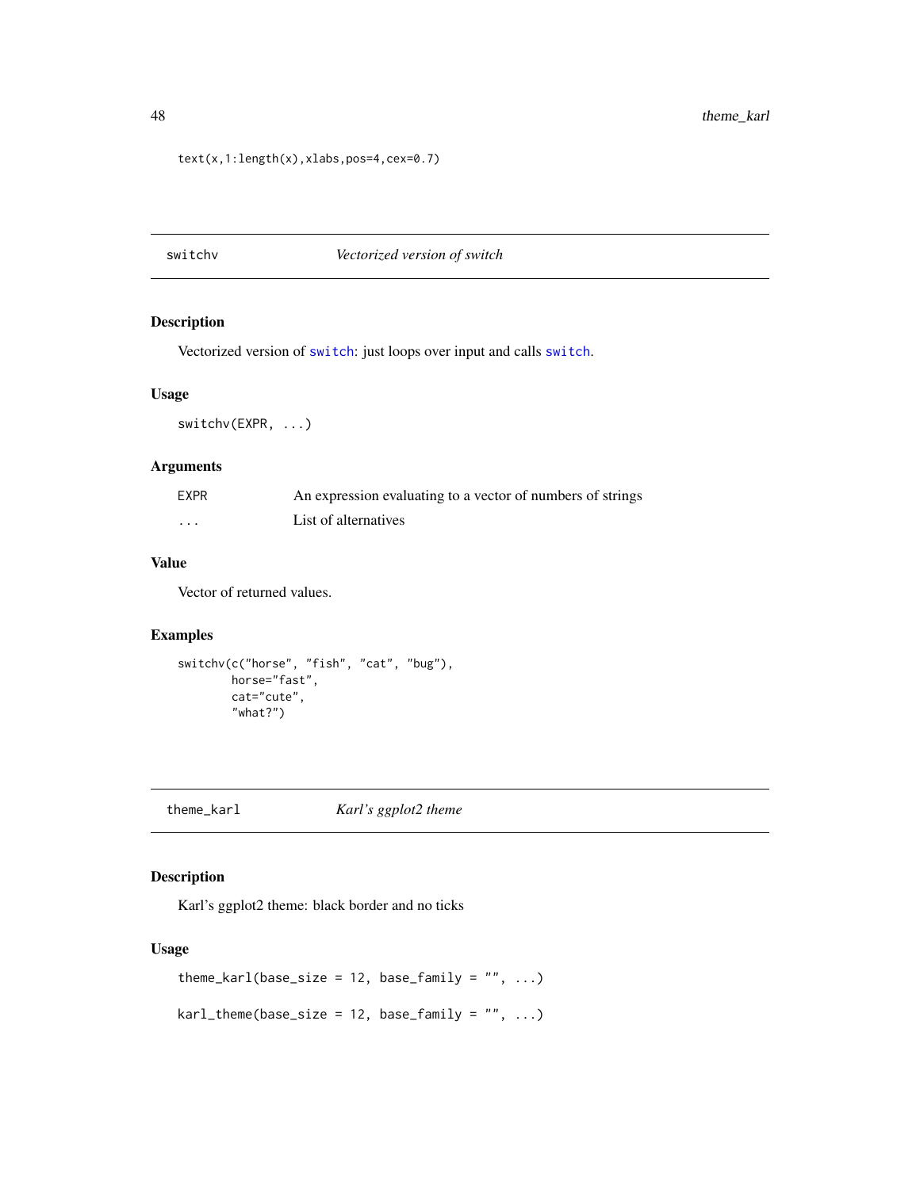```
text(x,1:length(x),xlabs,pos=4,cex=0.7)
```

## switchv — *Vectorized version of switch*

### Description

Vectorized version of `switch`: just loops over input and calls `switch`.

### Usage

```
switchv(EXPR, ...)
```

### Arguments

| | |
|---|---|
| EXPR | An expression evaluating to a vector of numbers of strings |
| ... | List of alternatives |

### Value

Vector of returned values.

### Examples

```
switchv(c("horse", "fish", "cat", "bug"),
        horse="fast",
        cat="cute",
        "what?")
```

## theme_karl — *Karl's ggplot2 theme*

### Description

Karl's ggplot2 theme: black border and no ticks

### Usage

```
theme_karl(base_size = 12, base_family = "", ...)

karl_theme(base_size = 12, base_family = "", ...)
```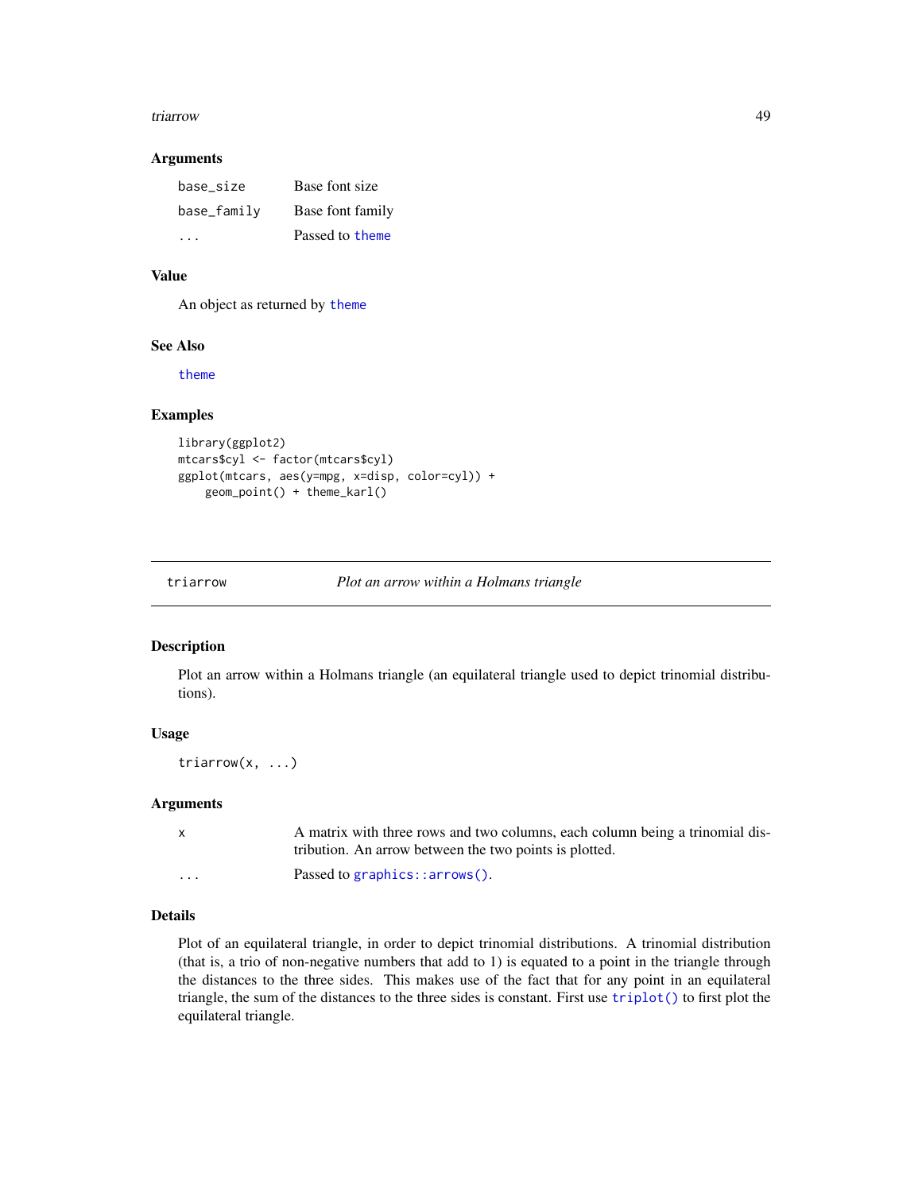### Arguments

| | |
|---|---|
| base_size | Base font size |
| base_family | Base font family |
| ... | Passed to theme |

### Value

An object as returned by theme

### See Also

theme

### Examples

```
library(ggplot2)
mtcars$cyl <- factor(mtcars$cyl)
ggplot(mtcars, aes(y=mpg, x=disp, color=cyl)) +
    geom_point() + theme_karl()
```

---

## triarrow — *Plot an arrow within a Holmans triangle*

### Description

Plot an arrow within a Holmans triangle (an equilateral triangle used to depict trinomial distributions).

### Usage

```
triarrow(x, ...)
```

### Arguments

| | |
|---|---|
| x | A matrix with three rows and two columns, each column being a trinomial distribution. An arrow between the two points is plotted. |
| ... | Passed to graphics::arrows(). |

### Details

Plot of an equilateral triangle, in order to depict trinomial distributions. A trinomial distribution (that is, a trio of non-negative numbers that add to 1) is equated to a point in the triangle through the distances to the three sides. This makes use of the fact that for any point in an equilateral triangle, the sum of the distances to the three sides is constant. First use triplot() to first plot the equilateral triangle.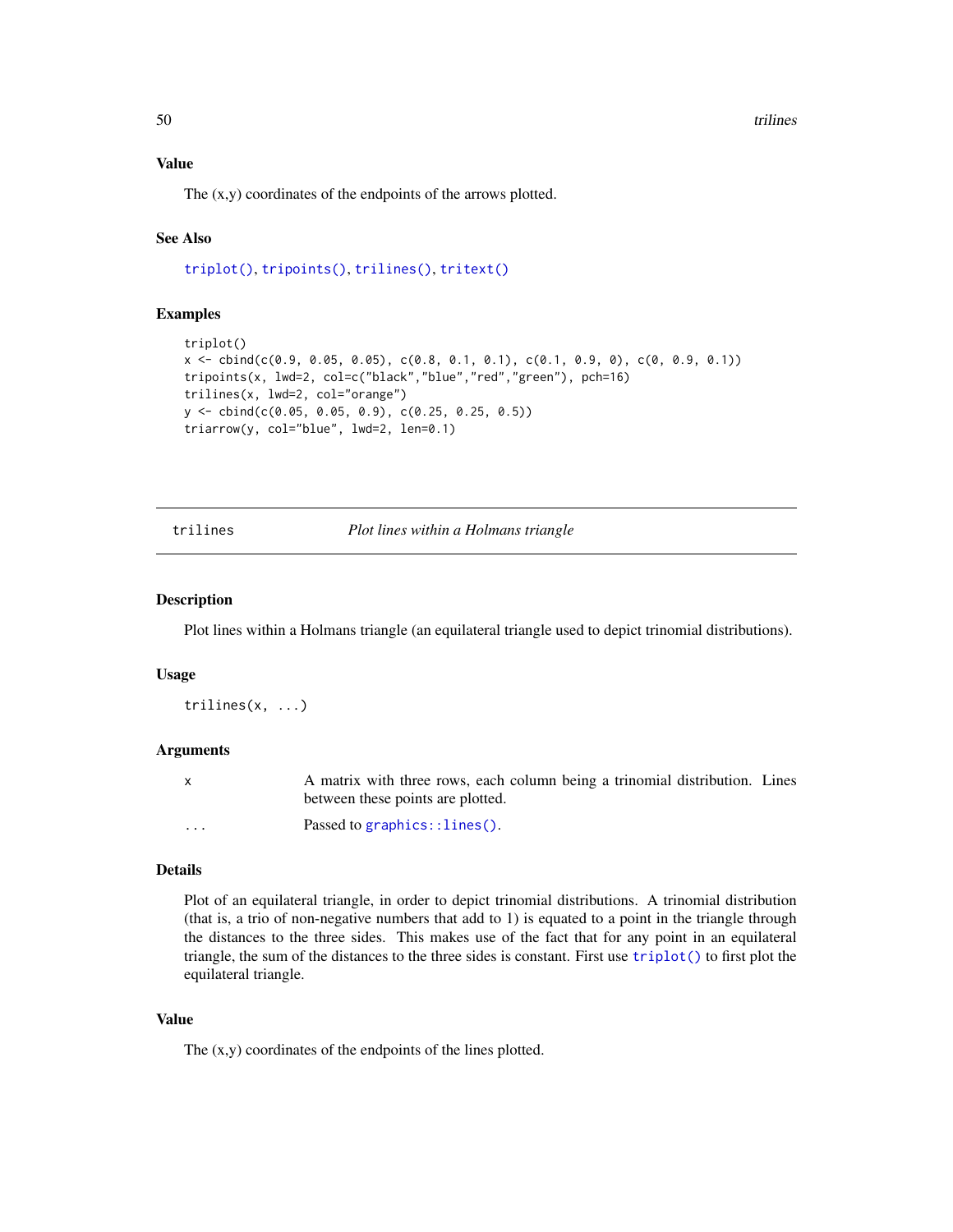### Value

The (x,y) coordinates of the endpoints of the arrows plotted.

### See Also

`triplot()`, `tripoints()`, `trilines()`, `tritext()`

### Examples

```
triplot()
x <- cbind(c(0.9, 0.05, 0.05), c(0.8, 0.1, 0.1), c(0.1, 0.9, 0), c(0, 0.9, 0.1))
tripoints(x, lwd=2, col=c("black","blue","red","green"), pch=16)
trilines(x, lwd=2, col="orange")
y <- cbind(c(0.05, 0.05, 0.9), c(0.25, 0.25, 0.5))
triarrow(y, col="blue", lwd=2, len=0.1)
```

---

## trilines    *Plot lines within a Holmans triangle*

### Description

Plot lines within a Holmans triangle (an equilateral triangle used to depict trinomial distributions).

### Usage

```
trilines(x, ...)
```

### Arguments

| | |
|---|---|
| x | A matrix with three rows, each column being a trinomial distribution. Lines between these points are plotted. |
| ... | Passed to `graphics::lines()`. |

### Details

Plot of an equilateral triangle, in order to depict trinomial distributions. A trinomial distribution (that is, a trio of non-negative numbers that add to 1) is equated to a point in the triangle through the distances to the three sides. This makes use of the fact that for any point in an equilateral triangle, the sum of the distances to the three sides is constant. First use `triplot()` to first plot the equilateral triangle.

### Value

The (x,y) coordinates of the endpoints of the lines plotted.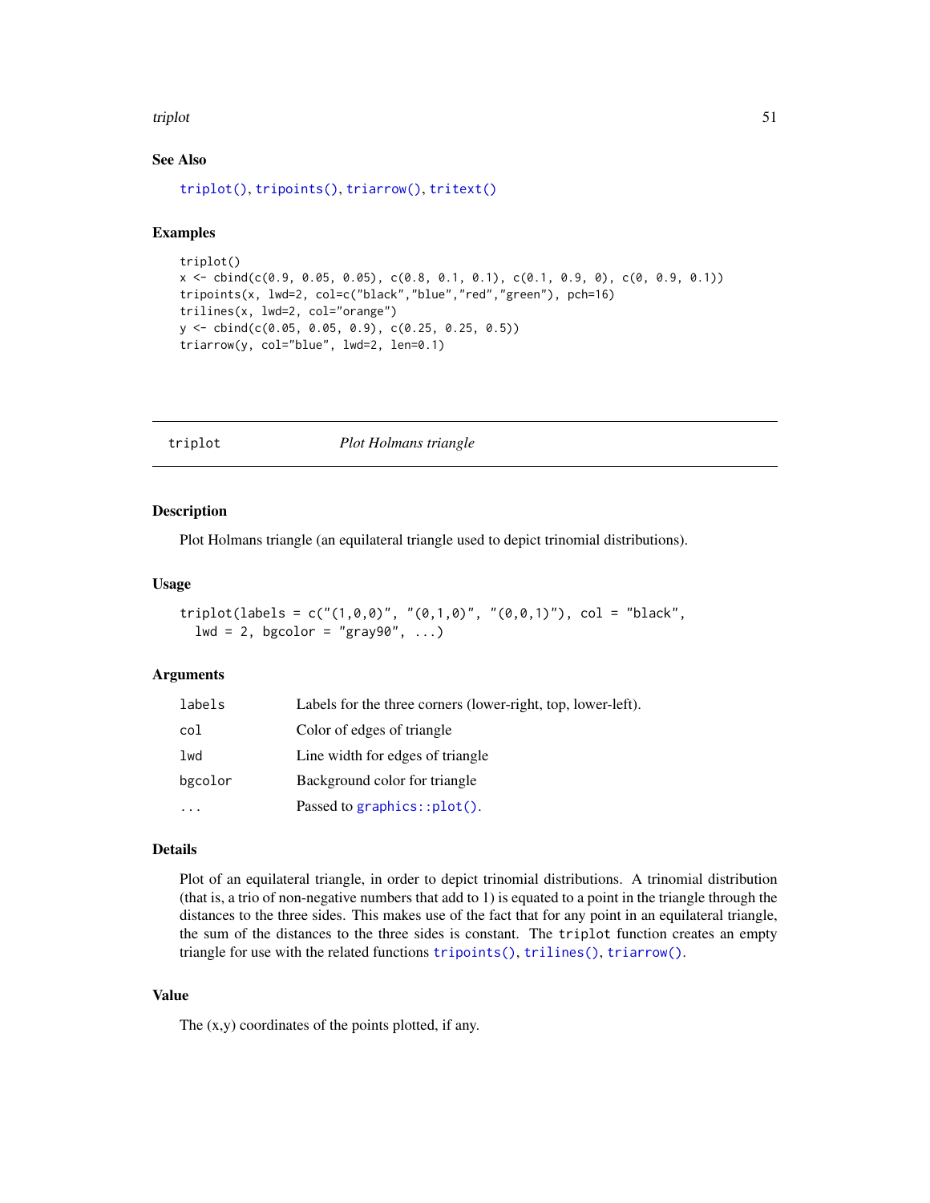### See Also

`triplot()`, `tripoints()`, `triarrow()`, `tritext()`

### Examples

```
triplot()
x <- cbind(c(0.9, 0.05, 0.05), c(0.8, 0.1, 0.1), c(0.1, 0.9, 0), c(0, 0.9, 0.1))
tripoints(x, lwd=2, col=c("black","blue","red","green"), pch=16)
trilines(x, lwd=2, col="orange")
y <- cbind(c(0.05, 0.05, 0.9), c(0.25, 0.25, 0.5))
triarrow(y, col="blue", lwd=2, len=0.1)
```

---

## triplot    *Plot Holmans triangle*

---

### Description

Plot Holmans triangle (an equilateral triangle used to depict trinomial distributions).

### Usage

```
triplot(labels = c("(1,0,0)", "(0,1,0)", "(0,0,1)"), col = "black",
  lwd = 2, bgcolor = "gray90", ...)
```

### Arguments

| | |
|---|---|
| `labels` | Labels for the three corners (lower-right, top, lower-left). |
| `col` | Color of edges of triangle |
| `lwd` | Line width for edges of triangle |
| `bgcolor` | Background color for triangle |
| `...` | Passed to `graphics::plot()`. |

### Details

Plot of an equilateral triangle, in order to depict trinomial distributions. A trinomial distribution (that is, a trio of non-negative numbers that add to 1) is equated to a point in the triangle through the distances to the three sides. This makes use of the fact that for any point in an equilateral triangle, the sum of the distances to the three sides is constant. The `triplot` function creates an empty triangle for use with the related functions `tripoints()`, `trilines()`, `triarrow()`.

### Value

The (x,y) coordinates of the points plotted, if any.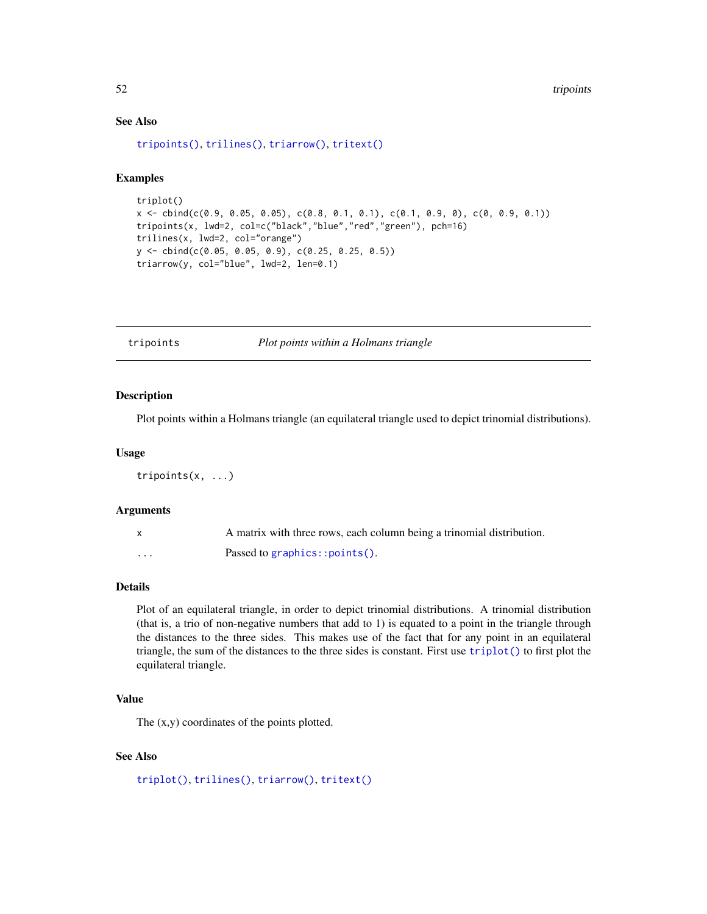## See Also

`tripoints()`, `trilines()`, `triarrow()`, `tritext()`

## Examples

```
triplot()
x <- cbind(c(0.9, 0.05, 0.05), c(0.8, 0.1, 0.1), c(0.1, 0.9, 0), c(0, 0.9, 0.1))
tripoints(x, lwd=2, col=c("black","blue","red","green"), pch=16)
trilines(x, lwd=2, col="orange")
y <- cbind(c(0.05, 0.05, 0.9), c(0.25, 0.25, 0.5))
triarrow(y, col="blue", lwd=2, len=0.1)
```

---

# tripoints — *Plot points within a Holmans triangle*

## Description

Plot points within a Holmans triangle (an equilateral triangle used to depict trinomial distributions).

## Usage

```
tripoints(x, ...)
```

## Arguments

| | |
|---|---|
| x | A matrix with three rows, each column being a trinomial distribution. |
| ... | Passed to `graphics::points()`. |

## Details

Plot of an equilateral triangle, in order to depict trinomial distributions. A trinomial distribution (that is, a trio of non-negative numbers that add to 1) is equated to a point in the triangle through the distances to the three sides. This makes use of the fact that for any point in an equilateral triangle, the sum of the distances to the three sides is constant. First use `triplot()` to first plot the equilateral triangle.

## Value

The (x,y) coordinates of the points plotted.

## See Also

`triplot()`, `trilines()`, `triarrow()`, `tritext()`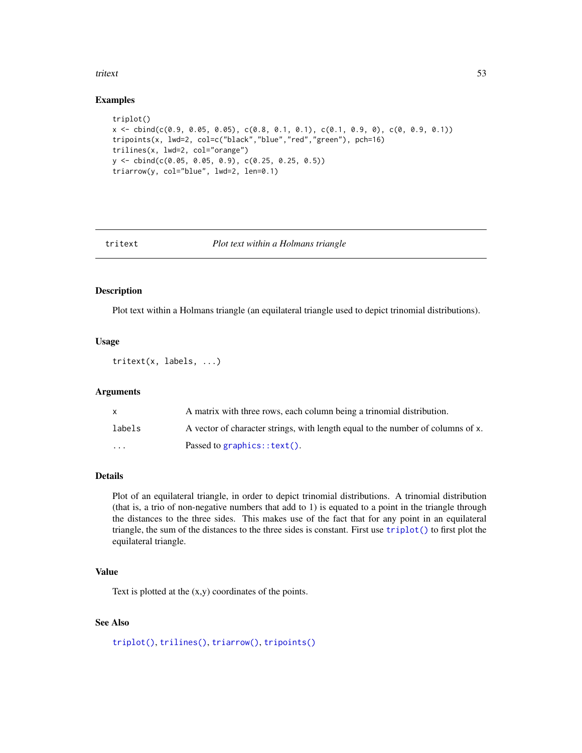### Examples

```
triplot()
x <- cbind(c(0.9, 0.05, 0.05), c(0.8, 0.1, 0.1), c(0.1, 0.9, 0), c(0, 0.9, 0.1))
tripoints(x, lwd=2, col=c("black","blue","red","green"), pch=16)
trilines(x, lwd=2, col="orange")
y <- cbind(c(0.05, 0.05, 0.9), c(0.25, 0.25, 0.5))
triarrow(y, col="blue", lwd=2, len=0.1)
```

---

## tritext — *Plot text within a Holmans triangle*

---

### Description

Plot text within a Holmans triangle (an equilateral triangle used to depict trinomial distributions).

### Usage

```
tritext(x, labels, ...)
```

### Arguments

| | |
|---|---|
| `x` | A matrix with three rows, each column being a trinomial distribution. |
| `labels` | A vector of character strings, with length equal to the number of columns of `x`. |
| `...` | Passed to `graphics::text()`. |

### Details

Plot of an equilateral triangle, in order to depict trinomial distributions. A trinomial distribution (that is, a trio of non-negative numbers that add to 1) is equated to a point in the triangle through the distances to the three sides. This makes use of the fact that for any point in an equilateral triangle, the sum of the distances to the three sides is constant. First use `triplot()` to first plot the equilateral triangle.

### Value

Text is plotted at the (x,y) coordinates of the points.

### See Also

`triplot()`, `trilines()`, `triarrow()`, `tripoints()`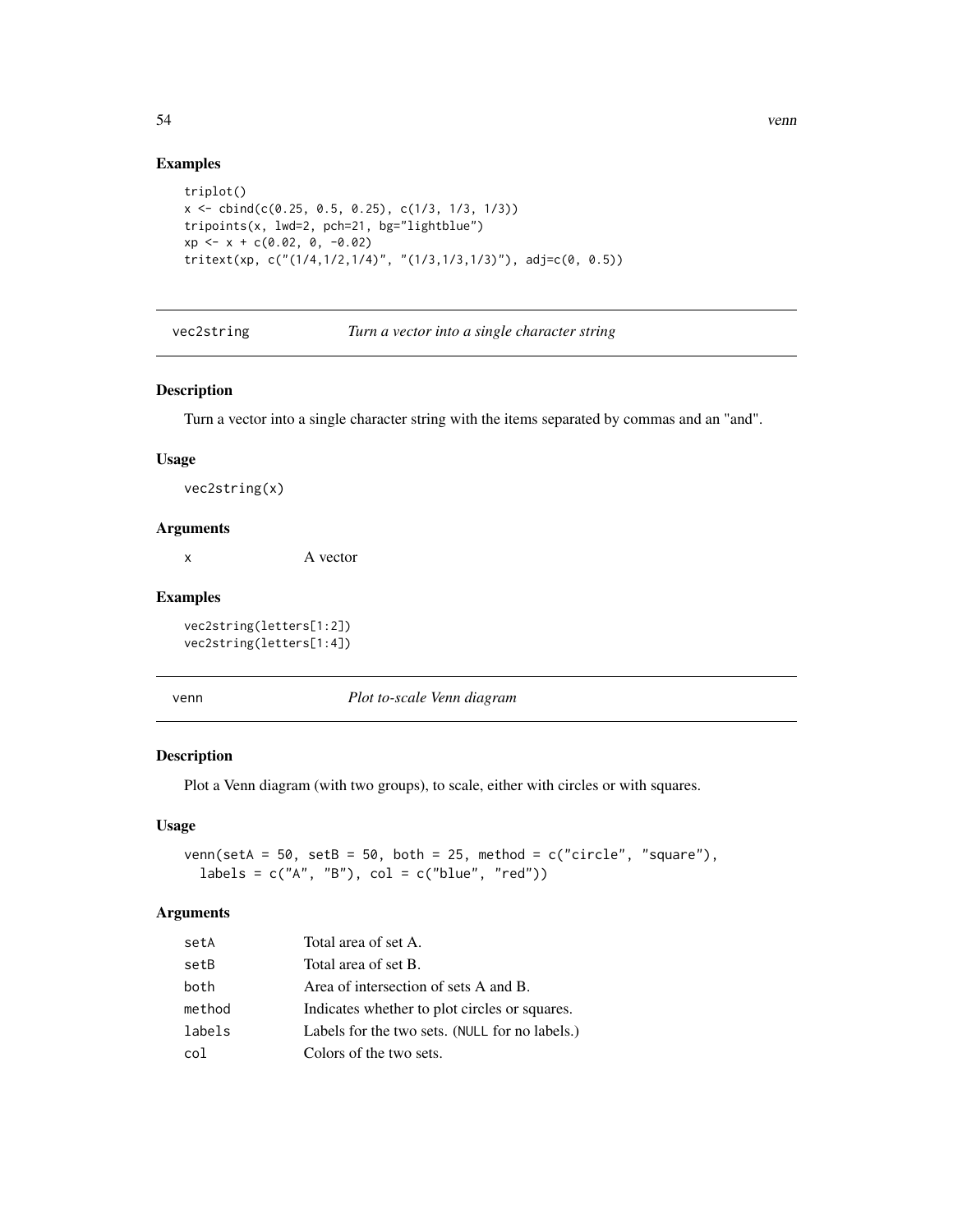### Examples

```
triplot()
x <- cbind(c(0.25, 0.5, 0.25), c(1/3, 1/3, 1/3))
tripoints(x, lwd=2, pch=21, bg="lightblue")
xp <- x + c(0.02, 0, -0.02)
tritext(xp, c("(1/4,1/2,1/4)", "(1/3,1/3,1/3)"), adj=c(0, 0.5))
```

---

## vec2string — *Turn a vector into a single character string*

### Description

Turn a vector into a single character string with the items separated by commas and an "and".

### Usage

```
vec2string(x)
```

### Arguments

| | |
|---|---|
| x | A vector |

### Examples

```
vec2string(letters[1:2])
vec2string(letters[1:4])
```

---

## venn — *Plot to-scale Venn diagram*

### Description

Plot a Venn diagram (with two groups), to scale, either with circles or with squares.

### Usage

```
venn(setA = 50, setB = 50, both = 25, method = c("circle", "square"),
  labels = c("A", "B"), col = c("blue", "red"))
```

### Arguments

| | |
|---|---|
| setA | Total area of set A. |
| setB | Total area of set B. |
| both | Area of intersection of sets A and B. |
| method | Indicates whether to plot circles or squares. |
| labels | Labels for the two sets. (NULL for no labels.) |
| col | Colors of the two sets. |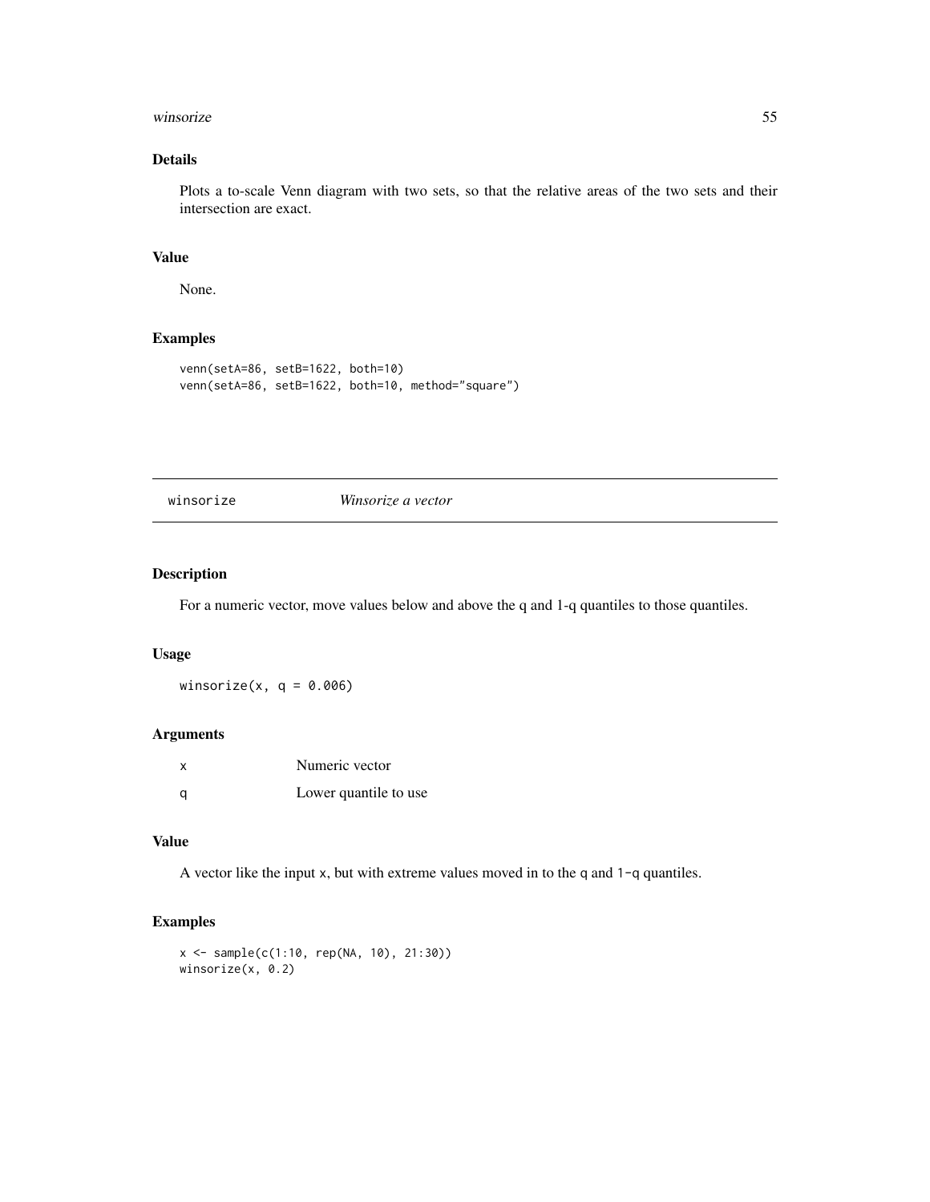## Details

Plots a to-scale Venn diagram with two sets, so that the relative areas of the two sets and their intersection are exact.

## Value

None.

## Examples

```
venn(setA=86, setB=1622, both=10)
venn(setA=86, setB=1622, both=10, method="square")
```

---

# winsorize *Winsorize a vector*

---

## Description

For a numeric vector, move values below and above the q and 1-q quantiles to those quantiles.

## Usage

```
winsorize(x, q = 0.006)
```

## Arguments

| | |
|---|---|
| x | Numeric vector |
| q | Lower quantile to use |

## Value

A vector like the input `x`, but with extreme values moved in to the `q` and `1-q` quantiles.

## Examples

```
x <- sample(c(1:10, rep(NA, 10), 21:30))
winsorize(x, 0.2)
```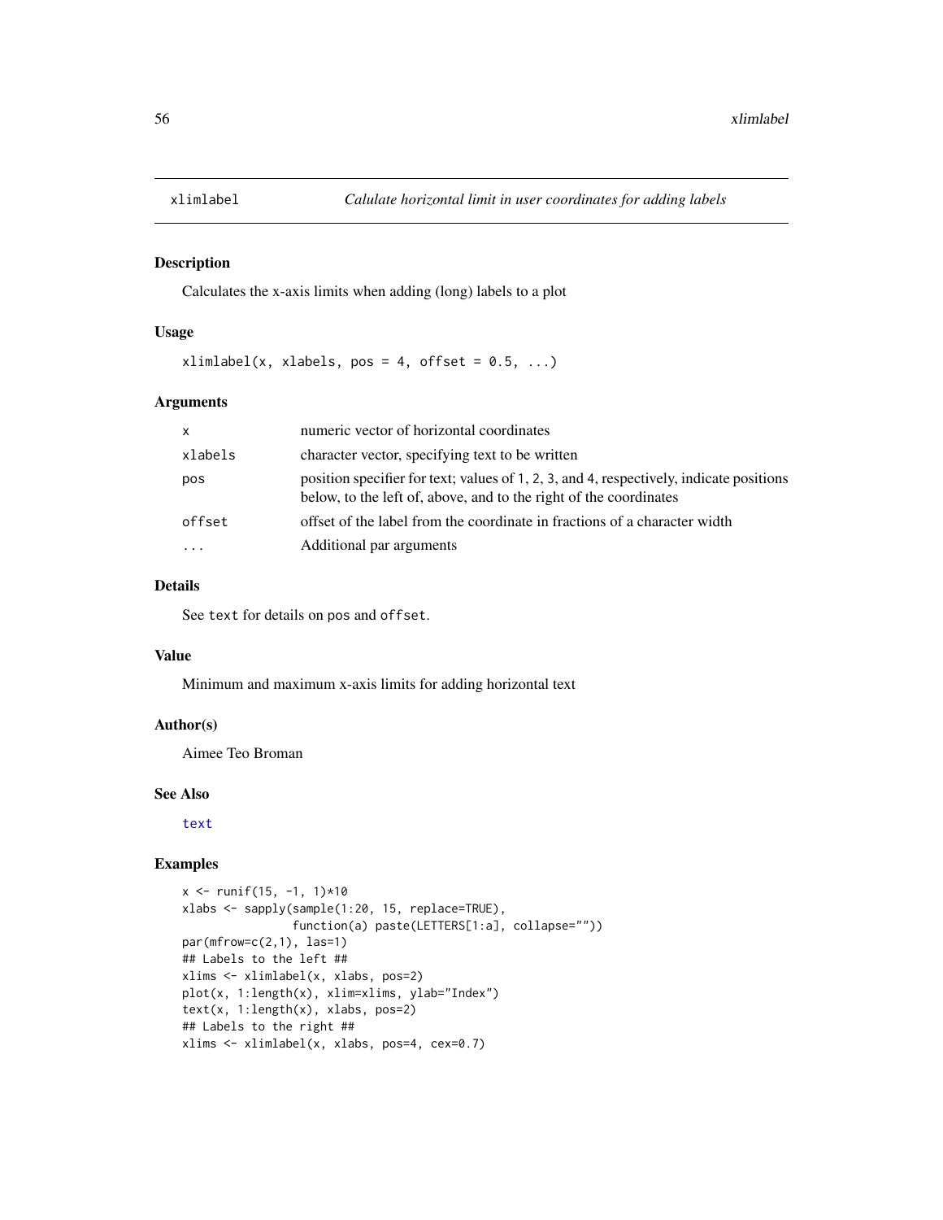# xlimlabel — *Calulate horizontal limit in user coordinates for adding labels*

## Description

Calculates the x-axis limits when adding (long) labels to a plot

## Usage

```
xlimlabel(x, xlabels, pos = 4, offset = 0.5, ...)
```

## Arguments

| | |
|---|---|
| x | numeric vector of horizontal coordinates |
| xlabels | character vector, specifying text to be written |
| pos | position specifier for text; values of 1, 2, 3, and 4, respectively, indicate positions below, to the left of, above, and to the right of the coordinates |
| offset | offset of the label from the coordinate in fractions of a character width |
| ... | Additional par arguments |

## Details

See `text` for details on `pos` and `offset`.

## Value

Minimum and maximum x-axis limits for adding horizontal text

## Author(s)

Aimee Teo Broman

## See Also

`text`

## Examples

```
x <- runif(15, -1, 1)*10
xlabs <- sapply(sample(1:20, 15, replace=TRUE),
                function(a) paste(LETTERS[1:a], collapse=""))
par(mfrow=c(2,1), las=1)
## Labels to the left ##
xlims <- xlimlabel(x, xlabs, pos=2)
plot(x, 1:length(x), xlim=xlims, ylab="Index")
text(x, 1:length(x), xlabs, pos=2)
## Labels to the right ##
xlims <- xlimlabel(x, xlabs, pos=4, cex=0.7)
```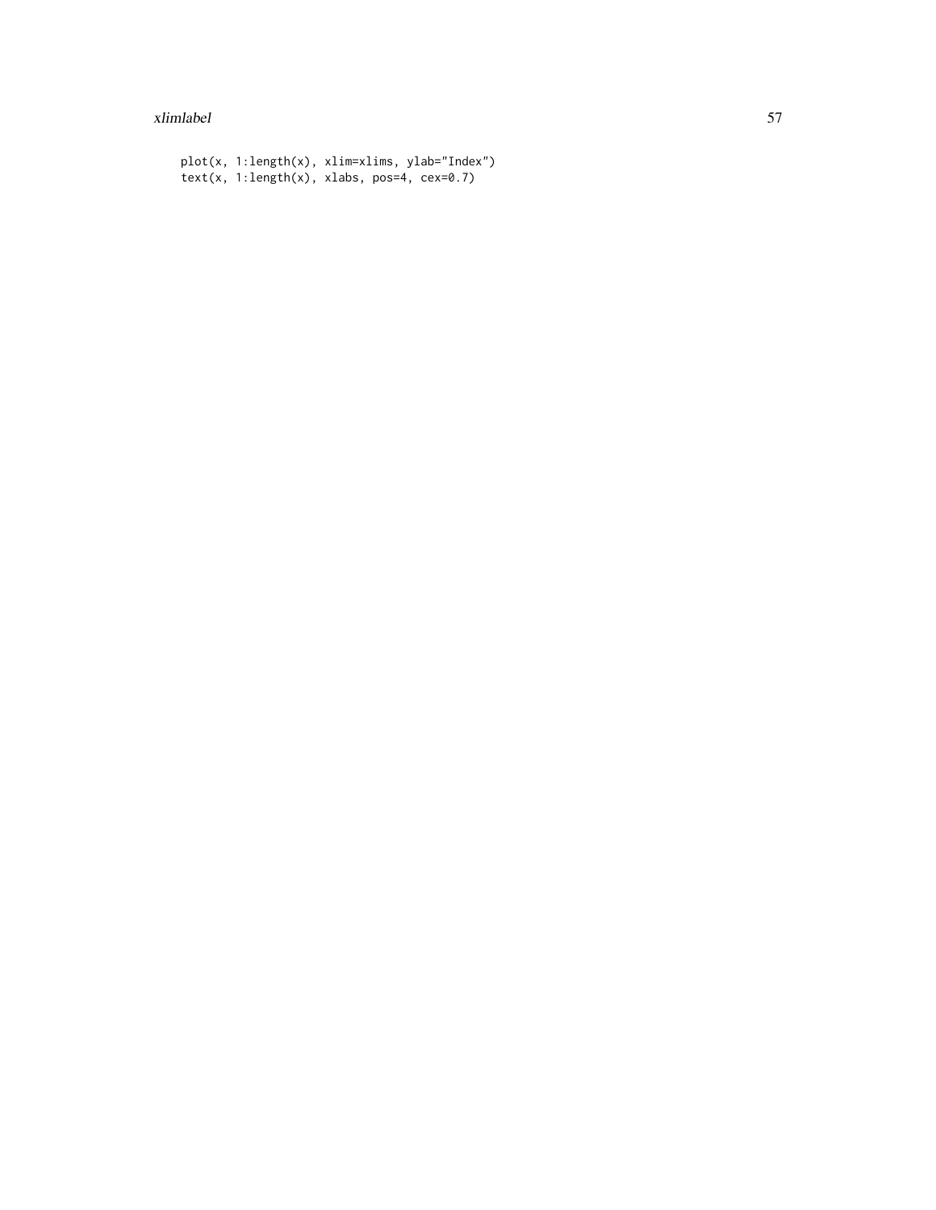```
plot(x, 1:length(x), xlim=xlims, ylab="Index")
text(x, 1:length(x), xlabs, pos=4, cex=0.7)
```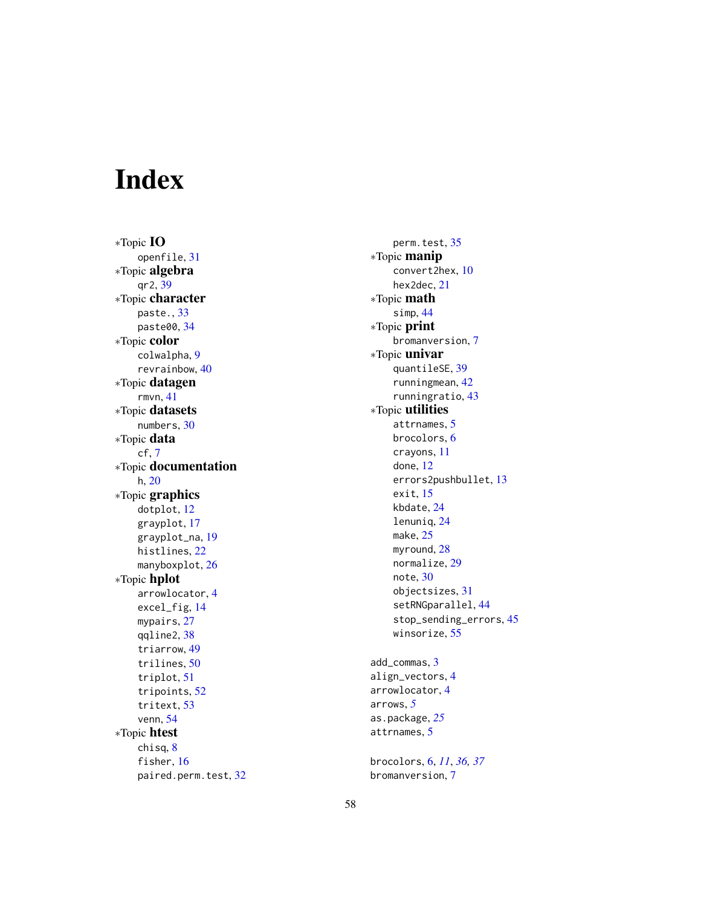# Index

∗Topic **IO**
- openfile, 31

∗Topic **algebra**
- qr2, 39

∗Topic **character**
- paste., 33
- paste00, 34

∗Topic **color**
- colwalpha, 9
- revrainbow, 40

∗Topic **datagen**
- rmvn, 41

∗Topic **datasets**
- numbers, 30

∗Topic **data**
- cf, 7

∗Topic **documentation**
- h, 20

∗Topic **graphics**
- dotplot, 12
- grayplot, 17
- grayplot_na, 19
- histlines, 22
- manyboxplot, 26

∗Topic **hplot**
- arrowlocator, 4
- excel_fig, 14
- mypairs, 27
- qqline2, 38
- triarrow, 49
- trilines, 50
- triplot, 51
- tripoints, 52
- tritext, 53
- venn, 54

∗Topic **htest**
- chisq, 8
- fisher, 16
- paired.perm.test, 32
- perm.test, 35

∗Topic **manip**
- convert2hex, 10
- hex2dec, 21

∗Topic **math**
- simp, 44

∗Topic **print**
- bromanversion, 7

∗Topic **univar**
- quantileSE, 39
- runningmean, 42
- runningratio, 43

∗Topic **utilities**
- attrnames, 5
- brocolors, 6
- crayons, 11
- done, 12
- errors2pushbullet, 13
- exit, 15
- kbdate, 24
- lenuniq, 24
- make, 25
- myround, 28
- normalize, 29
- note, 30
- objectsizes, 31
- setRNGparallel, 44
- stop_sending_errors, 45
- winsorize, 55

add_commas, 3
align_vectors, 4
arrowlocator, 4
arrows, *5*
as.package, *25*
attrnames, 5

brocolors, 6, *11*, *36*, *37*
bromanversion, 7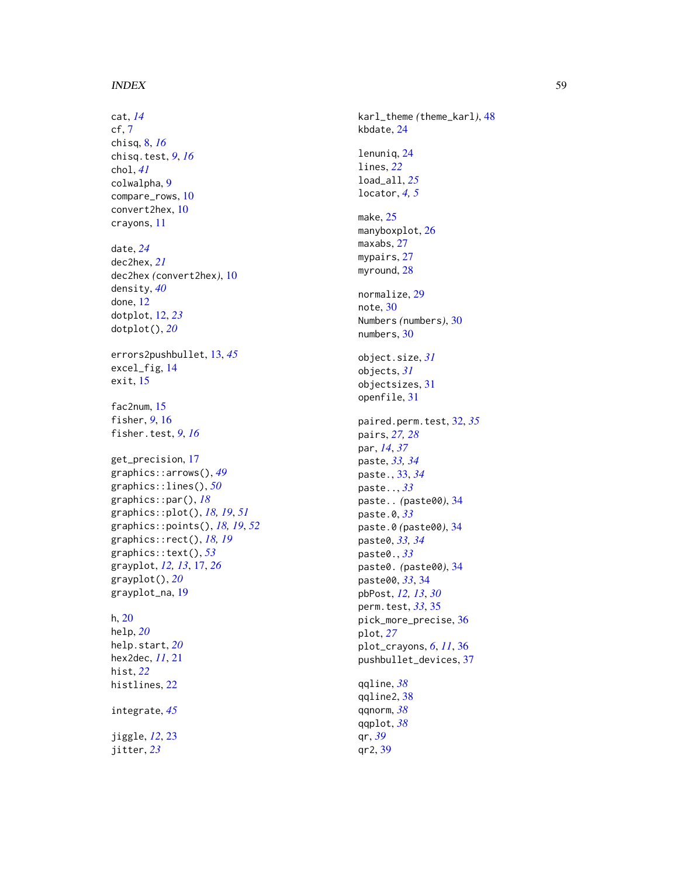cat, *14*
cf, 7
chisq, 8, *16*
chisq.test, *9*, *16*
chol, *41*
colwalpha, 9
compare_rows, 10
convert2hex, 10
crayons, 11

date, *24*
dec2hex, *21*
dec2hex *(*convert2hex*)*, 10
density, *40*
done, 12
dotplot, 12, *23*
dotplot(), *20*

errors2pushbullet, 13, *45*
excel_fig, 14
exit, 15

fac2num, 15
fisher, *9*, 16
fisher.test, *9*, *16*

get_precision, 17
graphics::arrows(), *49*
graphics::lines(), *50*
graphics::par(), *18*
graphics::plot(), *18*, *19*, *51*
graphics::points(), *18*, *19*, *52*
graphics::rect(), *18*, *19*
graphics::text(), *53*
grayplot, *12*, *13*, 17, *26*
grayplot(), *20*
grayplot_na, 19

h, 20
help, *20*
help.start, *20*
hex2dec, *11*, 21
hist, *22*
histlines, 22

integrate, *45*

jiggle, *12*, 23
jitter, *23*

karl_theme *(*theme_karl*)*, 48
kbdate, 24

lenuniq, 24
lines, *22*
load_all, *25*
locator, *4*, *5*

make, 25
manyboxplot, 26
maxabs, 27
mypairs, 27
myround, 28

normalize, 29
note, 30
Numbers *(*numbers*)*, 30
numbers, 30

object.size, *31*
objects, *31*
objectsizes, 31
openfile, 31

paired.perm.test, 32, *35*
pairs, *27*, *28*
par, *14*, *37*
paste, *33*, *34*
paste., 33, *34*
paste.., *33*
paste.. *(*paste00*)*, 34
paste.0, *33*
paste.0 *(*paste00*)*, 34
paste0, *33*, *34*
paste0., *33*
paste0. *(*paste00*)*, 34
paste00, *33*, 34
pbPost, *12*, *13*, *30*
perm.test, *33*, 35
pick_more_precise, 36
plot, *27*
plot_crayons, *6*, *11*, 36
pushbullet_devices, 37

qqline, *38*
qqline2, 38
qqnorm, *38*
qqplot, *38*
qr, *39*
qr2, 39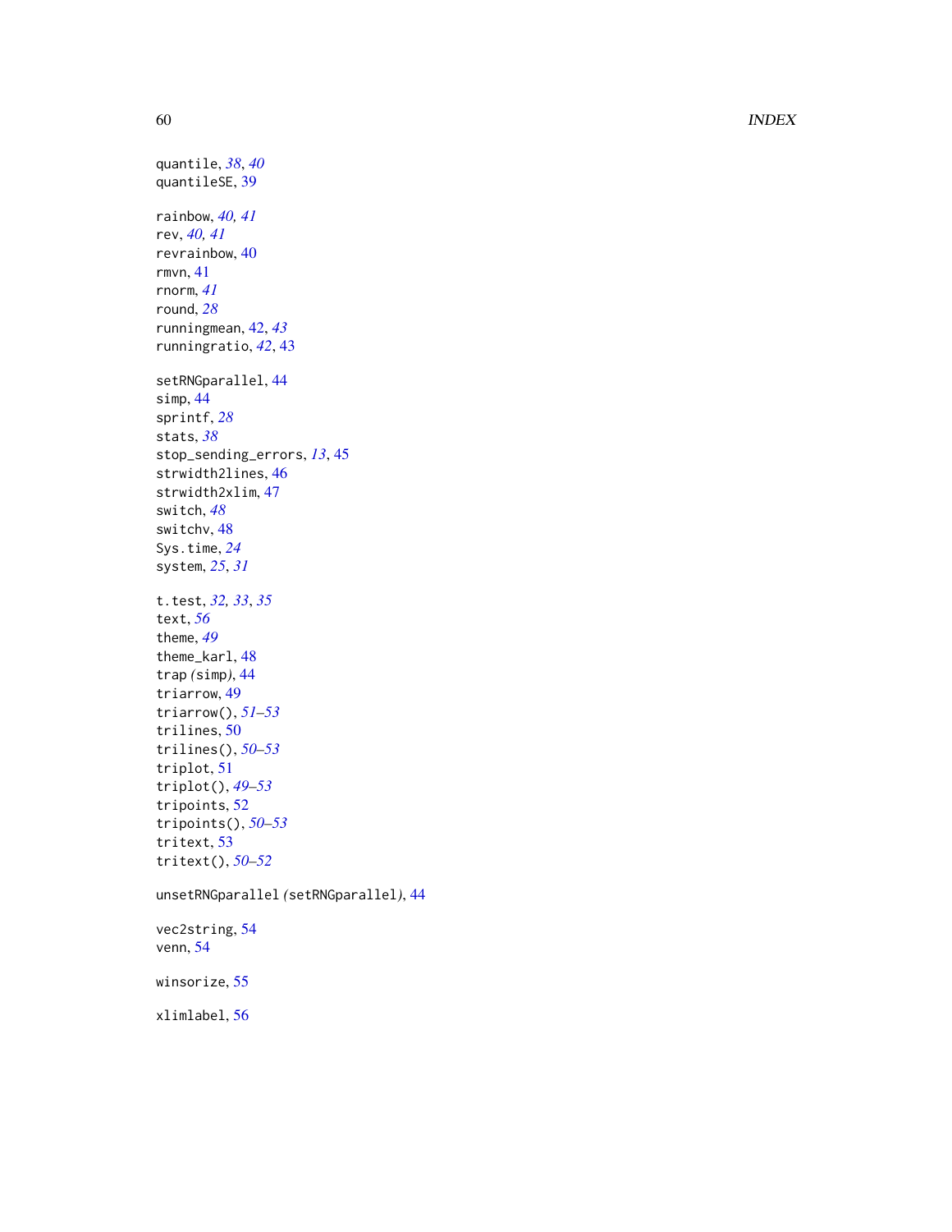quantile, *38*, *40*
quantileSE, 39

rainbow, *40, 41*
rev, *40, 41*
revrainbow, 40
rmvn, 41
rnorm, *41*
round, *28*
runningmean, 42, *43*
runningratio, *42*, 43

setRNGparallel, 44
simp, 44
sprintf, *28*
stats, *38*
stop_sending_errors, *13*, 45
strwidth2lines, 46
strwidth2xlim, 47
switch, *48*
switchv, 48
Sys.time, *24*
system, *25*, *31*

t.test, *32, 33*, *35*
text, *56*
theme, *49*
theme_karl, 48
trap *(*simp*)*, 44
triarrow, 49
triarrow(), *51–53*
trilines, 50
trilines(), *50–53*
triplot, 51
triplot(), *49–53*
tripoints, 52
tripoints(), *50–53*
tritext, 53
tritext(), *50–52*

unsetRNGparallel *(*setRNGparallel*)*, 44

vec2string, 54
venn, 54

winsorize, 55

xlimlabel, 56